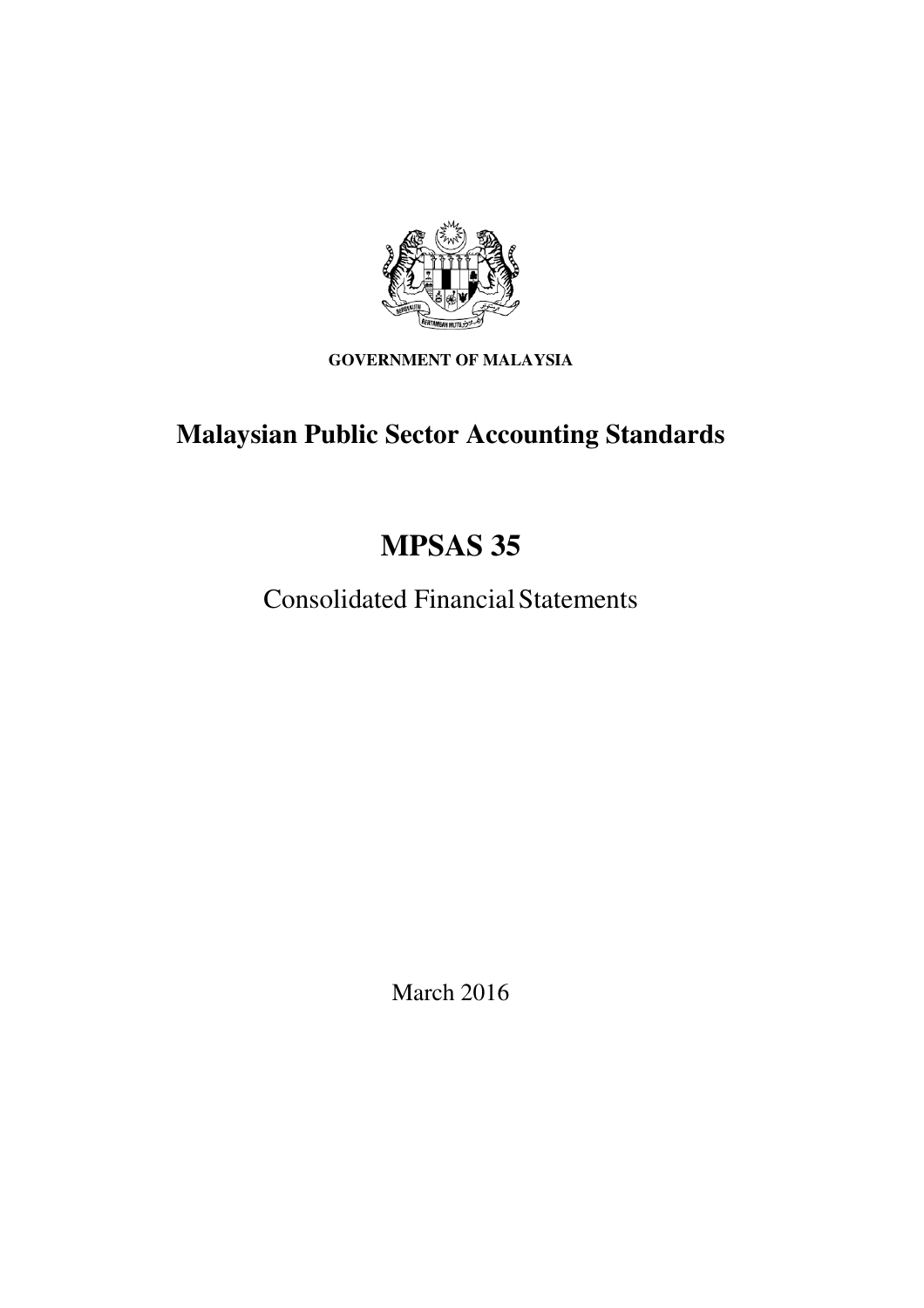**GOVERNMENT OF MALAYSIA**

# Malaysian Public Sector Accounting Standards

# MPSAS 35

## Consolidated Financial Statements

March 2016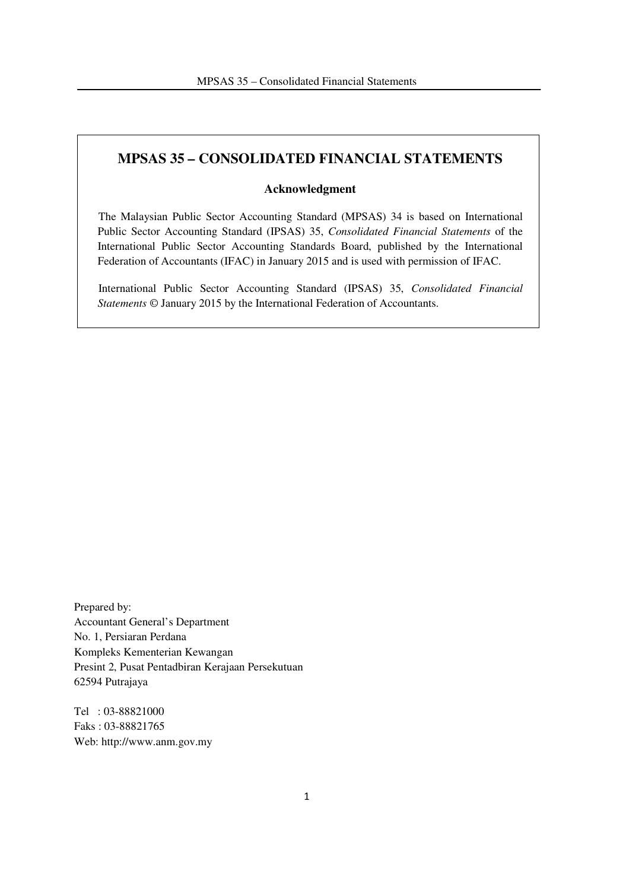# MPSAS 35 – CONSOLIDATED FINANCIAL STATEMENTS

**Acknowledgment**

The Malaysian Public Sector Accounting Standard (MPSAS) 34 is based on International Public Sector Accounting Standard (IPSAS) 35, *Consolidated Financial Statements* of the International Public Sector Accounting Standards Board, published by the International Federation of Accountants (IFAC) in January 2015 and is used with permission of IFAC.

International Public Sector Accounting Standard (IPSAS) 35, *Consolidated Financial Statements* © January 2015 by the International Federation of Accountants.

Prepared by:
Accountant General's Department
No. 1, Persiaran Perdana
Kompleks Kementerian Kewangan
Presint 2, Pusat Pentadbiran Kerajaan Persekutuan
62594 Putrajaya

Tel : 03-88821000
Faks : 03-88821765
Web: http://www.anm.gov.my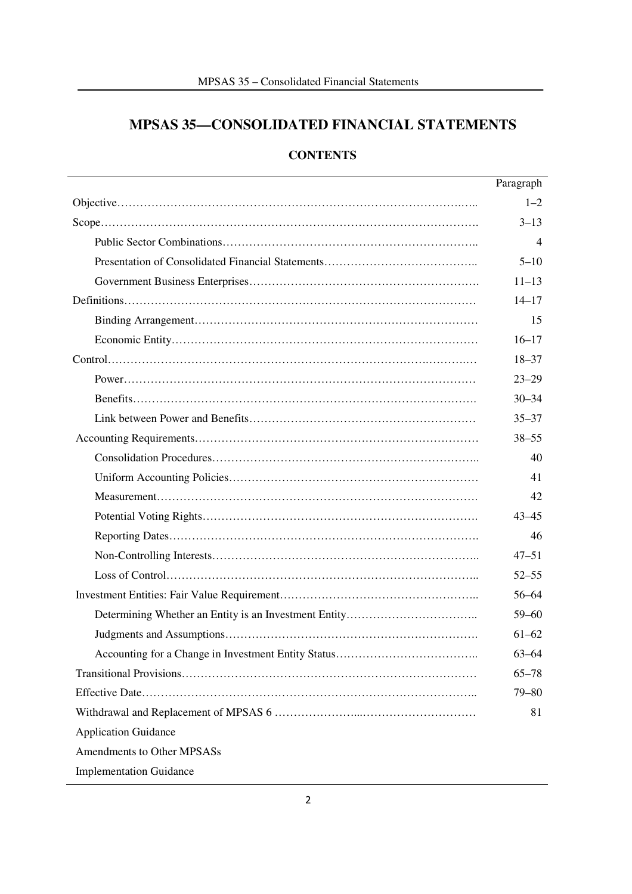# MPSAS 35—CONSOLIDATED FINANCIAL STATEMENTS

## CONTENTS

| | Paragraph |
|---|---|
| Objective | 1–2 |
| Scope | 3–13 |
| Public Sector Combinations | 4 |
| Presentation of Consolidated Financial Statements | 5–10 |
| Government Business Enterprises | 11–13 |
| Definitions | 14–17 |
| Binding Arrangement | 15 |
| Economic Entity | 16–17 |
| Control | 18–37 |
| Power | 23–29 |
| Benefits | 30–34 |
| Link between Power and Benefits | 35–37 |
| Accounting Requirements | 38–55 |
| Consolidation Procedures | 40 |
| Uniform Accounting Policies | 41 |
| Measurement | 42 |
| Potential Voting Rights | 43–45 |
| Reporting Dates | 46 |
| Non-Controlling Interests | 47–51 |
| Loss of Control | 52–55 |
| Investment Entities: Fair Value Requirement | 56–64 |
| Determining Whether an Entity is an Investment Entity | 59–60 |
| Judgments and Assumptions | 61–62 |
| Accounting for a Change in Investment Entity Status | 63–64 |
| Transitional Provisions | 65–78 |
| Effective Date | 79–80 |
| Withdrawal and Replacement of MPSAS 6 | 81 |
| Application Guidance | |
| Amendments to Other MPSASs | |
| Implementation Guidance | |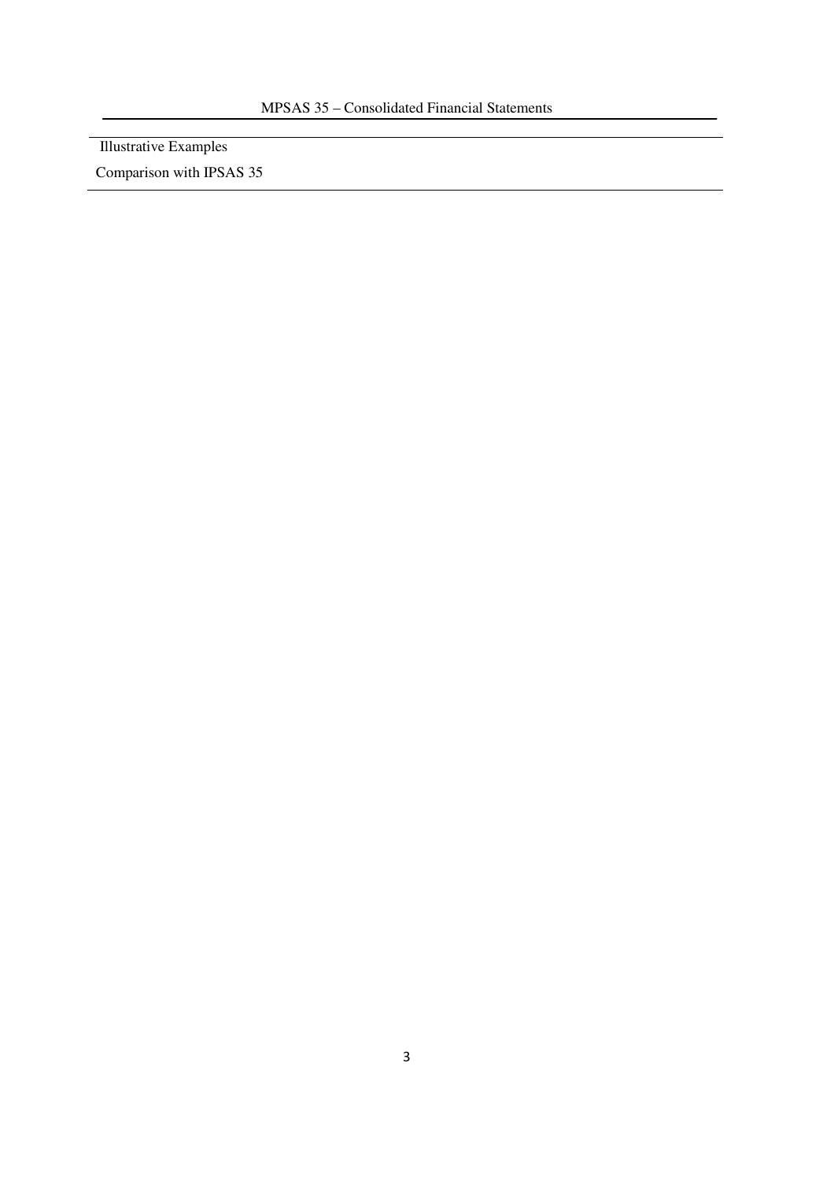Illustrative Examples

Comparison with IPSAS 35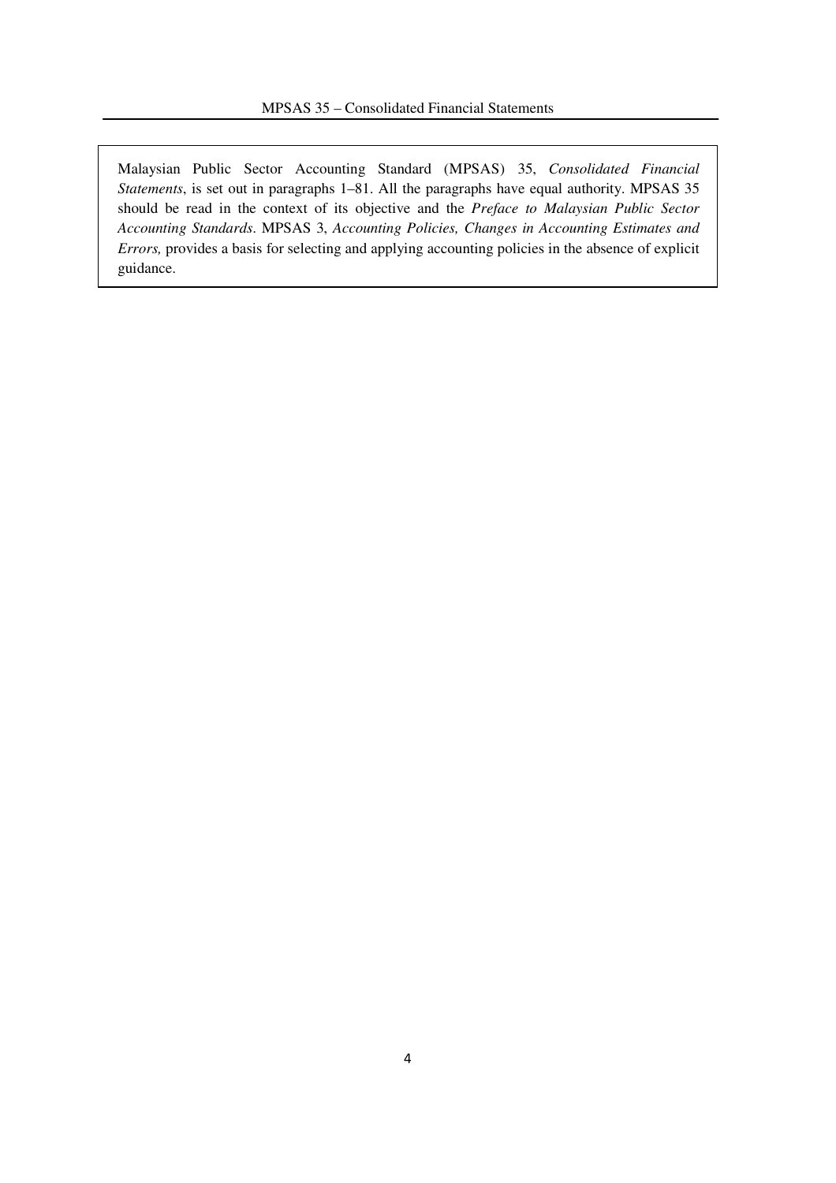Malaysian Public Sector Accounting Standard (MPSAS) 35, *Consolidated Financial Statements*, is set out in paragraphs 1–81. All the paragraphs have equal authority. MPSAS 35 should be read in the context of its objective and the *Preface to Malaysian Public Sector Accounting Standards*. MPSAS 3, *Accounting Policies, Changes in Accounting Estimates and Errors,* provides a basis for selecting and applying accounting policies in the absence of explicit guidance.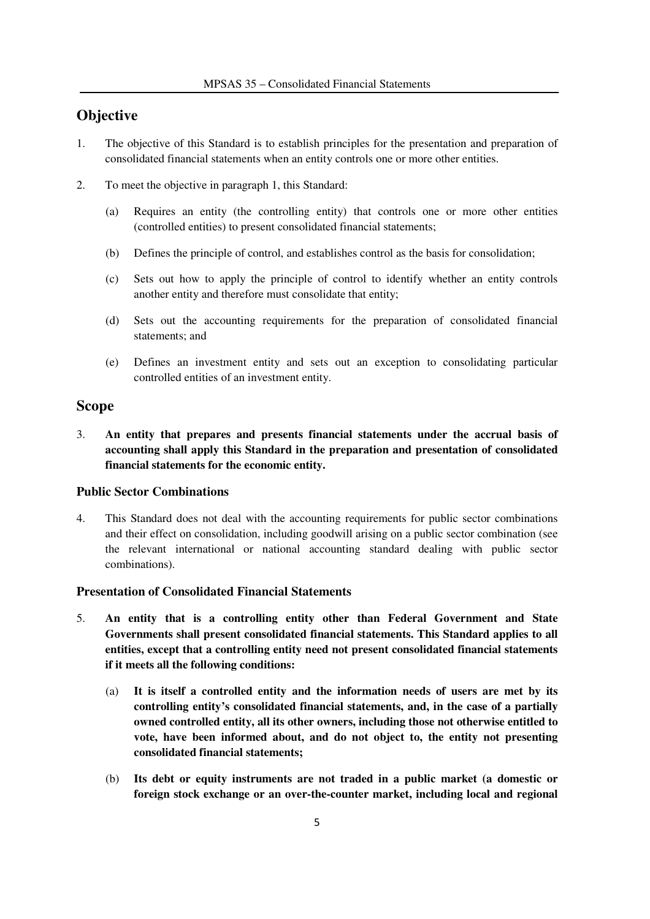## Objective

1. The objective of this Standard is to establish principles for the presentation and preparation of consolidated financial statements when an entity controls one or more other entities.

2. To meet the objective in paragraph 1, this Standard:

   (a) Requires an entity (the controlling entity) that controls one or more other entities (controlled entities) to present consolidated financial statements;

   (b) Defines the principle of control, and establishes control as the basis for consolidation;

   (c) Sets out how to apply the principle of control to identify whether an entity controls another entity and therefore must consolidate that entity;

   (d) Sets out the accounting requirements for the preparation of consolidated financial statements; and

   (e) Defines an investment entity and sets out an exception to consolidating particular controlled entities of an investment entity.

## Scope

3. **An entity that prepares and presents financial statements under the accrual basis of accounting shall apply this Standard in the preparation and presentation of consolidated financial statements for the economic entity.**

### Public Sector Combinations

4. This Standard does not deal with the accounting requirements for public sector combinations and their effect on consolidation, including goodwill arising on a public sector combination (see the relevant international or national accounting standard dealing with public sector combinations).

### Presentation of Consolidated Financial Statements

5. **An entity that is a controlling entity other than Federal Government and State Governments shall present consolidated financial statements. This Standard applies to all entities, except that a controlling entity need not present consolidated financial statements if it meets all the following conditions:**

   (a) **It is itself a controlled entity and the information needs of users are met by its controlling entity's consolidated financial statements, and, in the case of a partially owned controlled entity, all its other owners, including those not otherwise entitled to vote, have been informed about, and do not object to, the entity not presenting consolidated financial statements;**

   (b) **Its debt or equity instruments are not traded in a public market (a domestic or foreign stock exchange or an over-the-counter market, including local and regional**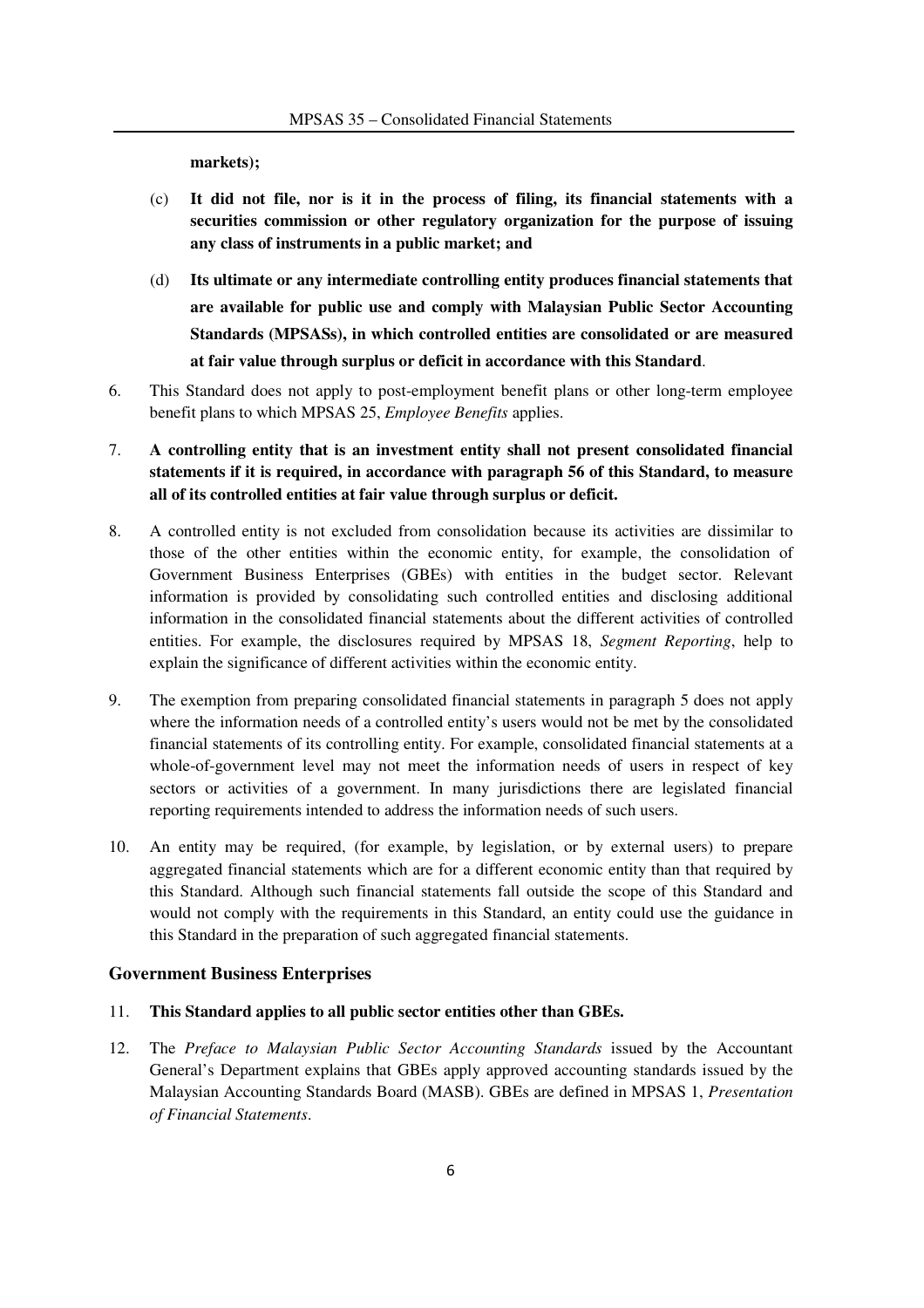**markets);**

(c) **It did not file, nor is it in the process of filing, its financial statements with a securities commission or other regulatory organization for the purpose of issuing any class of instruments in a public market; and**

(d) **Its ultimate or any intermediate controlling entity produces financial statements that are available for public use and comply with Malaysian Public Sector Accounting Standards (MPSASs), in which controlled entities are consolidated or are measured at fair value through surplus or deficit in accordance with this Standard**.

6. This Standard does not apply to post-employment benefit plans or other long-term employee benefit plans to which MPSAS 25, *Employee Benefits* applies.

7. **A controlling entity that is an investment entity shall not present consolidated financial statements if it is required, in accordance with paragraph 56 of this Standard, to measure all of its controlled entities at fair value through surplus or deficit.**

8. A controlled entity is not excluded from consolidation because its activities are dissimilar to those of the other entities within the economic entity, for example, the consolidation of Government Business Enterprises (GBEs) with entities in the budget sector. Relevant information is provided by consolidating such controlled entities and disclosing additional information in the consolidated financial statements about the different activities of controlled entities. For example, the disclosures required by MPSAS 18, *Segment Reporting*, help to explain the significance of different activities within the economic entity.

9. The exemption from preparing consolidated financial statements in paragraph 5 does not apply where the information needs of a controlled entity's users would not be met by the consolidated financial statements of its controlling entity. For example, consolidated financial statements at a whole-of-government level may not meet the information needs of users in respect of key sectors or activities of a government. In many jurisdictions there are legislated financial reporting requirements intended to address the information needs of such users.

10. An entity may be required, (for example, by legislation, or by external users) to prepare aggregated financial statements which are for a different economic entity than that required by this Standard. Although such financial statements fall outside the scope of this Standard and would not comply with the requirements in this Standard, an entity could use the guidance in this Standard in the preparation of such aggregated financial statements.

### Government Business Enterprises

11. **This Standard applies to all public sector entities other than GBEs.**

12. The *Preface to Malaysian Public Sector Accounting Standards* issued by the Accountant General's Department explains that GBEs apply approved accounting standards issued by the Malaysian Accounting Standards Board (MASB). GBEs are defined in MPSAS 1, *Presentation of Financial Statements*.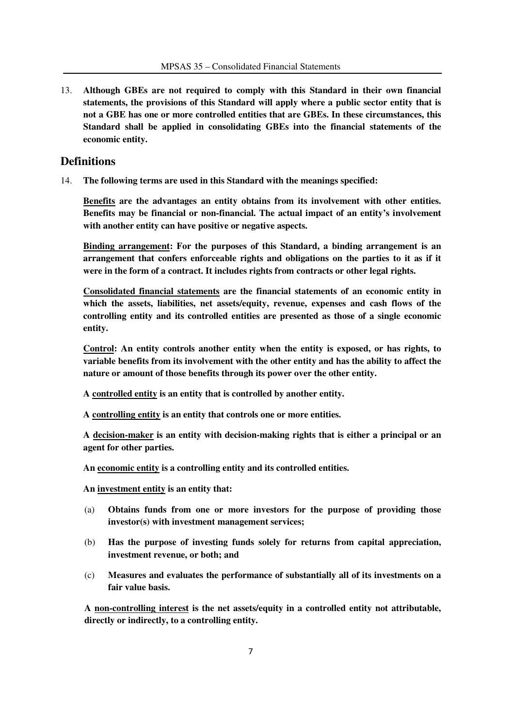13. **Although GBEs are not required to comply with this Standard in their own financial statements, the provisions of this Standard will apply where a public sector entity that is not a GBE has one or more controlled entities that are GBEs. In these circumstances, this Standard shall be applied in consolidating GBEs into the financial statements of the economic entity.**

## Definitions

14. **The following terms are used in this Standard with the meanings specified:**

    **<u>Benefits</u> are the advantages an entity obtains from its involvement with other entities. Benefits may be financial or non-financial. The actual impact of an entity's involvement with another entity can have positive or negative aspects.**

    **<u>Binding arrangement</u>: For the purposes of this Standard, a binding arrangement is an arrangement that confers enforceable rights and obligations on the parties to it as if it were in the form of a contract. It includes rights from contracts or other legal rights.**

    **<u>Consolidated financial statements</u> are the financial statements of an economic entity in which the assets, liabilities, net assets/equity, revenue, expenses and cash flows of the controlling entity and its controlled entities are presented as those of a single economic entity.**

    **<u>Control</u>: An entity controls another entity when the entity is exposed, or has rights, to variable benefits from its involvement with the other entity and has the ability to affect the nature or amount of those benefits through its power over the other entity.**

    **A <u>controlled entity</u> is an entity that is controlled by another entity.**

    **A <u>controlling entity</u> is an entity that controls one or more entities.**

    **A <u>decision-maker</u> is an entity with decision-making rights that is either a principal or an agent for other parties.**

    **An <u>economic entity</u> is a controlling entity and its controlled entities.**

    **An <u>investment entity</u> is an entity that:**

    (a) **Obtains funds from one or more investors for the purpose of providing those investor(s) with investment management services;**

    (b) **Has the purpose of investing funds solely for returns from capital appreciation, investment revenue, or both; and**

    (c) **Measures and evaluates the performance of substantially all of its investments on a fair value basis.**

    **A <u>non-controlling interest</u> is the net assets/equity in a controlled entity not attributable, directly or indirectly, to a controlling entity.**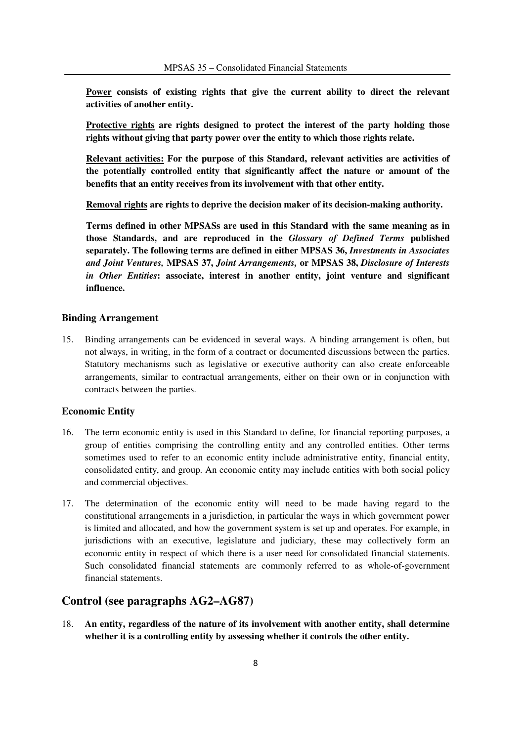**<u>Power</u> consists of existing rights that give the current ability to direct the relevant activities of another entity.**

**<u>Protective rights</u> are rights designed to protect the interest of the party holding those rights without giving that party power over the entity to which those rights relate.**

**<u>Relevant activities:</u> For the purpose of this Standard, relevant activities are activities of the potentially controlled entity that significantly affect the nature or amount of the benefits that an entity receives from its involvement with that other entity.**

**<u>Removal rights</u> are rights to deprive the decision maker of its decision-making authority.**

**Terms defined in other MPSASs are used in this Standard with the same meaning as in those Standards, and are reproduced in the *Glossary of Defined Terms* published separately. The following terms are defined in either MPSAS 36, *Investments in Associates and Joint Ventures,* MPSAS 37, *Joint Arrangements,* or MPSAS 38, *Disclosure of Interests in Other Entities*: associate, interest in another entity, joint venture and significant influence.**

### Binding Arrangement

15. Binding arrangements can be evidenced in several ways. A binding arrangement is often, but not always, in writing, in the form of a contract or documented discussions between the parties. Statutory mechanisms such as legislative or executive authority can also create enforceable arrangements, similar to contractual arrangements, either on their own or in conjunction with contracts between the parties.

### Economic Entity

16. The term economic entity is used in this Standard to define, for financial reporting purposes, a group of entities comprising the controlling entity and any controlled entities. Other terms sometimes used to refer to an economic entity include administrative entity, financial entity, consolidated entity, and group. An economic entity may include entities with both social policy and commercial objectives.

17. The determination of the economic entity will need to be made having regard to the constitutional arrangements in a jurisdiction, in particular the ways in which government power is limited and allocated, and how the government system is set up and operates. For example, in jurisdictions with an executive, legislature and judiciary, these may collectively form an economic entity in respect of which there is a user need for consolidated financial statements. Such consolidated financial statements are commonly referred to as whole-of-government financial statements.

## Control (see paragraphs AG2–AG87)

18. **An entity, regardless of the nature of its involvement with another entity, shall determine whether it is a controlling entity by assessing whether it controls the other entity.**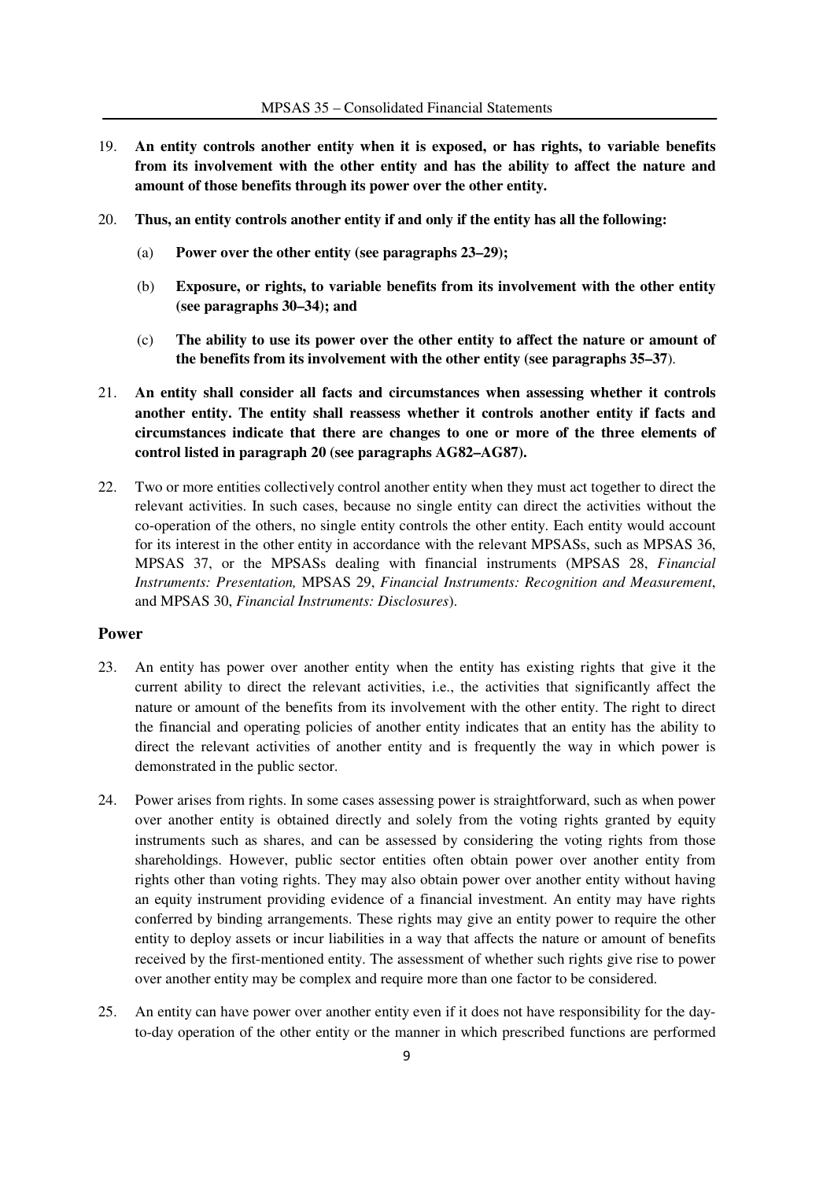19. **An entity controls another entity when it is exposed, or has rights, to variable benefits from its involvement with the other entity and has the ability to affect the nature and amount of those benefits through its power over the other entity.**

20. **Thus, an entity controls another entity if and only if the entity has all the following:**

    (a) **Power over the other entity (see paragraphs 23–29);**

    (b) **Exposure, or rights, to variable benefits from its involvement with the other entity (see paragraphs 30–34); and**

    (c) **The ability to use its power over the other entity to affect the nature or amount of the benefits from its involvement with the other entity (see paragraphs 35–37**).

21. **An entity shall consider all facts and circumstances when assessing whether it controls another entity. The entity shall reassess whether it controls another entity if facts and circumstances indicate that there are changes to one or more of the three elements of control listed in paragraph 20 (see paragraphs AG82–AG87).**

22. Two or more entities collectively control another entity when they must act together to direct the relevant activities. In such cases, because no single entity can direct the activities without the co-operation of the others, no single entity controls the other entity. Each entity would account for its interest in the other entity in accordance with the relevant MPSASs, such as MPSAS 36, MPSAS 37, or the MPSASs dealing with financial instruments (MPSAS 28, *Financial Instruments: Presentation,* MPSAS 29, *Financial Instruments: Recognition and Measurement*, and MPSAS 30, *Financial Instruments: Disclosures*).

### Power

23. An entity has power over another entity when the entity has existing rights that give it the current ability to direct the relevant activities, i.e., the activities that significantly affect the nature or amount of the benefits from its involvement with the other entity. The right to direct the financial and operating policies of another entity indicates that an entity has the ability to direct the relevant activities of another entity and is frequently the way in which power is demonstrated in the public sector.

24. Power arises from rights. In some cases assessing power is straightforward, such as when power over another entity is obtained directly and solely from the voting rights granted by equity instruments such as shares, and can be assessed by considering the voting rights from those shareholdings. However, public sector entities often obtain power over another entity from rights other than voting rights. They may also obtain power over another entity without having an equity instrument providing evidence of a financial investment. An entity may have rights conferred by binding arrangements. These rights may give an entity power to require the other entity to deploy assets or incur liabilities in a way that affects the nature or amount of benefits received by the first-mentioned entity. The assessment of whether such rights give rise to power over another entity may be complex and require more than one factor to be considered.

25. An entity can have power over another entity even if it does not have responsibility for the day-to-day operation of the other entity or the manner in which prescribed functions are performed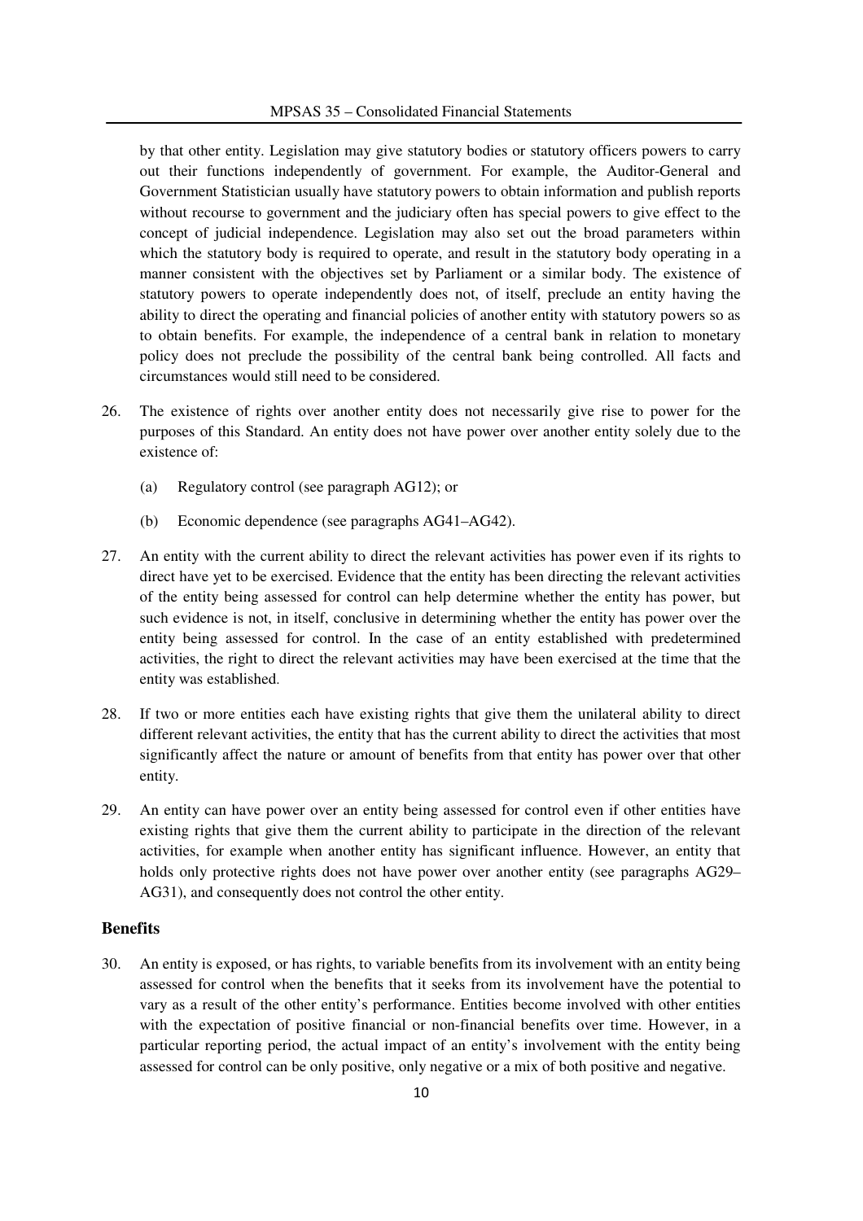by that other entity. Legislation may give statutory bodies or statutory officers powers to carry out their functions independently of government. For example, the Auditor-General and Government Statistician usually have statutory powers to obtain information and publish reports without recourse to government and the judiciary often has special powers to give effect to the concept of judicial independence. Legislation may also set out the broad parameters within which the statutory body is required to operate, and result in the statutory body operating in a manner consistent with the objectives set by Parliament or a similar body. The existence of statutory powers to operate independently does not, of itself, preclude an entity having the ability to direct the operating and financial policies of another entity with statutory powers so as to obtain benefits. For example, the independence of a central bank in relation to monetary policy does not preclude the possibility of the central bank being controlled. All facts and circumstances would still need to be considered.

26. The existence of rights over another entity does not necessarily give rise to power for the purposes of this Standard. An entity does not have power over another entity solely due to the existence of:

    (a) Regulatory control (see paragraph AG12); or

    (b) Economic dependence (see paragraphs AG41–AG42).

27. An entity with the current ability to direct the relevant activities has power even if its rights to direct have yet to be exercised. Evidence that the entity has been directing the relevant activities of the entity being assessed for control can help determine whether the entity has power, but such evidence is not, in itself, conclusive in determining whether the entity has power over the entity being assessed for control. In the case of an entity established with predetermined activities, the right to direct the relevant activities may have been exercised at the time that the entity was established.

28. If two or more entities each have existing rights that give them the unilateral ability to direct different relevant activities, the entity that has the current ability to direct the activities that most significantly affect the nature or amount of benefits from that entity has power over that other entity.

29. An entity can have power over an entity being assessed for control even if other entities have existing rights that give them the current ability to participate in the direction of the relevant activities, for example when another entity has significant influence. However, an entity that holds only protective rights does not have power over another entity (see paragraphs AG29–AG31), and consequently does not control the other entity.

### Benefits

30. An entity is exposed, or has rights, to variable benefits from its involvement with an entity being assessed for control when the benefits that it seeks from its involvement have the potential to vary as a result of the other entity's performance. Entities become involved with other entities with the expectation of positive financial or non-financial benefits over time. However, in a particular reporting period, the actual impact of an entity's involvement with the entity being assessed for control can be only positive, only negative or a mix of both positive and negative.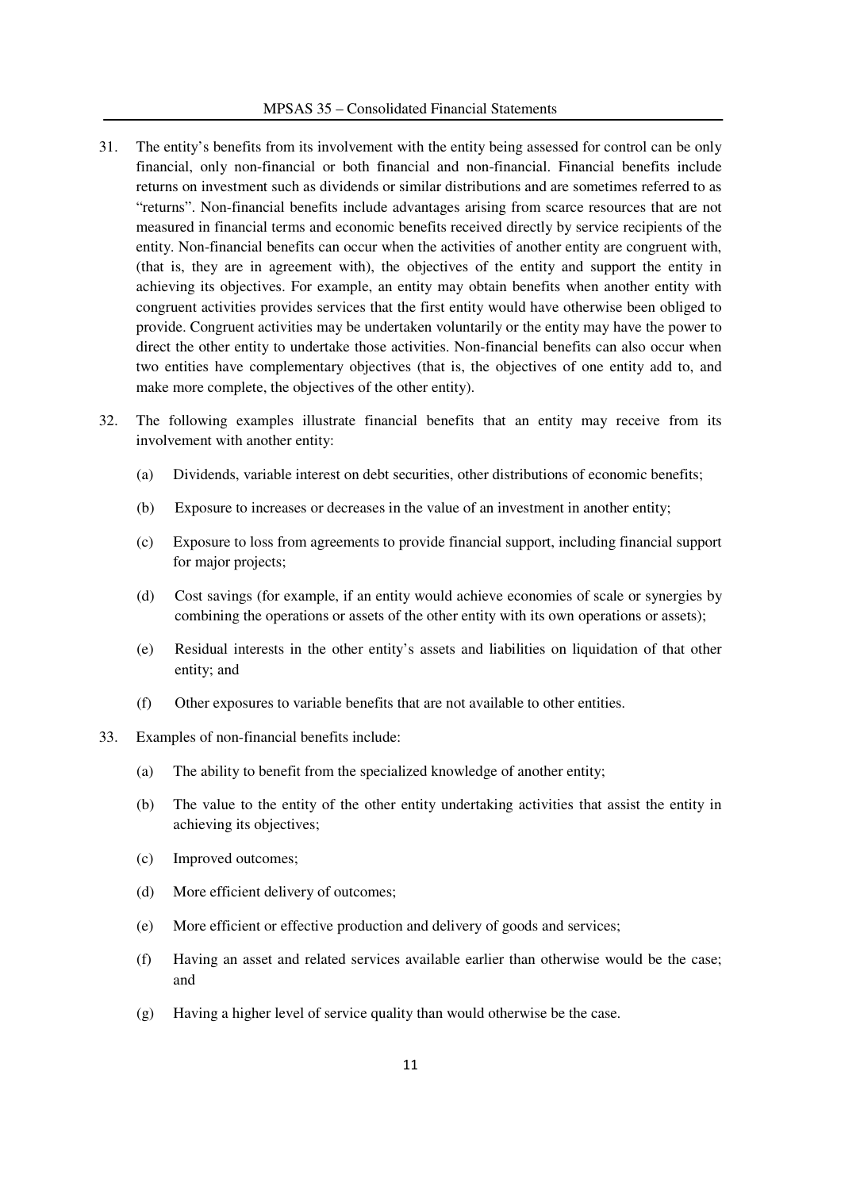31. The entity's benefits from its involvement with the entity being assessed for control can be only financial, only non-financial or both financial and non-financial. Financial benefits include returns on investment such as dividends or similar distributions and are sometimes referred to as "returns". Non-financial benefits include advantages arising from scarce resources that are not measured in financial terms and economic benefits received directly by service recipients of the entity. Non-financial benefits can occur when the activities of another entity are congruent with, (that is, they are in agreement with), the objectives of the entity and support the entity in achieving its objectives. For example, an entity may obtain benefits when another entity with congruent activities provides services that the first entity would have otherwise been obliged to provide. Congruent activities may be undertaken voluntarily or the entity may have the power to direct the other entity to undertake those activities. Non-financial benefits can also occur when two entities have complementary objectives (that is, the objectives of one entity add to, and make more complete, the objectives of the other entity).

32. The following examples illustrate financial benefits that an entity may receive from its involvement with another entity:

    (a) Dividends, variable interest on debt securities, other distributions of economic benefits;

    (b) Exposure to increases or decreases in the value of an investment in another entity;

    (c) Exposure to loss from agreements to provide financial support, including financial support for major projects;

    (d) Cost savings (for example, if an entity would achieve economies of scale or synergies by combining the operations or assets of the other entity with its own operations or assets);

    (e) Residual interests in the other entity's assets and liabilities on liquidation of that other entity; and

    (f) Other exposures to variable benefits that are not available to other entities.

33. Examples of non-financial benefits include:

    (a) The ability to benefit from the specialized knowledge of another entity;

    (b) The value to the entity of the other entity undertaking activities that assist the entity in achieving its objectives;

    (c) Improved outcomes;

    (d) More efficient delivery of outcomes;

    (e) More efficient or effective production and delivery of goods and services;

    (f) Having an asset and related services available earlier than otherwise would be the case; and

    (g) Having a higher level of service quality than would otherwise be the case.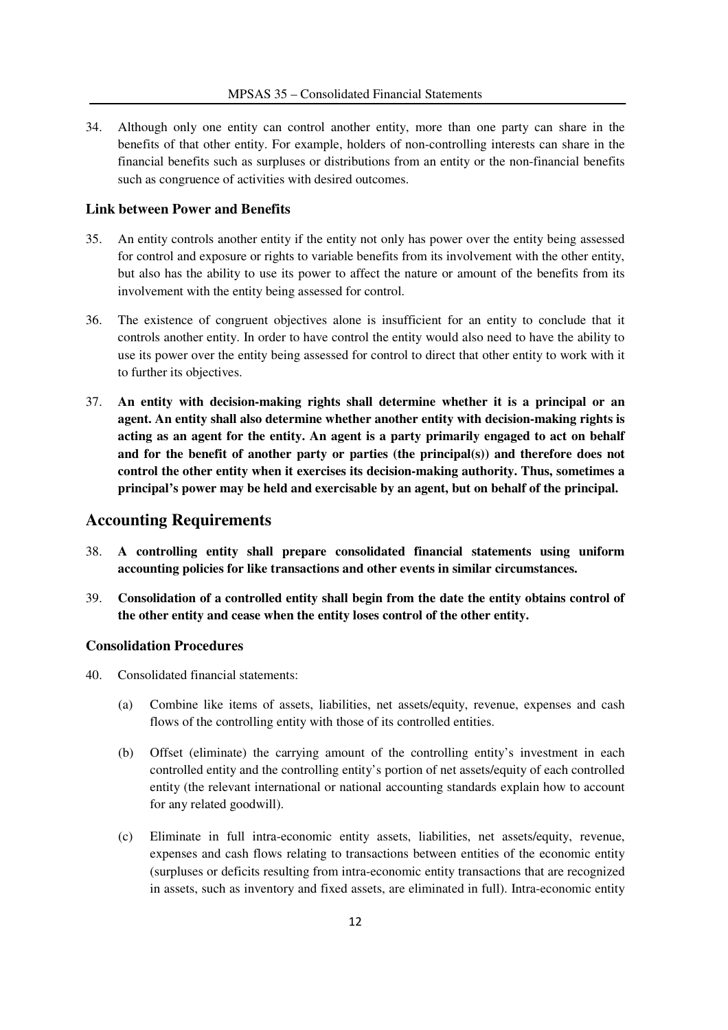34. Although only one entity can control another entity, more than one party can share in the benefits of that other entity. For example, holders of non-controlling interests can share in the financial benefits such as surpluses or distributions from an entity or the non-financial benefits such as congruence of activities with desired outcomes.

### Link between Power and Benefits

35. An entity controls another entity if the entity not only has power over the entity being assessed for control and exposure or rights to variable benefits from its involvement with the other entity, but also has the ability to use its power to affect the nature or amount of the benefits from its involvement with the entity being assessed for control.

36. The existence of congruent objectives alone is insufficient for an entity to conclude that it controls another entity. In order to have control the entity would also need to have the ability to use its power over the entity being assessed for control to direct that other entity to work with it to further its objectives.

37. **An entity with decision-making rights shall determine whether it is a principal or an agent. An entity shall also determine whether another entity with decision-making rights is acting as an agent for the entity. An agent is a party primarily engaged to act on behalf and for the benefit of another party or parties (the principal(s)) and therefore does not control the other entity when it exercises its decision-making authority. Thus, sometimes a principal's power may be held and exercisable by an agent, but on behalf of the principal.**

## Accounting Requirements

38. **A controlling entity shall prepare consolidated financial statements using uniform accounting policies for like transactions and other events in similar circumstances.**

39. **Consolidation of a controlled entity shall begin from the date the entity obtains control of the other entity and cease when the entity loses control of the other entity.**

### Consolidation Procedures

40. Consolidated financial statements:

    (a) Combine like items of assets, liabilities, net assets/equity, revenue, expenses and cash flows of the controlling entity with those of its controlled entities.

    (b) Offset (eliminate) the carrying amount of the controlling entity's investment in each controlled entity and the controlling entity's portion of net assets/equity of each controlled entity (the relevant international or national accounting standards explain how to account for any related goodwill).

    (c) Eliminate in full intra-economic entity assets, liabilities, net assets/equity, revenue, expenses and cash flows relating to transactions between entities of the economic entity (surpluses or deficits resulting from intra-economic entity transactions that are recognized in assets, such as inventory and fixed assets, are eliminated in full). Intra-economic entity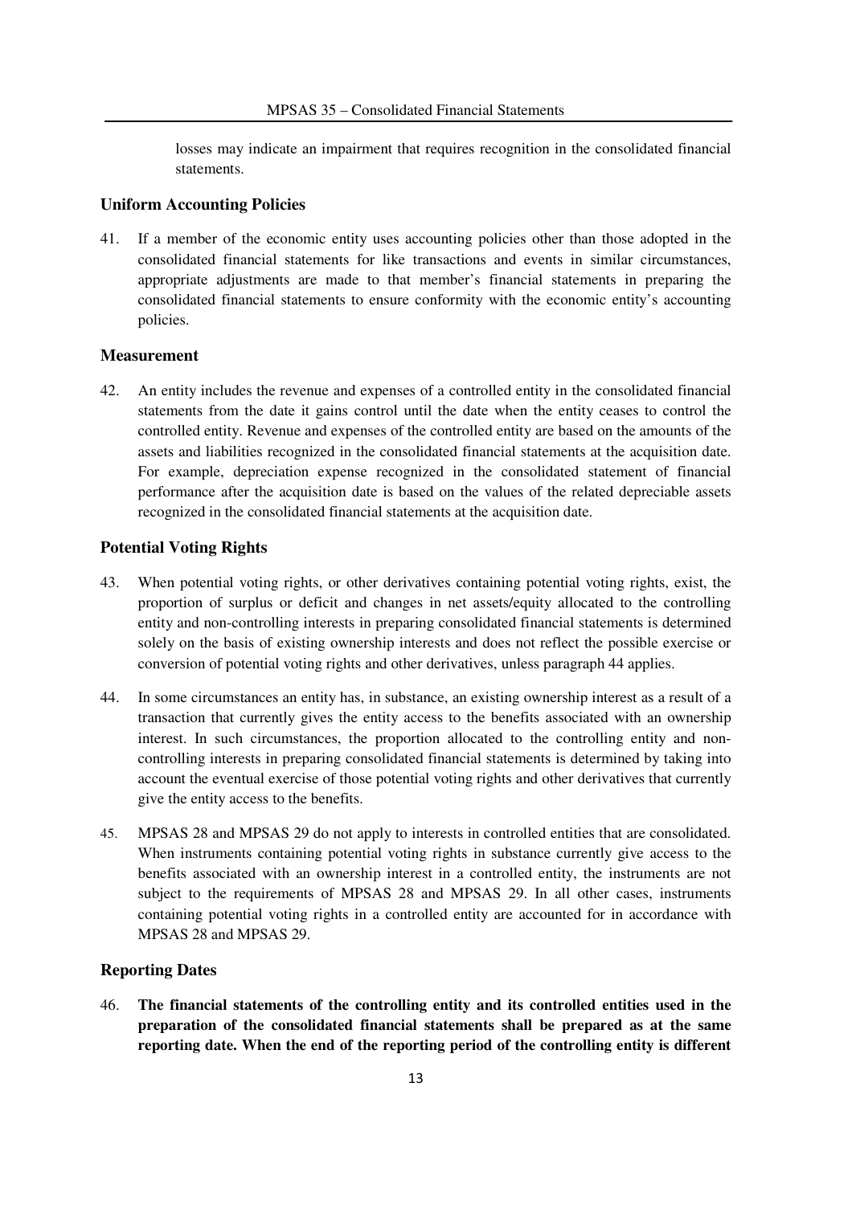losses may indicate an impairment that requires recognition in the consolidated financial statements.

### Uniform Accounting Policies

41. If a member of the economic entity uses accounting policies other than those adopted in the consolidated financial statements for like transactions and events in similar circumstances, appropriate adjustments are made to that member's financial statements in preparing the consolidated financial statements to ensure conformity with the economic entity's accounting policies.

### Measurement

42. An entity includes the revenue and expenses of a controlled entity in the consolidated financial statements from the date it gains control until the date when the entity ceases to control the controlled entity. Revenue and expenses of the controlled entity are based on the amounts of the assets and liabilities recognized in the consolidated financial statements at the acquisition date. For example, depreciation expense recognized in the consolidated statement of financial performance after the acquisition date is based on the values of the related depreciable assets recognized in the consolidated financial statements at the acquisition date.

### Potential Voting Rights

43. When potential voting rights, or other derivatives containing potential voting rights, exist, the proportion of surplus or deficit and changes in net assets/equity allocated to the controlling entity and non-controlling interests in preparing consolidated financial statements is determined solely on the basis of existing ownership interests and does not reflect the possible exercise or conversion of potential voting rights and other derivatives, unless paragraph 44 applies.

44. In some circumstances an entity has, in substance, an existing ownership interest as a result of a transaction that currently gives the entity access to the benefits associated with an ownership interest. In such circumstances, the proportion allocated to the controlling entity and non-controlling interests in preparing consolidated financial statements is determined by taking into account the eventual exercise of those potential voting rights and other derivatives that currently give the entity access to the benefits.

45. MPSAS 28 and MPSAS 29 do not apply to interests in controlled entities that are consolidated. When instruments containing potential voting rights in substance currently give access to the benefits associated with an ownership interest in a controlled entity, the instruments are not subject to the requirements of MPSAS 28 and MPSAS 29. In all other cases, instruments containing potential voting rights in a controlled entity are accounted for in accordance with MPSAS 28 and MPSAS 29.

### Reporting Dates

46. **The financial statements of the controlling entity and its controlled entities used in the preparation of the consolidated financial statements shall be prepared as at the same reporting date. When the end of the reporting period of the controlling entity is different**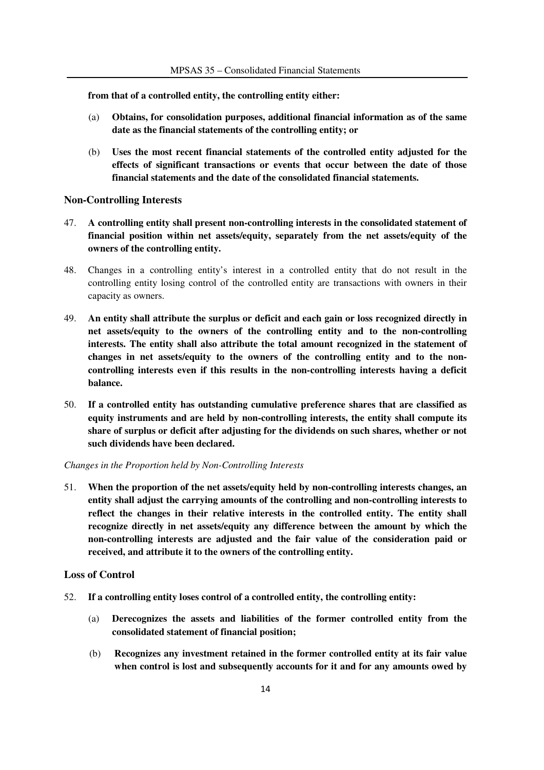**from that of a controlled entity, the controlling entity either:**

(a) **Obtains, for consolidation purposes, additional financial information as of the same date as the financial statements of the controlling entity; or**

(b) **Uses the most recent financial statements of the controlled entity adjusted for the effects of significant transactions or events that occur between the date of those financial statements and the date of the consolidated financial statements.**

### Non-Controlling Interests

47. **A controlling entity shall present non-controlling interests in the consolidated statement of financial position within net assets/equity, separately from the net assets/equity of the owners of the controlling entity.**

48. Changes in a controlling entity's interest in a controlled entity that do not result in the controlling entity losing control of the controlled entity are transactions with owners in their capacity as owners.

49. **An entity shall attribute the surplus or deficit and each gain or loss recognized directly in net assets/equity to the owners of the controlling entity and to the non-controlling interests. The entity shall also attribute the total amount recognized in the statement of changes in net assets/equity to the owners of the controlling entity and to the non-controlling interests even if this results in the non-controlling interests having a deficit balance.**

50. **If a controlled entity has outstanding cumulative preference shares that are classified as equity instruments and are held by non-controlling interests, the entity shall compute its share of surplus or deficit after adjusting for the dividends on such shares, whether or not such dividends have been declared.**

*Changes in the Proportion held by Non-Controlling Interests*

51. **When the proportion of the net assets/equity held by non-controlling interests changes, an entity shall adjust the carrying amounts of the controlling and non-controlling interests to reflect the changes in their relative interests in the controlled entity. The entity shall recognize directly in net assets/equity any difference between the amount by which the non-controlling interests are adjusted and the fair value of the consideration paid or received, and attribute it to the owners of the controlling entity.**

### Loss of Control

52. **If a controlling entity loses control of a controlled entity, the controlling entity:**

    (a) **Derecognizes the assets and liabilities of the former controlled entity from the consolidated statement of financial position;**

    (b) **Recognizes any investment retained in the former controlled entity at its fair value when control is lost and subsequently accounts for it and for any amounts owed by**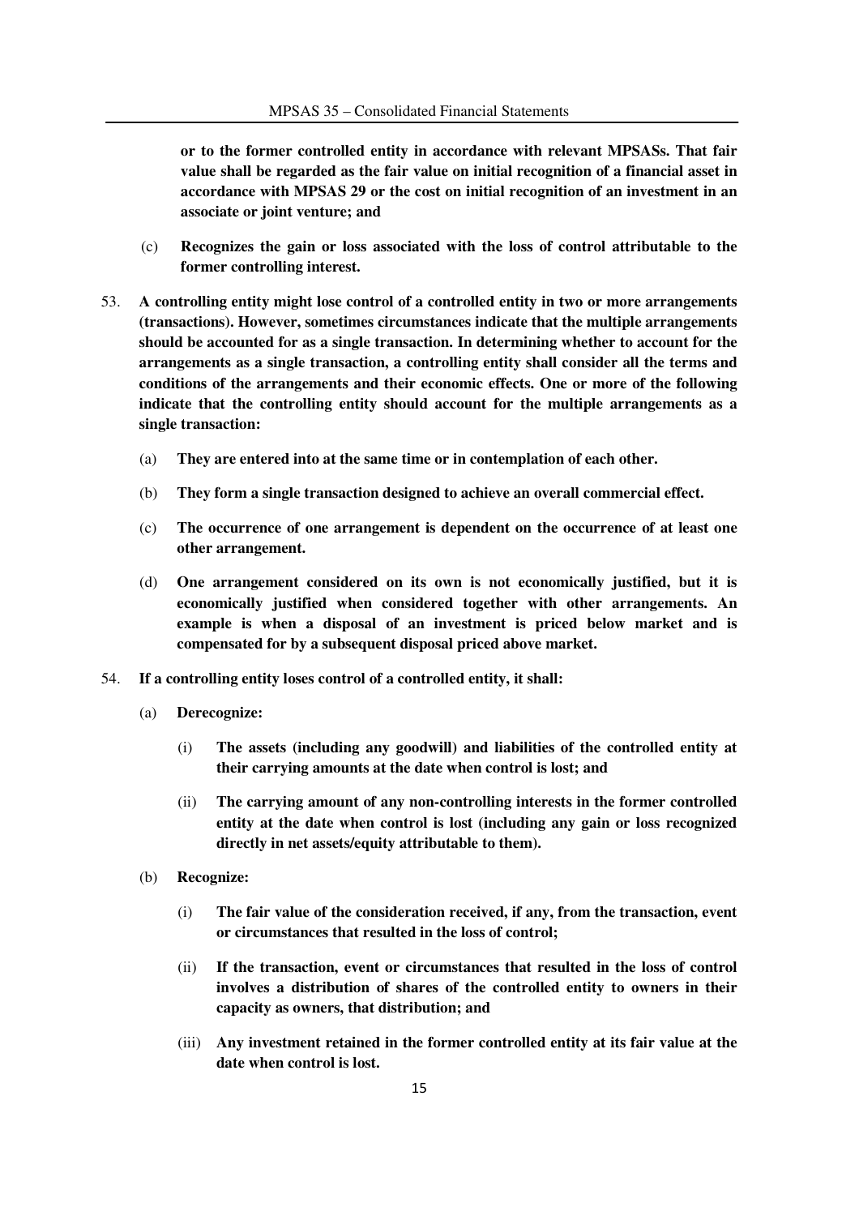**or to the former controlled entity in accordance with relevant MPSASs. That fair value shall be regarded as the fair value on initial recognition of a financial asset in accordance with MPSAS 29 or the cost on initial recognition of an investment in an associate or joint venture; and**

(c) **Recognizes the gain or loss associated with the loss of control attributable to the former controlling interest.**

53. **A controlling entity might lose control of a controlled entity in two or more arrangements (transactions). However, sometimes circumstances indicate that the multiple arrangements should be accounted for as a single transaction. In determining whether to account for the arrangements as a single transaction, a controlling entity shall consider all the terms and conditions of the arrangements and their economic effects. One or more of the following indicate that the controlling entity should account for the multiple arrangements as a single transaction:**

    (a) **They are entered into at the same time or in contemplation of each other.**

    (b) **They form a single transaction designed to achieve an overall commercial effect.**

    (c) **The occurrence of one arrangement is dependent on the occurrence of at least one other arrangement.**

    (d) **One arrangement considered on its own is not economically justified, but it is economically justified when considered together with other arrangements. An example is when a disposal of an investment is priced below market and is compensated for by a subsequent disposal priced above market.**

54. **If a controlling entity loses control of a controlled entity, it shall:**

    (a) **Derecognize:**

        (i) **The assets (including any goodwill) and liabilities of the controlled entity at their carrying amounts at the date when control is lost; and**

        (ii) **The carrying amount of any non-controlling interests in the former controlled entity at the date when control is lost (including any gain or loss recognized directly in net assets/equity attributable to them).**

    (b) **Recognize:**

        (i) **The fair value of the consideration received, if any, from the transaction, event or circumstances that resulted in the loss of control;**

        (ii) **If the transaction, event or circumstances that resulted in the loss of control involves a distribution of shares of the controlled entity to owners in their capacity as owners, that distribution; and**

        (iii) **Any investment retained in the former controlled entity at its fair value at the date when control is lost.**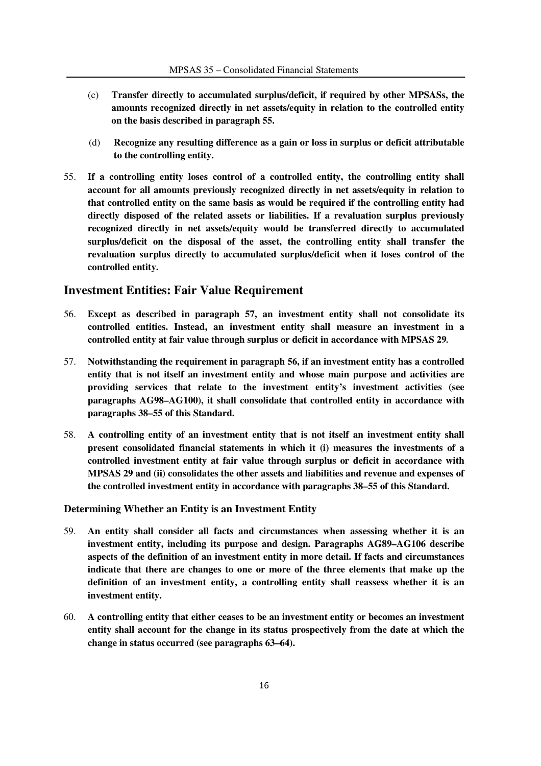(c) **Transfer directly to accumulated surplus/deficit, if required by other MPSASs, the amounts recognized directly in net assets/equity in relation to the controlled entity on the basis described in paragraph 55.**

(d) **Recognize any resulting difference as a gain or loss in surplus or deficit attributable to the controlling entity.**

55. **If a controlling entity loses control of a controlled entity, the controlling entity shall account for all amounts previously recognized directly in net assets/equity in relation to that controlled entity on the same basis as would be required if the controlling entity had directly disposed of the related assets or liabilities. If a revaluation surplus previously recognized directly in net assets/equity would be transferred directly to accumulated surplus/deficit on the disposal of the asset, the controlling entity shall transfer the revaluation surplus directly to accumulated surplus/deficit when it loses control of the controlled entity.**

## Investment Entities: Fair Value Requirement

56. **Except as described in paragraph 57, an investment entity shall not consolidate its controlled entities. Instead, an investment entity shall measure an investment in a controlled entity at fair value through surplus or deficit in accordance with MPSAS 29.**

57. **Notwithstanding the requirement in paragraph 56, if an investment entity has a controlled entity that is not itself an investment entity and whose main purpose and activities are providing services that relate to the investment entity's investment activities (see paragraphs AG98–AG100), it shall consolidate that controlled entity in accordance with paragraphs 38–55 of this Standard.**

58. **A controlling entity of an investment entity that is not itself an investment entity shall present consolidated financial statements in which it (i) measures the investments of a controlled investment entity at fair value through surplus or deficit in accordance with MPSAS 29 and (ii) consolidates the other assets and liabilities and revenue and expenses of the controlled investment entity in accordance with paragraphs 38–55 of this Standard.**

### Determining Whether an Entity is an Investment Entity

59. **An entity shall consider all facts and circumstances when assessing whether it is an investment entity, including its purpose and design. Paragraphs AG89–AG106 describe aspects of the definition of an investment entity in more detail. If facts and circumstances indicate that there are changes to one or more of the three elements that make up the definition of an investment entity, a controlling entity shall reassess whether it is an investment entity.**

60. **A controlling entity that either ceases to be an investment entity or becomes an investment entity shall account for the change in its status prospectively from the date at which the change in status occurred (see paragraphs 63–64).**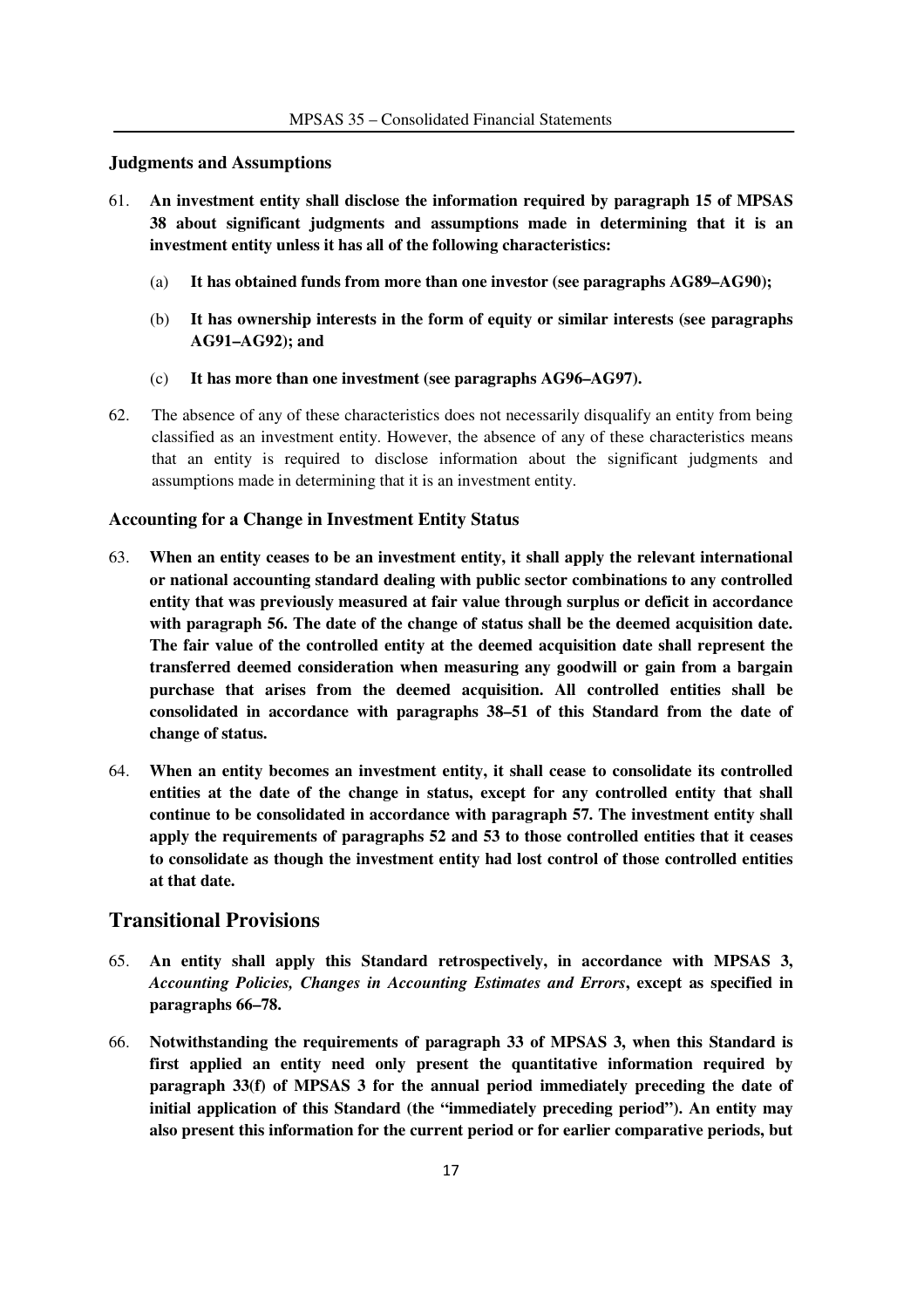### Judgments and Assumptions

61. **An investment entity shall disclose the information required by paragraph 15 of MPSAS 38 about significant judgments and assumptions made in determining that it is an investment entity unless it has all of the following characteristics:**

    (a) **It has obtained funds from more than one investor (see paragraphs AG89–AG90);**

    (b) **It has ownership interests in the form of equity or similar interests (see paragraphs AG91–AG92); and**

    (c) **It has more than one investment (see paragraphs AG96–AG97).**

62. The absence of any of these characteristics does not necessarily disqualify an entity from being classified as an investment entity. However, the absence of any of these characteristics means that an entity is required to disclose information about the significant judgments and assumptions made in determining that it is an investment entity.

### Accounting for a Change in Investment Entity Status

63. **When an entity ceases to be an investment entity, it shall apply the relevant international or national accounting standard dealing with public sector combinations to any controlled entity that was previously measured at fair value through surplus or deficit in accordance with paragraph 56. The date of the change of status shall be the deemed acquisition date. The fair value of the controlled entity at the deemed acquisition date shall represent the transferred deemed consideration when measuring any goodwill or gain from a bargain purchase that arises from the deemed acquisition. All controlled entities shall be consolidated in accordance with paragraphs 38–51 of this Standard from the date of change of status.**

64. **When an entity becomes an investment entity, it shall cease to consolidate its controlled entities at the date of the change in status, except for any controlled entity that shall continue to be consolidated in accordance with paragraph 57. The investment entity shall apply the requirements of paragraphs 52 and 53 to those controlled entities that it ceases to consolidate as though the investment entity had lost control of those controlled entities at that date.**

## Transitional Provisions

65. **An entity shall apply this Standard retrospectively, in accordance with MPSAS 3,** ***Accounting Policies, Changes in Accounting Estimates and Errors*****, except as specified in paragraphs 66–78.**

66. **Notwithstanding the requirements of paragraph 33 of MPSAS 3, when this Standard is first applied an entity need only present the quantitative information required by paragraph 33(f) of MPSAS 3 for the annual period immediately preceding the date of initial application of this Standard (the "immediately preceding period"). An entity may also present this information for the current period or for earlier comparative periods, but**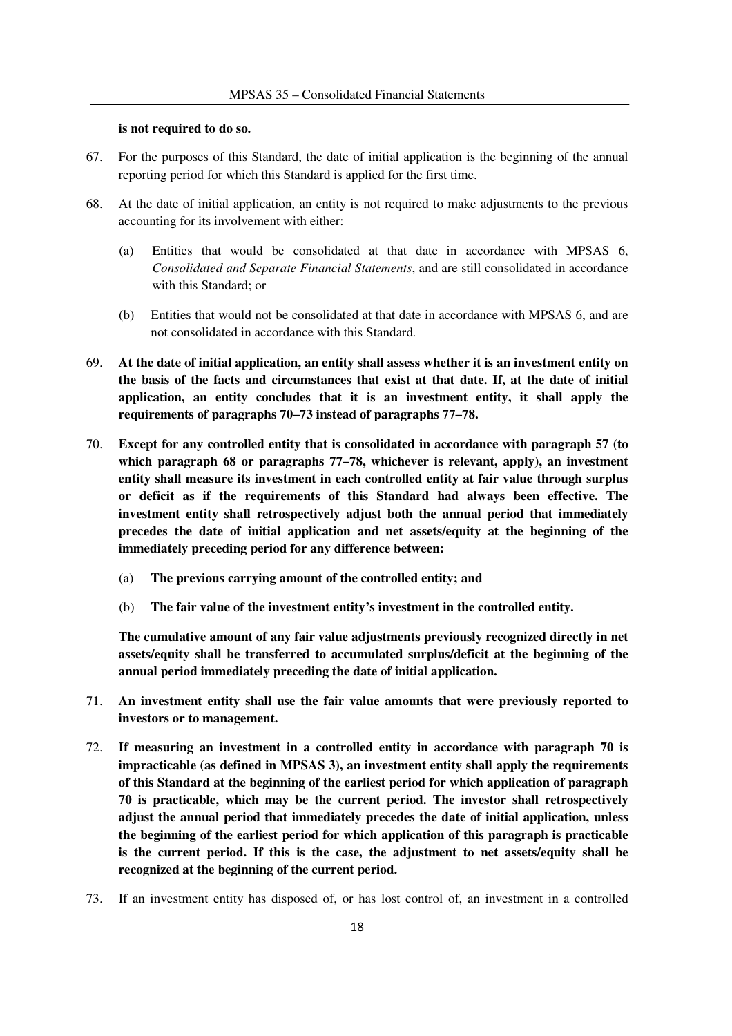**is not required to do so.**

67. For the purposes of this Standard, the date of initial application is the beginning of the annual reporting period for which this Standard is applied for the first time.

68. At the date of initial application, an entity is not required to make adjustments to the previous accounting for its involvement with either:

    (a) Entities that would be consolidated at that date in accordance with MPSAS 6, *Consolidated and Separate Financial Statements*, and are still consolidated in accordance with this Standard; or

    (b) Entities that would not be consolidated at that date in accordance with MPSAS 6, and are not consolidated in accordance with this Standard.

69. **At the date of initial application, an entity shall assess whether it is an investment entity on the basis of the facts and circumstances that exist at that date. If, at the date of initial application, an entity concludes that it is an investment entity, it shall apply the requirements of paragraphs 70–73 instead of paragraphs 77–78.**

70. **Except for any controlled entity that is consolidated in accordance with paragraph 57 (to which paragraph 68 or paragraphs 77–78, whichever is relevant, apply), an investment entity shall measure its investment in each controlled entity at fair value through surplus or deficit as if the requirements of this Standard had always been effective. The investment entity shall retrospectively adjust both the annual period that immediately precedes the date of initial application and net assets/equity at the beginning of the immediately preceding period for any difference between:**

    (a) **The previous carrying amount of the controlled entity; and**

    (b) **The fair value of the investment entity's investment in the controlled entity.**

    **The cumulative amount of any fair value adjustments previously recognized directly in net assets/equity shall be transferred to accumulated surplus/deficit at the beginning of the annual period immediately preceding the date of initial application.**

71. **An investment entity shall use the fair value amounts that were previously reported to investors or to management.**

72. **If measuring an investment in a controlled entity in accordance with paragraph 70 is impracticable (as defined in MPSAS 3), an investment entity shall apply the requirements of this Standard at the beginning of the earliest period for which application of paragraph 70 is practicable, which may be the current period. The investor shall retrospectively adjust the annual period that immediately precedes the date of initial application, unless the beginning of the earliest period for which application of this paragraph is practicable is the current period. If this is the case, the adjustment to net assets/equity shall be recognized at the beginning of the current period.**

73. If an investment entity has disposed of, or has lost control of, an investment in a controlled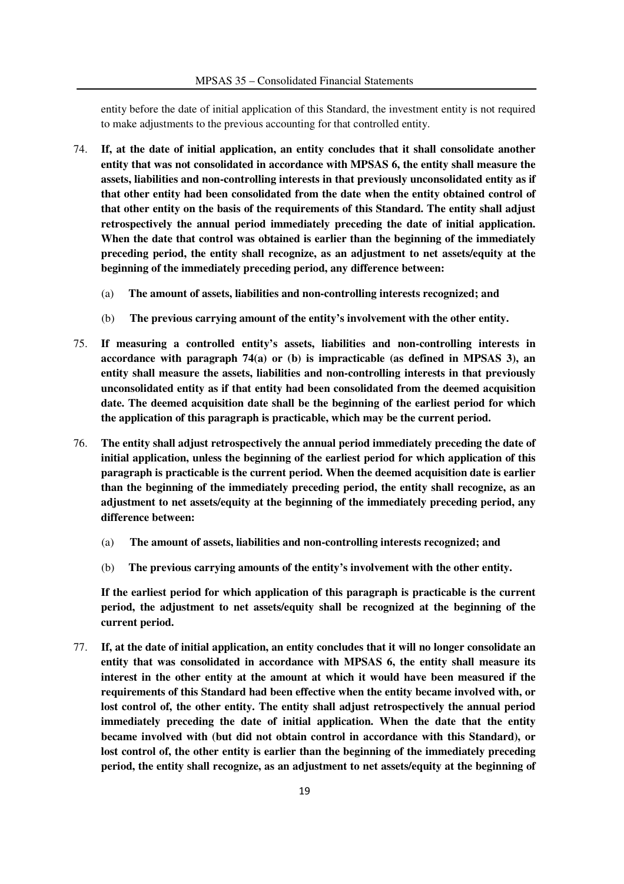entity before the date of initial application of this Standard, the investment entity is not required to make adjustments to the previous accounting for that controlled entity.

74. **If, at the date of initial application, an entity concludes that it shall consolidate another entity that was not consolidated in accordance with MPSAS 6, the entity shall measure the assets, liabilities and non-controlling interests in that previously unconsolidated entity as if that other entity had been consolidated from the date when the entity obtained control of that other entity on the basis of the requirements of this Standard. The entity shall adjust retrospectively the annual period immediately preceding the date of initial application. When the date that control was obtained is earlier than the beginning of the immediately preceding period, the entity shall recognize, as an adjustment to net assets/equity at the beginning of the immediately preceding period, any difference between:**

    (a) **The amount of assets, liabilities and non-controlling interests recognized; and**

    (b) **The previous carrying amount of the entity's involvement with the other entity.**

75. **If measuring a controlled entity's assets, liabilities and non-controlling interests in accordance with paragraph 74(a) or (b) is impracticable (as defined in MPSAS 3), an entity shall measure the assets, liabilities and non-controlling interests in that previously unconsolidated entity as if that entity had been consolidated from the deemed acquisition date. The deemed acquisition date shall be the beginning of the earliest period for which the application of this paragraph is practicable, which may be the current period.**

76. **The entity shall adjust retrospectively the annual period immediately preceding the date of initial application, unless the beginning of the earliest period for which application of this paragraph is practicable is the current period. When the deemed acquisition date is earlier than the beginning of the immediately preceding period, the entity shall recognize, as an adjustment to net assets/equity at the beginning of the immediately preceding period, any difference between:**

    (a) **The amount of assets, liabilities and non-controlling interests recognized; and**

    (b) **The previous carrying amounts of the entity's involvement with the other entity.**

    **If the earliest period for which application of this paragraph is practicable is the current period, the adjustment to net assets/equity shall be recognized at the beginning of the current period.**

77. **If, at the date of initial application, an entity concludes that it will no longer consolidate an entity that was consolidated in accordance with MPSAS 6, the entity shall measure its interest in the other entity at the amount at which it would have been measured if the requirements of this Standard had been effective when the entity became involved with, or lost control of, the other entity. The entity shall adjust retrospectively the annual period immediately preceding the date of initial application. When the date that the entity became involved with (but did not obtain control in accordance with this Standard), or lost control of, the other entity is earlier than the beginning of the immediately preceding period, the entity shall recognize, as an adjustment to net assets/equity at the beginning of**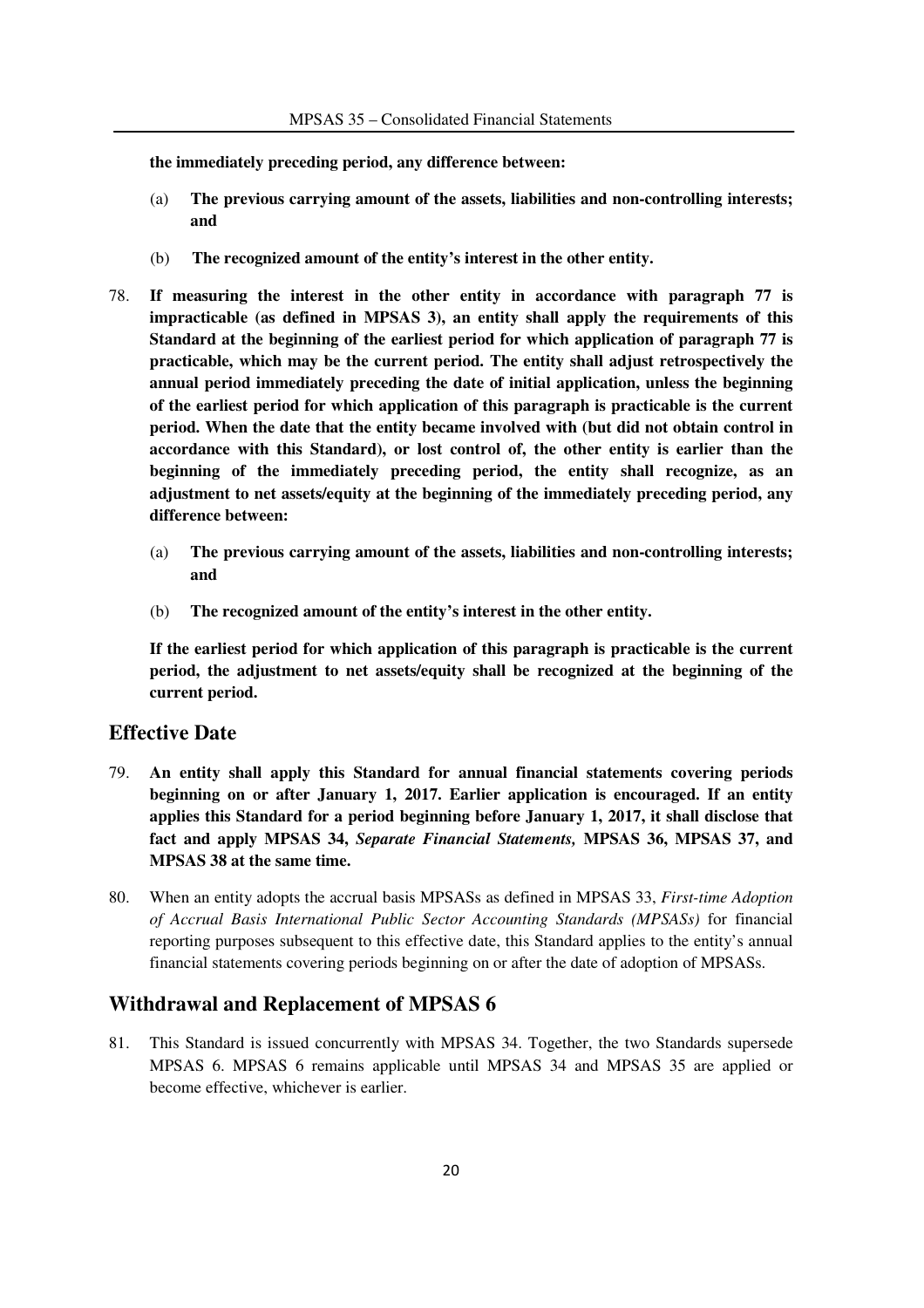**the immediately preceding period, any difference between:**

(a) **The previous carrying amount of the assets, liabilities and non-controlling interests; and**

(b) **The recognized amount of the entity's interest in the other entity.**

78. **If measuring the interest in the other entity in accordance with paragraph 77 is impracticable (as defined in MPSAS 3), an entity shall apply the requirements of this Standard at the beginning of the earliest period for which application of paragraph 77 is practicable, which may be the current period. The entity shall adjust retrospectively the annual period immediately preceding the date of initial application, unless the beginning of the earliest period for which application of this paragraph is practicable is the current period. When the date that the entity became involved with (but did not obtain control in accordance with this Standard), or lost control of, the other entity is earlier than the beginning of the immediately preceding period, the entity shall recognize, as an adjustment to net assets/equity at the beginning of the immediately preceding period, any difference between:**

    (a) **The previous carrying amount of the assets, liabilities and non-controlling interests; and**

    (b) **The recognized amount of the entity's interest in the other entity.**

    **If the earliest period for which application of this paragraph is practicable is the current period, the adjustment to net assets/equity shall be recognized at the beginning of the current period.**

## Effective Date

79. **An entity shall apply this Standard for annual financial statements covering periods beginning on or after January 1, 2017. Earlier application is encouraged. If an entity applies this Standard for a period beginning before January 1, 2017, it shall disclose that fact and apply MPSAS 34, *Separate Financial Statements,* MPSAS 36, MPSAS 37, and MPSAS 38 at the same time.**

80. When an entity adopts the accrual basis MPSASs as defined in MPSAS 33, *First-time Adoption of Accrual Basis International Public Sector Accounting Standards (MPSASs)* for financial reporting purposes subsequent to this effective date, this Standard applies to the entity's annual financial statements covering periods beginning on or after the date of adoption of MPSASs.

## Withdrawal and Replacement of MPSAS 6

81. This Standard is issued concurrently with MPSAS 34. Together, the two Standards supersede MPSAS 6. MPSAS 6 remains applicable until MPSAS 34 and MPSAS 35 are applied or become effective, whichever is earlier.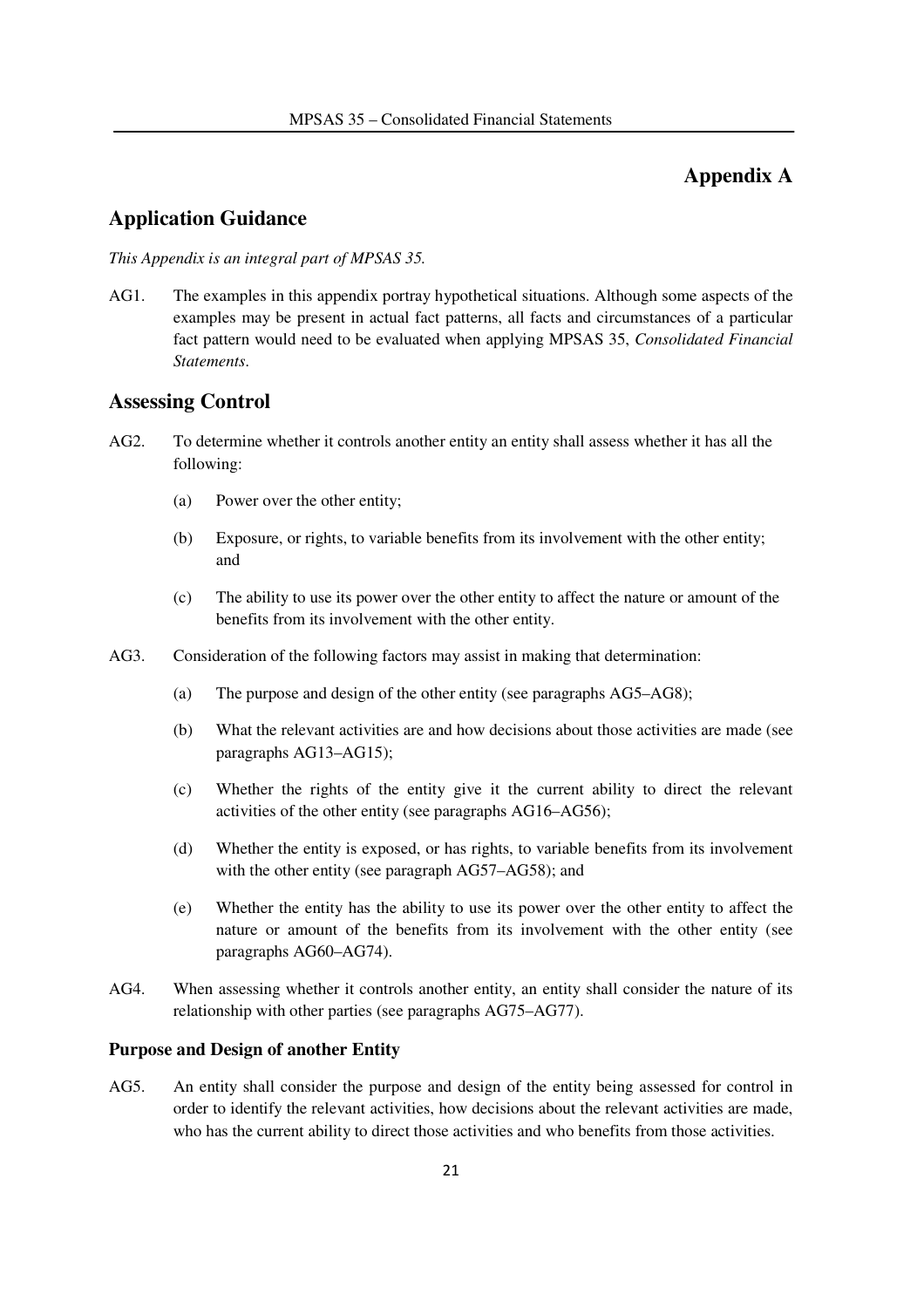# Appendix A

## Application Guidance

*This Appendix is an integral part of MPSAS 35.*

AG1. The examples in this appendix portray hypothetical situations. Although some aspects of the examples may be present in actual fact patterns, all facts and circumstances of a particular fact pattern would need to be evaluated when applying MPSAS 35, *Consolidated Financial Statements*.

## Assessing Control

AG2. To determine whether it controls another entity an entity shall assess whether it has all the following:

(a) Power over the other entity;

(b) Exposure, or rights, to variable benefits from its involvement with the other entity; and

(c) The ability to use its power over the other entity to affect the nature or amount of the benefits from its involvement with the other entity.

AG3. Consideration of the following factors may assist in making that determination:

(a) The purpose and design of the other entity (see paragraphs AG5–AG8);

(b) What the relevant activities are and how decisions about those activities are made (see paragraphs AG13–AG15);

(c) Whether the rights of the entity give it the current ability to direct the relevant activities of the other entity (see paragraphs AG16–AG56);

(d) Whether the entity is exposed, or has rights, to variable benefits from its involvement with the other entity (see paragraph AG57–AG58); and

(e) Whether the entity has the ability to use its power over the other entity to affect the nature or amount of the benefits from its involvement with the other entity (see paragraphs AG60–AG74).

AG4. When assessing whether it controls another entity, an entity shall consider the nature of its relationship with other parties (see paragraphs AG75–AG77).

### Purpose and Design of another Entity

AG5. An entity shall consider the purpose and design of the entity being assessed for control in order to identify the relevant activities, how decisions about the relevant activities are made, who has the current ability to direct those activities and who benefits from those activities.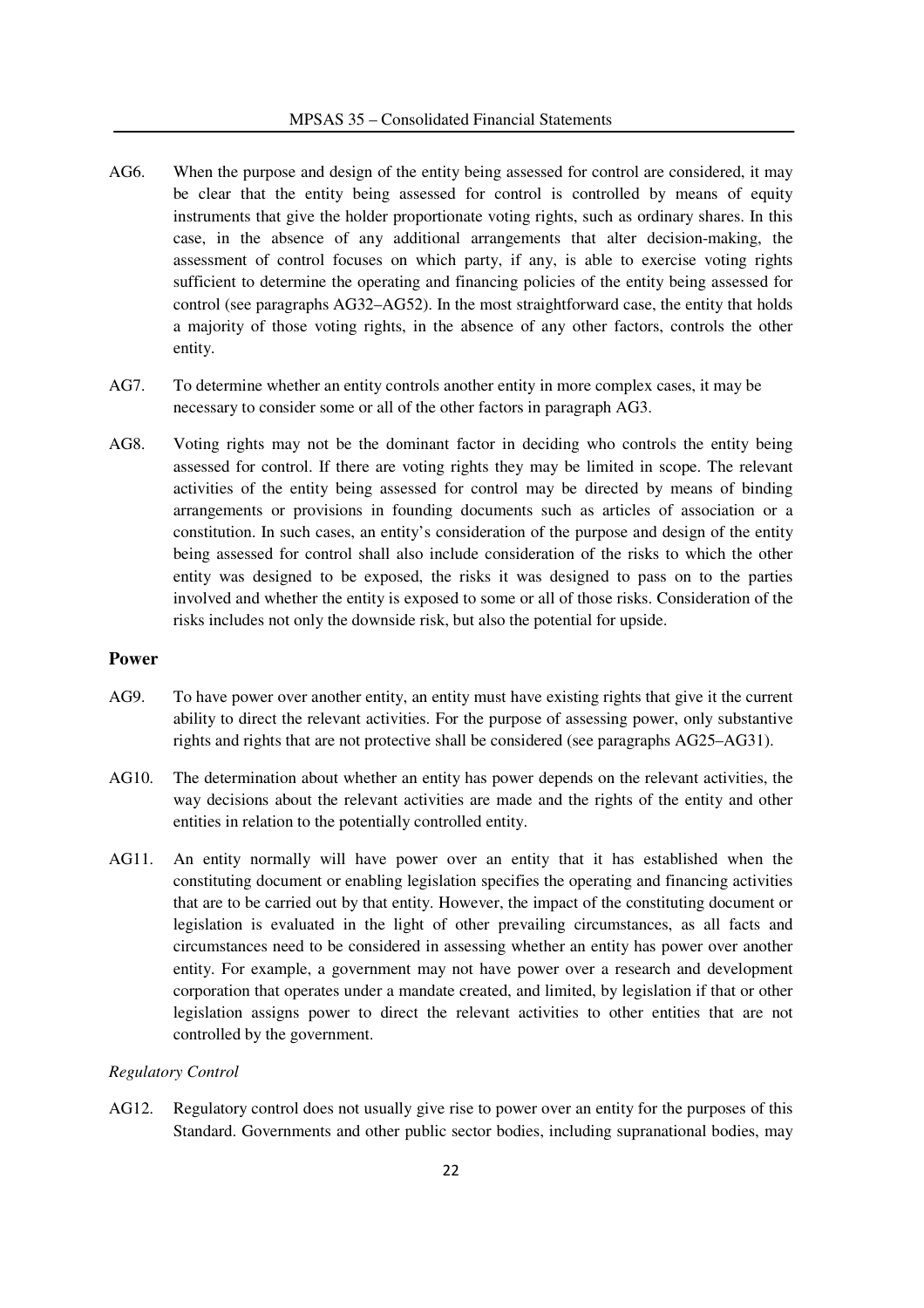AG6. When the purpose and design of the entity being assessed for control are considered, it may be clear that the entity being assessed for control is controlled by means of equity instruments that give the holder proportionate voting rights, such as ordinary shares. In this case, in the absence of any additional arrangements that alter decision-making, the assessment of control focuses on which party, if any, is able to exercise voting rights sufficient to determine the operating and financing policies of the entity being assessed for control (see paragraphs AG32–AG52). In the most straightforward case, the entity that holds a majority of those voting rights, in the absence of any other factors, controls the other entity.

AG7. To determine whether an entity controls another entity in more complex cases, it may be necessary to consider some or all of the other factors in paragraph AG3.

AG8. Voting rights may not be the dominant factor in deciding who controls the entity being assessed for control. If there are voting rights they may be limited in scope. The relevant activities of the entity being assessed for control may be directed by means of binding arrangements or provisions in founding documents such as articles of association or a constitution. In such cases, an entity's consideration of the purpose and design of the entity being assessed for control shall also include consideration of the risks to which the other entity was designed to be exposed, the risks it was designed to pass on to the parties involved and whether the entity is exposed to some or all of those risks. Consideration of the risks includes not only the downside risk, but also the potential for upside.

## Power

AG9. To have power over another entity, an entity must have existing rights that give it the current ability to direct the relevant activities. For the purpose of assessing power, only substantive rights and rights that are not protective shall be considered (see paragraphs AG25–AG31).

AG10. The determination about whether an entity has power depends on the relevant activities, the way decisions about the relevant activities are made and the rights of the entity and other entities in relation to the potentially controlled entity.

AG11. An entity normally will have power over an entity that it has established when the constituting document or enabling legislation specifies the operating and financing activities that are to be carried out by that entity. However, the impact of the constituting document or legislation is evaluated in the light of other prevailing circumstances, as all facts and circumstances need to be considered in assessing whether an entity has power over another entity. For example, a government may not have power over a research and development corporation that operates under a mandate created, and limited, by legislation if that or other legislation assigns power to direct the relevant activities to other entities that are not controlled by the government.

*Regulatory Control*

AG12. Regulatory control does not usually give rise to power over an entity for the purposes of this Standard. Governments and other public sector bodies, including supranational bodies, may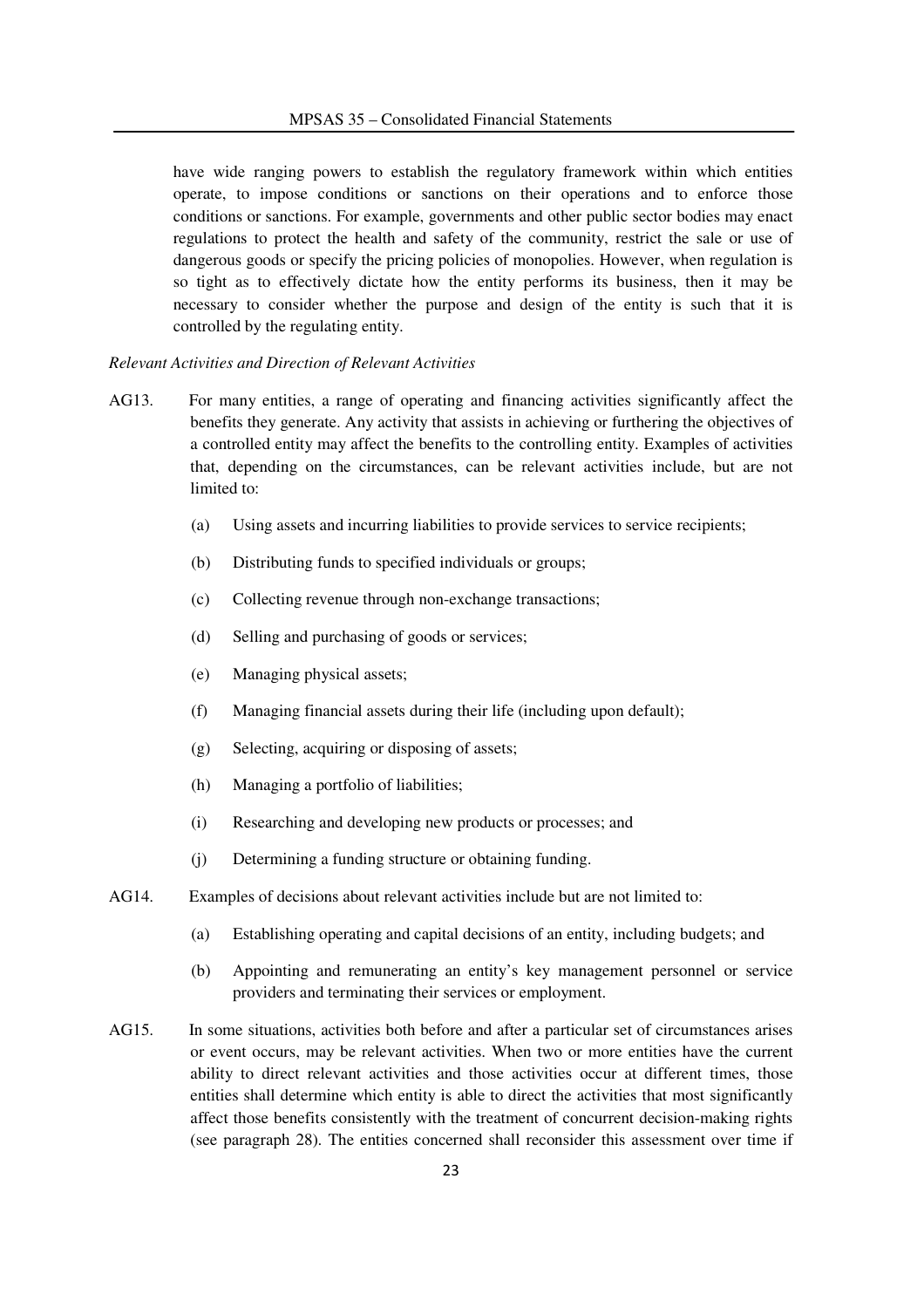have wide ranging powers to establish the regulatory framework within which entities operate, to impose conditions or sanctions on their operations and to enforce those conditions or sanctions. For example, governments and other public sector bodies may enact regulations to protect the health and safety of the community, restrict the sale or use of dangerous goods or specify the pricing policies of monopolies. However, when regulation is so tight as to effectively dictate how the entity performs its business, then it may be necessary to consider whether the purpose and design of the entity is such that it is controlled by the regulating entity.

*Relevant Activities and Direction of Relevant Activities*

AG13. For many entities, a range of operating and financing activities significantly affect the benefits they generate. Any activity that assists in achieving or furthering the objectives of a controlled entity may affect the benefits to the controlling entity. Examples of activities that, depending on the circumstances, can be relevant activities include, but are not limited to:

(a) Using assets and incurring liabilities to provide services to service recipients;

(b) Distributing funds to specified individuals or groups;

(c) Collecting revenue through non-exchange transactions;

(d) Selling and purchasing of goods or services;

(e) Managing physical assets;

(f) Managing financial assets during their life (including upon default);

(g) Selecting, acquiring or disposing of assets;

(h) Managing a portfolio of liabilities;

(i) Researching and developing new products or processes; and

(j) Determining a funding structure or obtaining funding.

AG14. Examples of decisions about relevant activities include but are not limited to:

(a) Establishing operating and capital decisions of an entity, including budgets; and

(b) Appointing and remunerating an entity's key management personnel or service providers and terminating their services or employment.

AG15. In some situations, activities both before and after a particular set of circumstances arises or event occurs, may be relevant activities. When two or more entities have the current ability to direct relevant activities and those activities occur at different times, those entities shall determine which entity is able to direct the activities that most significantly affect those benefits consistently with the treatment of concurrent decision-making rights (see paragraph 28). The entities concerned shall reconsider this assessment over time if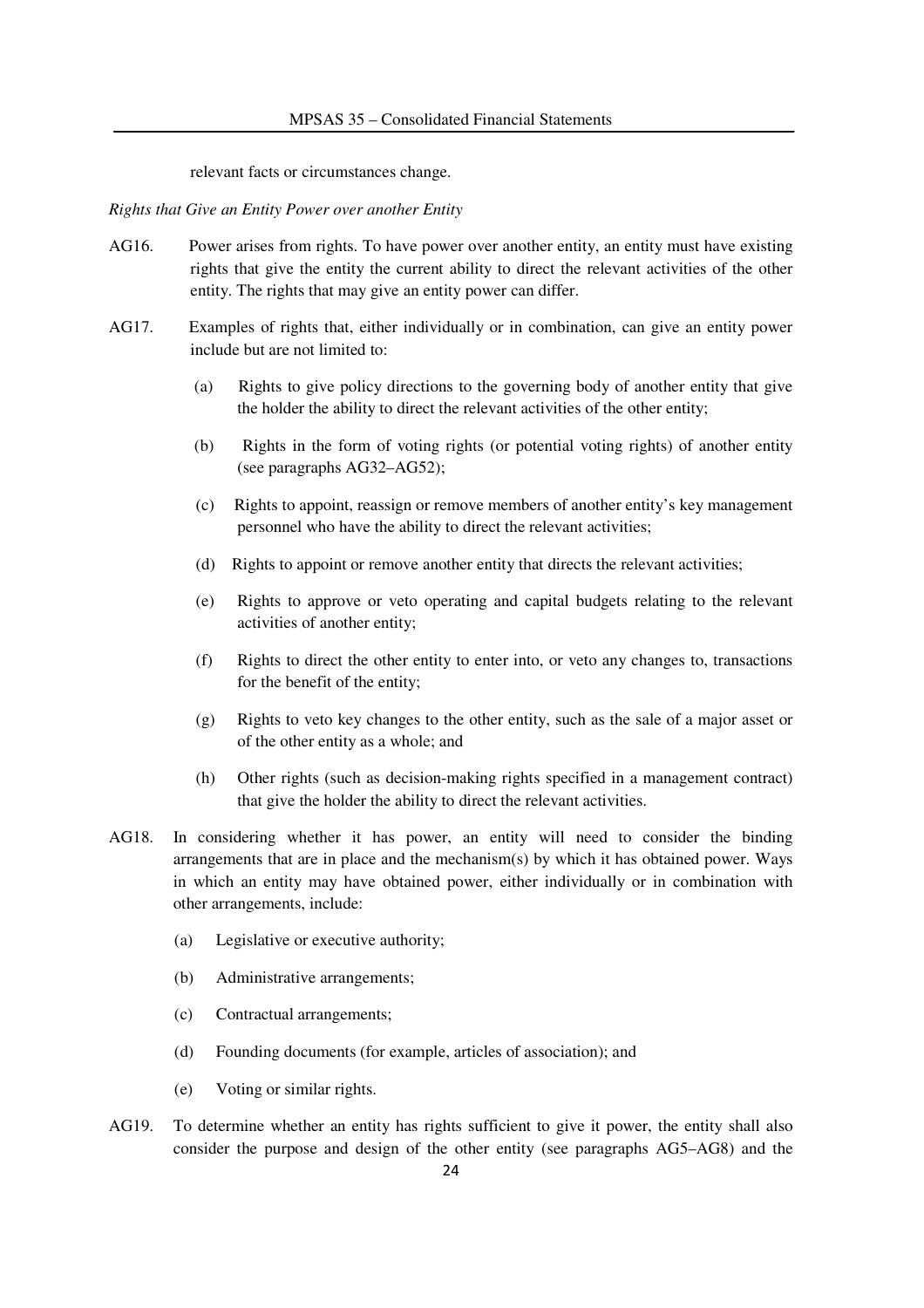relevant facts or circumstances change.

*Rights that Give an Entity Power over another Entity*

AG16. Power arises from rights. To have power over another entity, an entity must have existing rights that give the entity the current ability to direct the relevant activities of the other entity. The rights that may give an entity power can differ.

AG17. Examples of rights that, either individually or in combination, can give an entity power include but are not limited to:

(a) Rights to give policy directions to the governing body of another entity that give the holder the ability to direct the relevant activities of the other entity;

(b) Rights in the form of voting rights (or potential voting rights) of another entity (see paragraphs AG32–AG52);

(c) Rights to appoint, reassign or remove members of another entity's key management personnel who have the ability to direct the relevant activities;

(d) Rights to appoint or remove another entity that directs the relevant activities;

(e) Rights to approve or veto operating and capital budgets relating to the relevant activities of another entity;

(f) Rights to direct the other entity to enter into, or veto any changes to, transactions for the benefit of the entity;

(g) Rights to veto key changes to the other entity, such as the sale of a major asset or of the other entity as a whole; and

(h) Other rights (such as decision-making rights specified in a management contract) that give the holder the ability to direct the relevant activities.

AG18. In considering whether it has power, an entity will need to consider the binding arrangements that are in place and the mechanism(s) by which it has obtained power. Ways in which an entity may have obtained power, either individually or in combination with other arrangements, include:

(a) Legislative or executive authority;

(b) Administrative arrangements;

(c) Contractual arrangements;

(d) Founding documents (for example, articles of association); and

(e) Voting or similar rights.

AG19. To determine whether an entity has rights sufficient to give it power, the entity shall also consider the purpose and design of the other entity (see paragraphs AG5–AG8) and the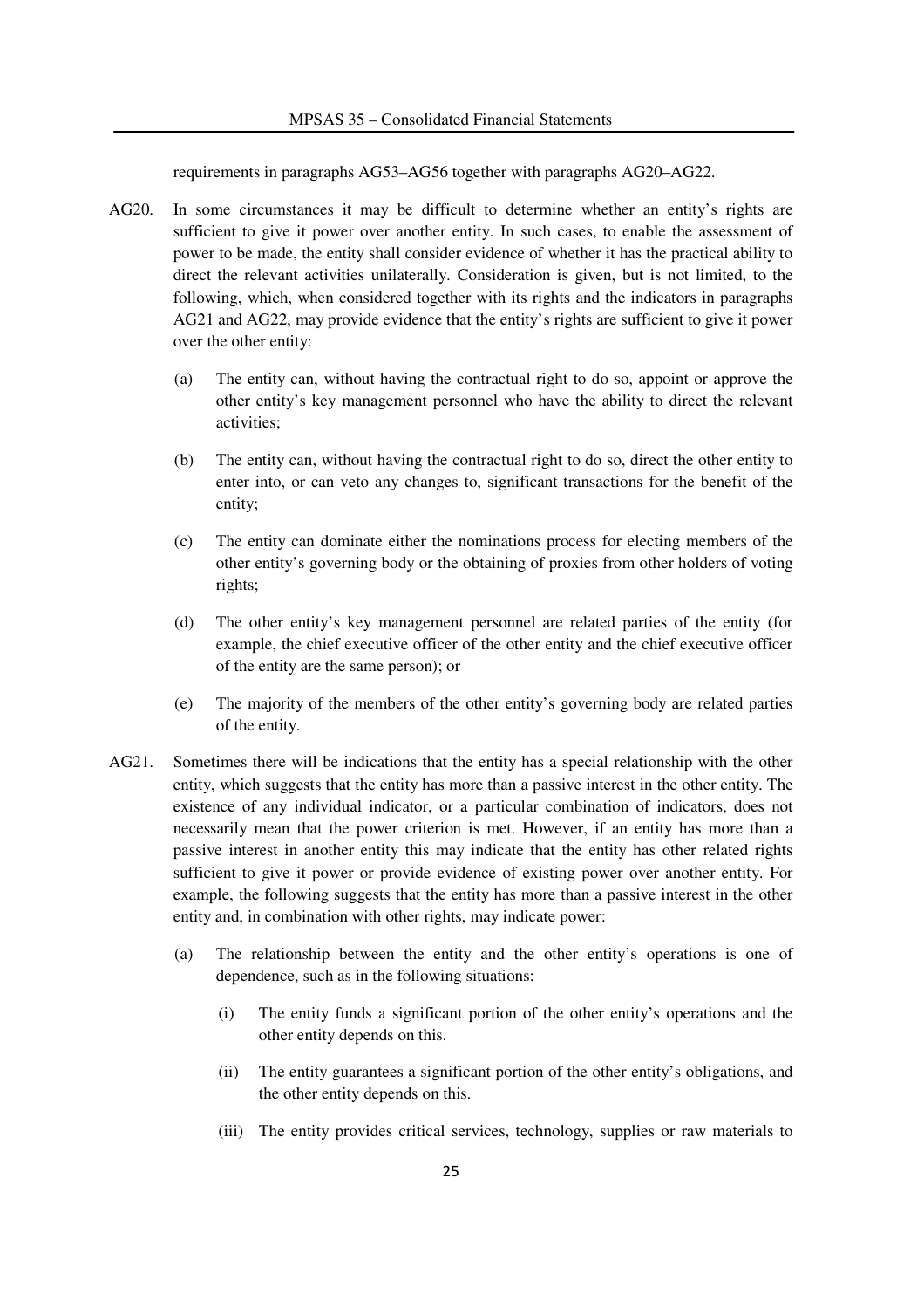requirements in paragraphs AG53–AG56 together with paragraphs AG20–AG22.

AG20. In some circumstances it may be difficult to determine whether an entity's rights are sufficient to give it power over another entity. In such cases, to enable the assessment of power to be made, the entity shall consider evidence of whether it has the practical ability to direct the relevant activities unilaterally. Consideration is given, but is not limited, to the following, which, when considered together with its rights and the indicators in paragraphs AG21 and AG22, may provide evidence that the entity's rights are sufficient to give it power over the other entity:

(a) The entity can, without having the contractual right to do so, appoint or approve the other entity's key management personnel who have the ability to direct the relevant activities;

(b) The entity can, without having the contractual right to do so, direct the other entity to enter into, or can veto any changes to, significant transactions for the benefit of the entity;

(c) The entity can dominate either the nominations process for electing members of the other entity's governing body or the obtaining of proxies from other holders of voting rights;

(d) The other entity's key management personnel are related parties of the entity (for example, the chief executive officer of the other entity and the chief executive officer of the entity are the same person); or

(e) The majority of the members of the other entity's governing body are related parties of the entity.

AG21. Sometimes there will be indications that the entity has a special relationship with the other entity, which suggests that the entity has more than a passive interest in the other entity. The existence of any individual indicator, or a particular combination of indicators, does not necessarily mean that the power criterion is met. However, if an entity has more than a passive interest in another entity this may indicate that the entity has other related rights sufficient to give it power or provide evidence of existing power over another entity. For example, the following suggests that the entity has more than a passive interest in the other entity and, in combination with other rights, may indicate power:

(a) The relationship between the entity and the other entity's operations is one of dependence, such as in the following situations:

(i) The entity funds a significant portion of the other entity's operations and the other entity depends on this.

(ii) The entity guarantees a significant portion of the other entity's obligations, and the other entity depends on this.

(iii) The entity provides critical services, technology, supplies or raw materials to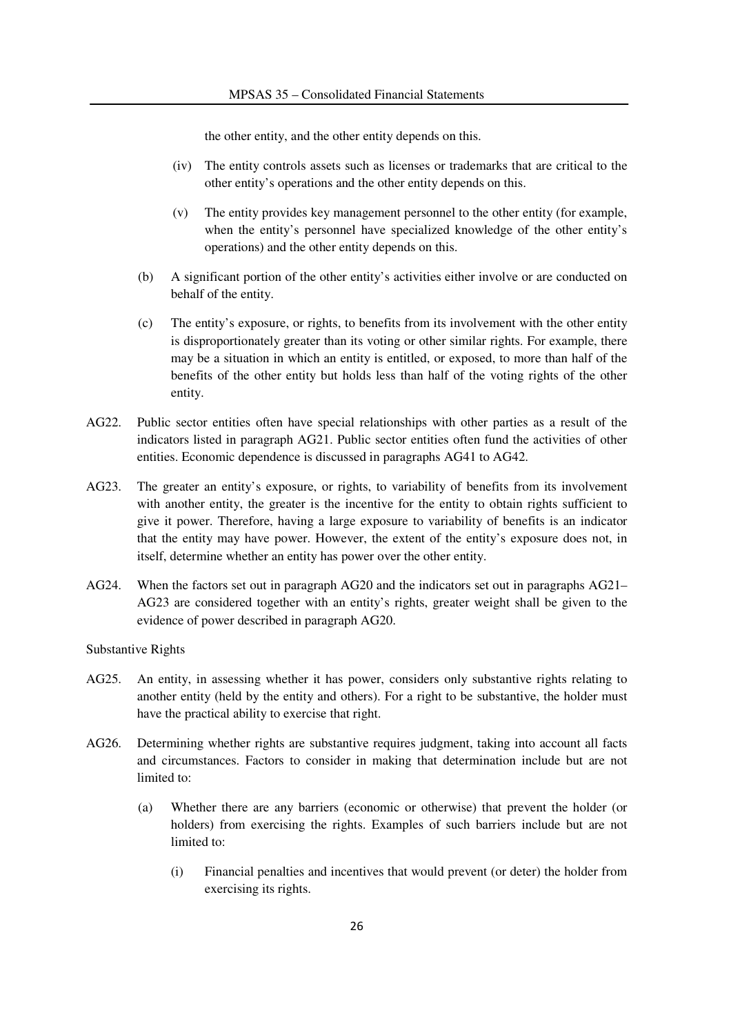the other entity, and the other entity depends on this.

(iv) The entity controls assets such as licenses or trademarks that are critical to the other entity's operations and the other entity depends on this.

(v) The entity provides key management personnel to the other entity (for example, when the entity's personnel have specialized knowledge of the other entity's operations) and the other entity depends on this.

(b) A significant portion of the other entity's activities either involve or are conducted on behalf of the entity.

(c) The entity's exposure, or rights, to benefits from its involvement with the other entity is disproportionately greater than its voting or other similar rights. For example, there may be a situation in which an entity is entitled, or exposed, to more than half of the benefits of the other entity but holds less than half of the voting rights of the other entity.

AG22. Public sector entities often have special relationships with other parties as a result of the indicators listed in paragraph AG21. Public sector entities often fund the activities of other entities. Economic dependence is discussed in paragraphs AG41 to AG42.

AG23. The greater an entity's exposure, or rights, to variability of benefits from its involvement with another entity, the greater is the incentive for the entity to obtain rights sufficient to give it power. Therefore, having a large exposure to variability of benefits is an indicator that the entity may have power. However, the extent of the entity's exposure does not, in itself, determine whether an entity has power over the other entity.

AG24. When the factors set out in paragraph AG20 and the indicators set out in paragraphs AG21–AG23 are considered together with an entity's rights, greater weight shall be given to the evidence of power described in paragraph AG20.

Substantive Rights

AG25. An entity, in assessing whether it has power, considers only substantive rights relating to another entity (held by the entity and others). For a right to be substantive, the holder must have the practical ability to exercise that right.

AG26. Determining whether rights are substantive requires judgment, taking into account all facts and circumstances. Factors to consider in making that determination include but are not limited to:

(a) Whether there are any barriers (economic or otherwise) that prevent the holder (or holders) from exercising the rights. Examples of such barriers include but are not limited to:

(i) Financial penalties and incentives that would prevent (or deter) the holder from exercising its rights.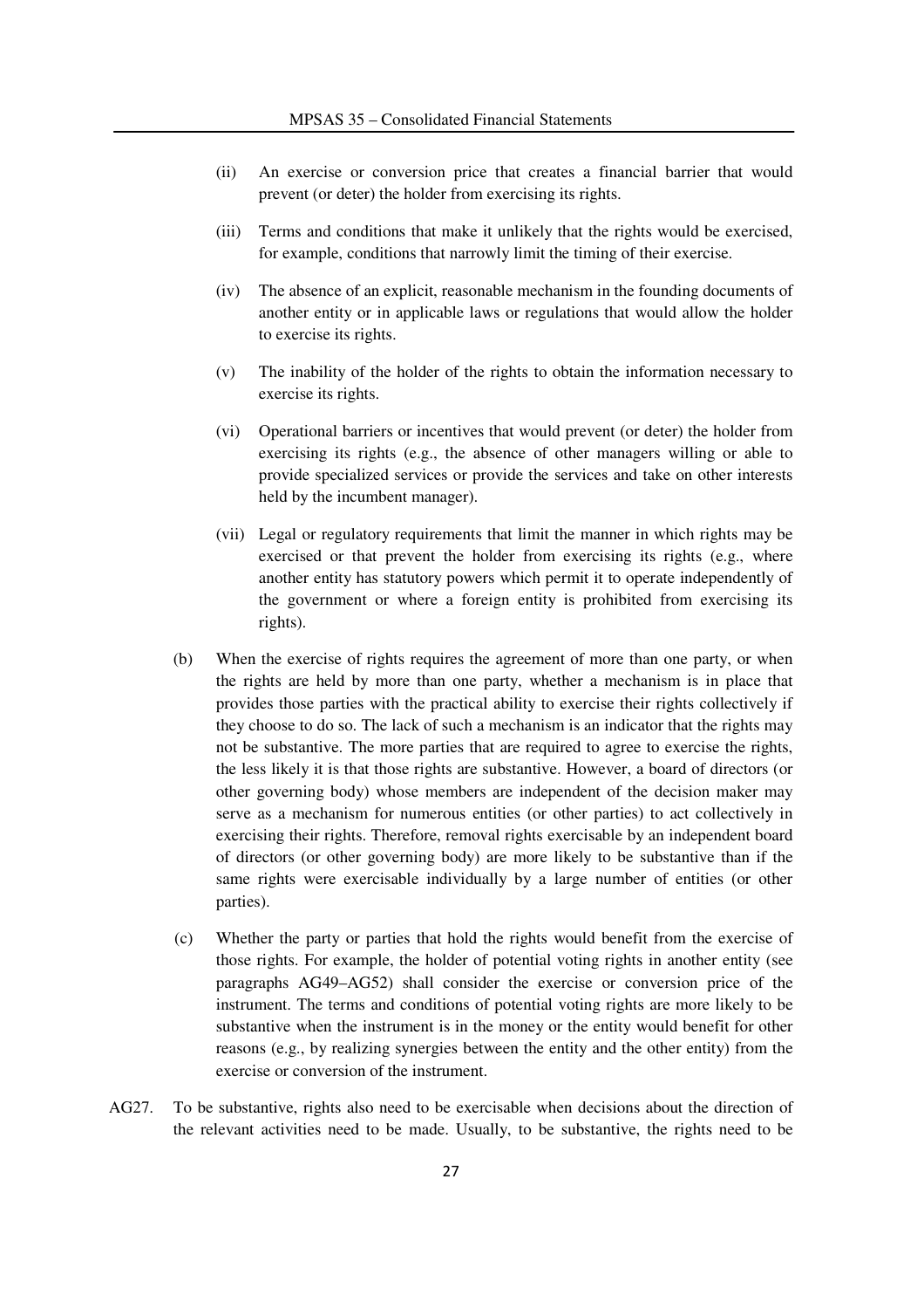(ii) An exercise or conversion price that creates a financial barrier that would prevent (or deter) the holder from exercising its rights.

(iii) Terms and conditions that make it unlikely that the rights would be exercised, for example, conditions that narrowly limit the timing of their exercise.

(iv) The absence of an explicit, reasonable mechanism in the founding documents of another entity or in applicable laws or regulations that would allow the holder to exercise its rights.

(v) The inability of the holder of the rights to obtain the information necessary to exercise its rights.

(vi) Operational barriers or incentives that would prevent (or deter) the holder from exercising its rights (e.g., the absence of other managers willing or able to provide specialized services or provide the services and take on other interests held by the incumbent manager).

(vii) Legal or regulatory requirements that limit the manner in which rights may be exercised or that prevent the holder from exercising its rights (e.g., where another entity has statutory powers which permit it to operate independently of the government or where a foreign entity is prohibited from exercising its rights).

(b) When the exercise of rights requires the agreement of more than one party, or when the rights are held by more than one party, whether a mechanism is in place that provides those parties with the practical ability to exercise their rights collectively if they choose to do so. The lack of such a mechanism is an indicator that the rights may not be substantive. The more parties that are required to agree to exercise the rights, the less likely it is that those rights are substantive. However, a board of directors (or other governing body) whose members are independent of the decision maker may serve as a mechanism for numerous entities (or other parties) to act collectively in exercising their rights. Therefore, removal rights exercisable by an independent board of directors (or other governing body) are more likely to be substantive than if the same rights were exercisable individually by a large number of entities (or other parties).

(c) Whether the party or parties that hold the rights would benefit from the exercise of those rights. For example, the holder of potential voting rights in another entity (see paragraphs AG49–AG52) shall consider the exercise or conversion price of the instrument. The terms and conditions of potential voting rights are more likely to be substantive when the instrument is in the money or the entity would benefit for other reasons (e.g., by realizing synergies between the entity and the other entity) from the exercise or conversion of the instrument.

AG27. To be substantive, rights also need to be exercisable when decisions about the direction of the relevant activities need to be made. Usually, to be substantive, the rights need to be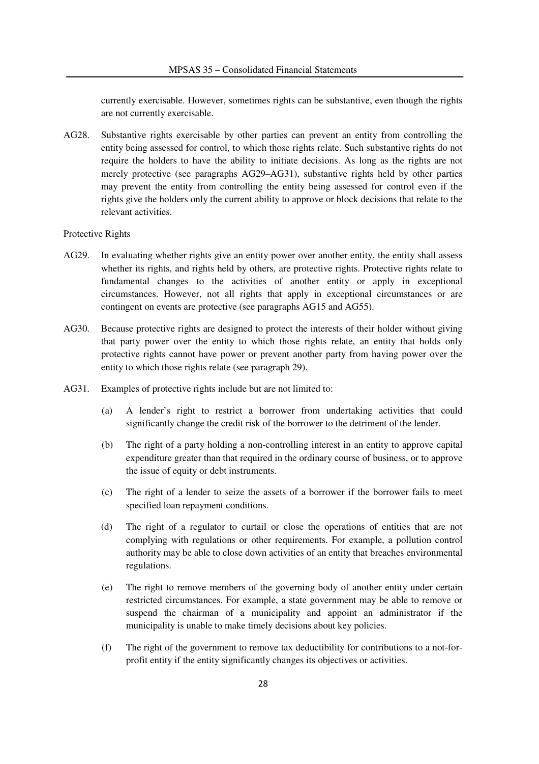currently exercisable. However, sometimes rights can be substantive, even though the rights are not currently exercisable.

AG28. Substantive rights exercisable by other parties can prevent an entity from controlling the entity being assessed for control, to which those rights relate. Such substantive rights do not require the holders to have the ability to initiate decisions. As long as the rights are not merely protective (see paragraphs AG29–AG31), substantive rights held by other parties may prevent the entity from controlling the entity being assessed for control even if the rights give the holders only the current ability to approve or block decisions that relate to the relevant activities.

Protective Rights

AG29. In evaluating whether rights give an entity power over another entity, the entity shall assess whether its rights, and rights held by others, are protective rights. Protective rights relate to fundamental changes to the activities of another entity or apply in exceptional circumstances. However, not all rights that apply in exceptional circumstances or are contingent on events are protective (see paragraphs AG15 and AG55).

AG30. Because protective rights are designed to protect the interests of their holder without giving that party power over the entity to which those rights relate, an entity that holds only protective rights cannot have power or prevent another party from having power over the entity to which those rights relate (see paragraph 29).

AG31. Examples of protective rights include but are not limited to:

(a) A lender's right to restrict a borrower from undertaking activities that could significantly change the credit risk of the borrower to the detriment of the lender.

(b) The right of a party holding a non-controlling interest in an entity to approve capital expenditure greater than that required in the ordinary course of business, or to approve the issue of equity or debt instruments.

(c) The right of a lender to seize the assets of a borrower if the borrower fails to meet specified loan repayment conditions.

(d) The right of a regulator to curtail or close the operations of entities that are not complying with regulations or other requirements. For example, a pollution control authority may be able to close down activities of an entity that breaches environmental regulations.

(e) The right to remove members of the governing body of another entity under certain restricted circumstances. For example, a state government may be able to remove or suspend the chairman of a municipality and appoint an administrator if the municipality is unable to make timely decisions about key policies.

(f) The right of the government to remove tax deductibility for contributions to a not-for-profit entity if the entity significantly changes its objectives or activities.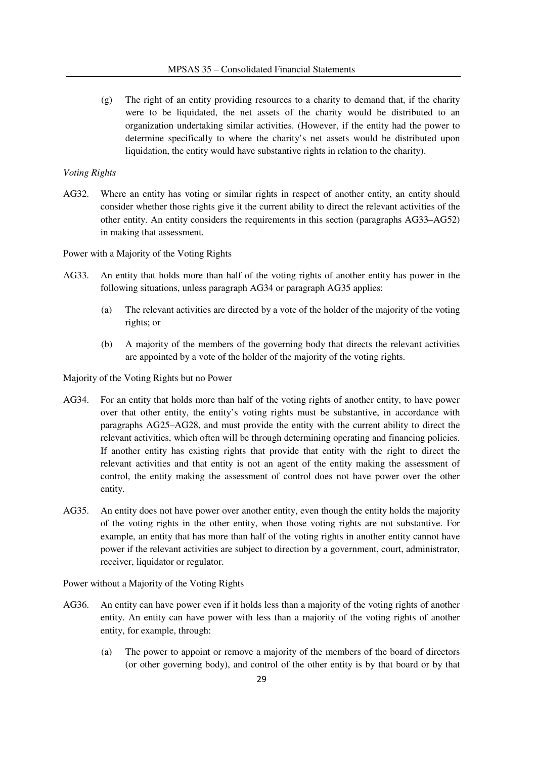(g) The right of an entity providing resources to a charity to demand that, if the charity were to be liquidated, the net assets of the charity would be distributed to an organization undertaking similar activities. (However, if the entity had the power to determine specifically to where the charity's net assets would be distributed upon liquidation, the entity would have substantive rights in relation to the charity).

*Voting Rights*

AG32. Where an entity has voting or similar rights in respect of another entity, an entity should consider whether those rights give it the current ability to direct the relevant activities of the other entity. An entity considers the requirements in this section (paragraphs AG33–AG52) in making that assessment.

Power with a Majority of the Voting Rights

AG33. An entity that holds more than half of the voting rights of another entity has power in the following situations, unless paragraph AG34 or paragraph AG35 applies:

(a) The relevant activities are directed by a vote of the holder of the majority of the voting rights; or

(b) A majority of the members of the governing body that directs the relevant activities are appointed by a vote of the holder of the majority of the voting rights.

Majority of the Voting Rights but no Power

AG34. For an entity that holds more than half of the voting rights of another entity, to have power over that other entity, the entity's voting rights must be substantive, in accordance with paragraphs AG25–AG28, and must provide the entity with the current ability to direct the relevant activities, which often will be through determining operating and financing policies. If another entity has existing rights that provide that entity with the right to direct the relevant activities and that entity is not an agent of the entity making the assessment of control, the entity making the assessment of control does not have power over the other entity.

AG35. An entity does not have power over another entity, even though the entity holds the majority of the voting rights in the other entity, when those voting rights are not substantive. For example, an entity that has more than half of the voting rights in another entity cannot have power if the relevant activities are subject to direction by a government, court, administrator, receiver, liquidator or regulator.

Power without a Majority of the Voting Rights

AG36. An entity can have power even if it holds less than a majority of the voting rights of another entity. An entity can have power with less than a majority of the voting rights of another entity, for example, through:

(a) The power to appoint or remove a majority of the members of the board of directors (or other governing body), and control of the other entity is by that board or by that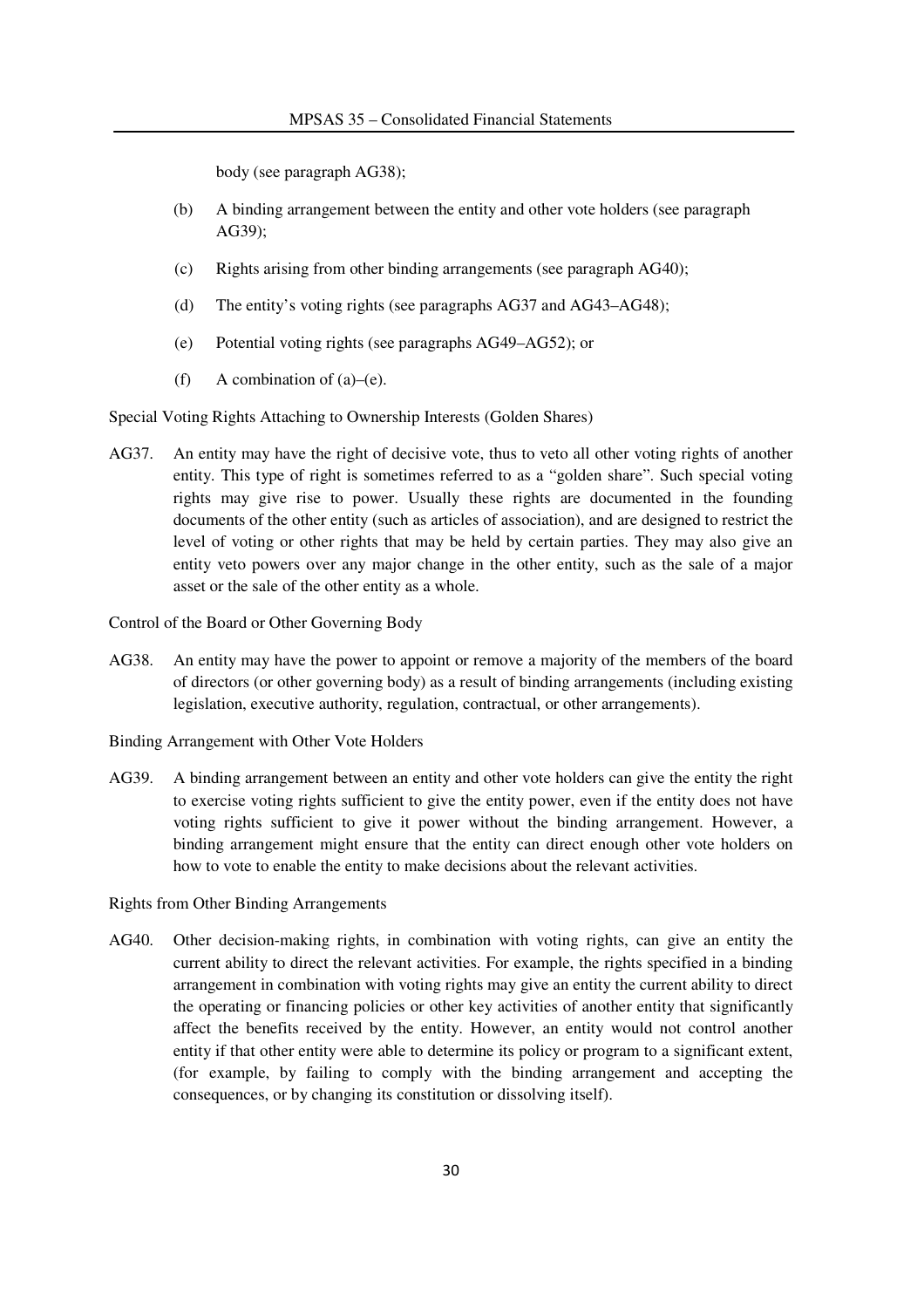body (see paragraph AG38);

(b) A binding arrangement between the entity and other vote holders (see paragraph AG39);

(c) Rights arising from other binding arrangements (see paragraph AG40);

(d) The entity's voting rights (see paragraphs AG37 and AG43–AG48);

(e) Potential voting rights (see paragraphs AG49–AG52); or

(f) A combination of (a)–(e).

Special Voting Rights Attaching to Ownership Interests (Golden Shares)

AG37. An entity may have the right of decisive vote, thus to veto all other voting rights of another entity. This type of right is sometimes referred to as a "golden share". Such special voting rights may give rise to power. Usually these rights are documented in the founding documents of the other entity (such as articles of association), and are designed to restrict the level of voting or other rights that may be held by certain parties. They may also give an entity veto powers over any major change in the other entity, such as the sale of a major asset or the sale of the other entity as a whole.

Control of the Board or Other Governing Body

AG38. An entity may have the power to appoint or remove a majority of the members of the board of directors (or other governing body) as a result of binding arrangements (including existing legislation, executive authority, regulation, contractual, or other arrangements).

Binding Arrangement with Other Vote Holders

AG39. A binding arrangement between an entity and other vote holders can give the entity the right to exercise voting rights sufficient to give the entity power, even if the entity does not have voting rights sufficient to give it power without the binding arrangement. However, a binding arrangement might ensure that the entity can direct enough other vote holders on how to vote to enable the entity to make decisions about the relevant activities.

Rights from Other Binding Arrangements

AG40. Other decision-making rights, in combination with voting rights, can give an entity the current ability to direct the relevant activities. For example, the rights specified in a binding arrangement in combination with voting rights may give an entity the current ability to direct the operating or financing policies or other key activities of another entity that significantly affect the benefits received by the entity. However, an entity would not control another entity if that other entity were able to determine its policy or program to a significant extent, (for example, by failing to comply with the binding arrangement and accepting the consequences, or by changing its constitution or dissolving itself).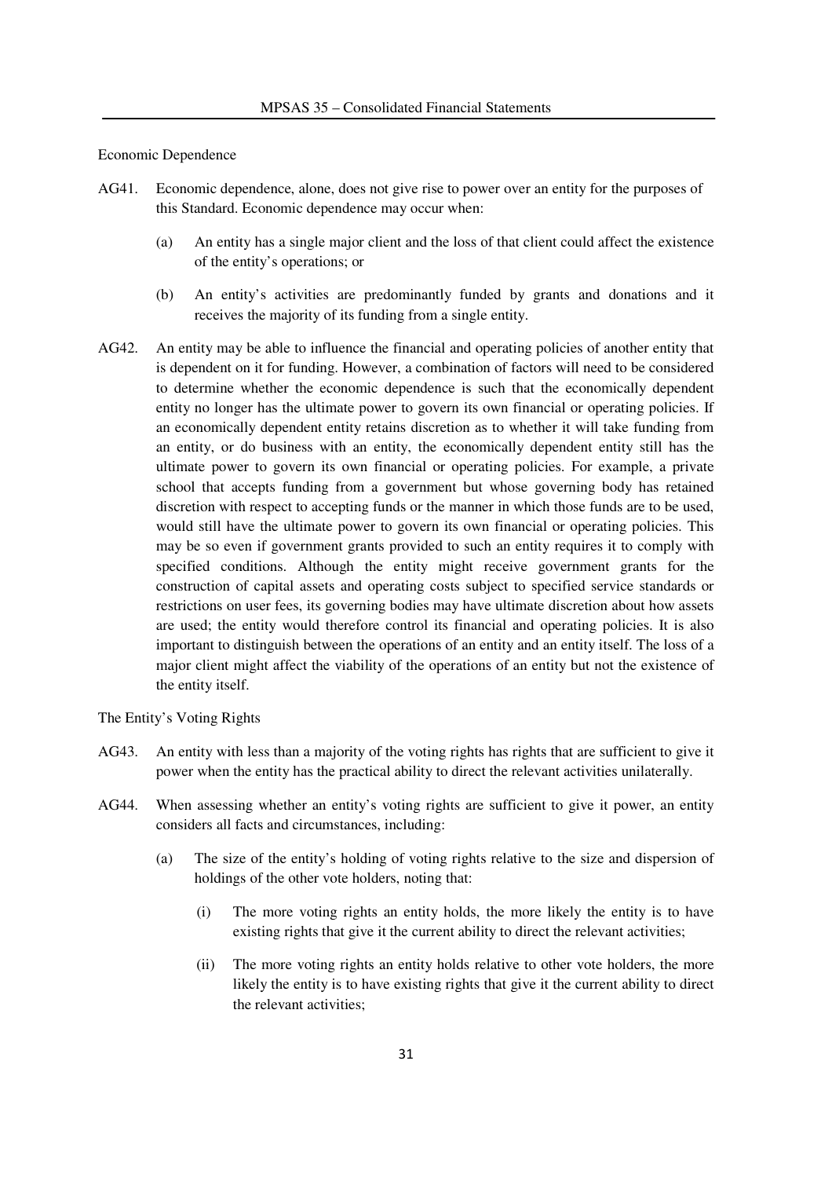Economic Dependence

AG41. Economic dependence, alone, does not give rise to power over an entity for the purposes of this Standard. Economic dependence may occur when:

(a) An entity has a single major client and the loss of that client could affect the existence of the entity's operations; or

(b) An entity's activities are predominantly funded by grants and donations and it receives the majority of its funding from a single entity.

AG42. An entity may be able to influence the financial and operating policies of another entity that is dependent on it for funding. However, a combination of factors will need to be considered to determine whether the economic dependence is such that the economically dependent entity no longer has the ultimate power to govern its own financial or operating policies. If an economically dependent entity retains discretion as to whether it will take funding from an entity, or do business with an entity, the economically dependent entity still has the ultimate power to govern its own financial or operating policies. For example, a private school that accepts funding from a government but whose governing body has retained discretion with respect to accepting funds or the manner in which those funds are to be used, would still have the ultimate power to govern its own financial or operating policies. This may be so even if government grants provided to such an entity requires it to comply with specified conditions. Although the entity might receive government grants for the construction of capital assets and operating costs subject to specified service standards or restrictions on user fees, its governing bodies may have ultimate discretion about how assets are used; the entity would therefore control its financial and operating policies. It is also important to distinguish between the operations of an entity and an entity itself. The loss of a major client might affect the viability of the operations of an entity but not the existence of the entity itself.

The Entity's Voting Rights

AG43. An entity with less than a majority of the voting rights has rights that are sufficient to give it power when the entity has the practical ability to direct the relevant activities unilaterally.

AG44. When assessing whether an entity's voting rights are sufficient to give it power, an entity considers all facts and circumstances, including:

(a) The size of the entity's holding of voting rights relative to the size and dispersion of holdings of the other vote holders, noting that:

(i) The more voting rights an entity holds, the more likely the entity is to have existing rights that give it the current ability to direct the relevant activities;

(ii) The more voting rights an entity holds relative to other vote holders, the more likely the entity is to have existing rights that give it the current ability to direct the relevant activities;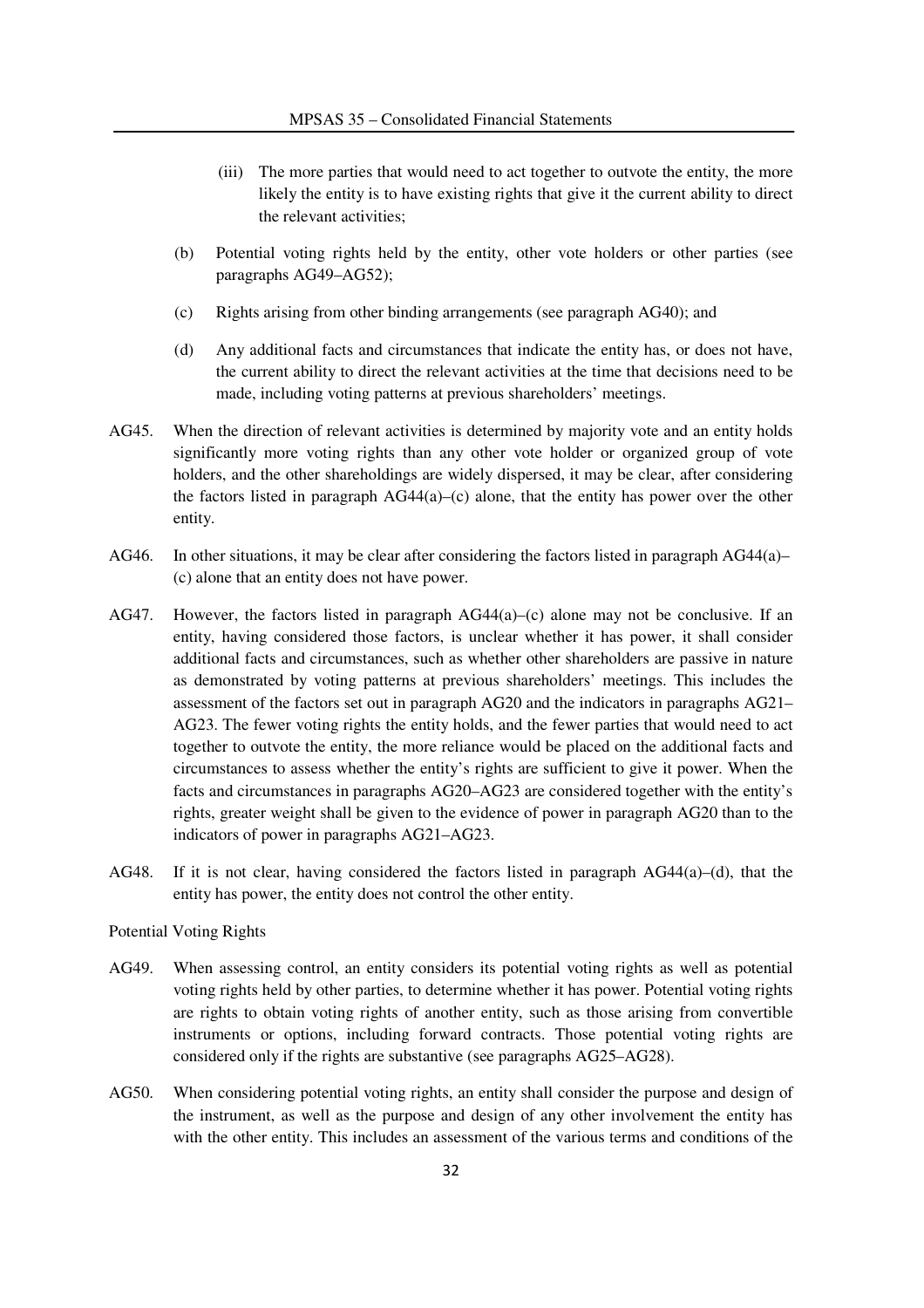(iii) The more parties that would need to act together to outvote the entity, the more likely the entity is to have existing rights that give it the current ability to direct the relevant activities;

(b) Potential voting rights held by the entity, other vote holders or other parties (see paragraphs AG49–AG52);

(c) Rights arising from other binding arrangements (see paragraph AG40); and

(d) Any additional facts and circumstances that indicate the entity has, or does not have, the current ability to direct the relevant activities at the time that decisions need to be made, including voting patterns at previous shareholders' meetings.

AG45. When the direction of relevant activities is determined by majority vote and an entity holds significantly more voting rights than any other vote holder or organized group of vote holders, and the other shareholdings are widely dispersed, it may be clear, after considering the factors listed in paragraph AG44(a)–(c) alone, that the entity has power over the other entity.

AG46. In other situations, it may be clear after considering the factors listed in paragraph AG44(a)–(c) alone that an entity does not have power.

AG47. However, the factors listed in paragraph AG44(a)–(c) alone may not be conclusive. If an entity, having considered those factors, is unclear whether it has power, it shall consider additional facts and circumstances, such as whether other shareholders are passive in nature as demonstrated by voting patterns at previous shareholders' meetings. This includes the assessment of the factors set out in paragraph AG20 and the indicators in paragraphs AG21–AG23. The fewer voting rights the entity holds, and the fewer parties that would need to act together to outvote the entity, the more reliance would be placed on the additional facts and circumstances to assess whether the entity's rights are sufficient to give it power. When the facts and circumstances in paragraphs AG20–AG23 are considered together with the entity's rights, greater weight shall be given to the evidence of power in paragraph AG20 than to the indicators of power in paragraphs AG21–AG23.

AG48. If it is not clear, having considered the factors listed in paragraph AG44(a)–(d), that the entity has power, the entity does not control the other entity.

Potential Voting Rights

AG49. When assessing control, an entity considers its potential voting rights as well as potential voting rights held by other parties, to determine whether it has power. Potential voting rights are rights to obtain voting rights of another entity, such as those arising from convertible instruments or options, including forward contracts. Those potential voting rights are considered only if the rights are substantive (see paragraphs AG25–AG28).

AG50. When considering potential voting rights, an entity shall consider the purpose and design of the instrument, as well as the purpose and design of any other involvement the entity has with the other entity. This includes an assessment of the various terms and conditions of the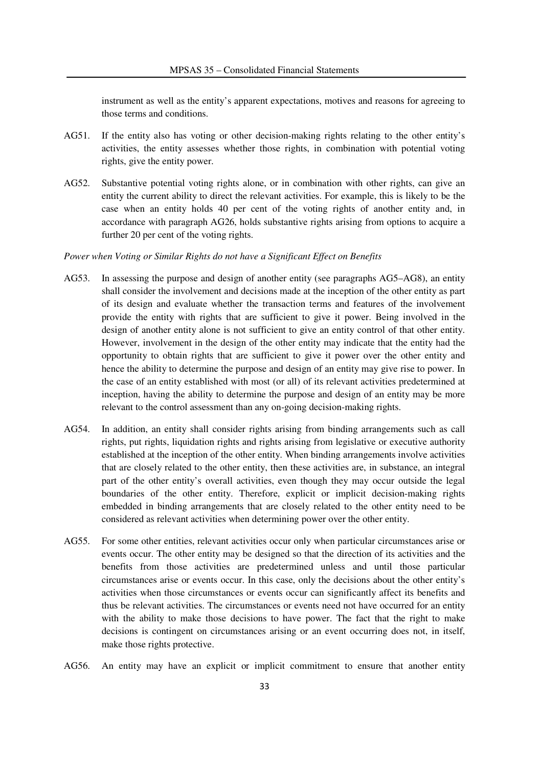instrument as well as the entity's apparent expectations, motives and reasons for agreeing to those terms and conditions.

AG51. If the entity also has voting or other decision-making rights relating to the other entity's activities, the entity assesses whether those rights, in combination with potential voting rights, give the entity power.

AG52. Substantive potential voting rights alone, or in combination with other rights, can give an entity the current ability to direct the relevant activities. For example, this is likely to be the case when an entity holds 40 per cent of the voting rights of another entity and, in accordance with paragraph AG26, holds substantive rights arising from options to acquire a further 20 per cent of the voting rights.

*Power when Voting or Similar Rights do not have a Significant Effect on Benefits*

AG53. In assessing the purpose and design of another entity (see paragraphs AG5–AG8), an entity shall consider the involvement and decisions made at the inception of the other entity as part of its design and evaluate whether the transaction terms and features of the involvement provide the entity with rights that are sufficient to give it power. Being involved in the design of another entity alone is not sufficient to give an entity control of that other entity. However, involvement in the design of the other entity may indicate that the entity had the opportunity to obtain rights that are sufficient to give it power over the other entity and hence the ability to determine the purpose and design of an entity may give rise to power. In the case of an entity established with most (or all) of its relevant activities predetermined at inception, having the ability to determine the purpose and design of an entity may be more relevant to the control assessment than any on-going decision-making rights.

AG54. In addition, an entity shall consider rights arising from binding arrangements such as call rights, put rights, liquidation rights and rights arising from legislative or executive authority established at the inception of the other entity. When binding arrangements involve activities that are closely related to the other entity, then these activities are, in substance, an integral part of the other entity's overall activities, even though they may occur outside the legal boundaries of the other entity. Therefore, explicit or implicit decision-making rights embedded in binding arrangements that are closely related to the other entity need to be considered as relevant activities when determining power over the other entity.

AG55. For some other entities, relevant activities occur only when particular circumstances arise or events occur. The other entity may be designed so that the direction of its activities and the benefits from those activities are predetermined unless and until those particular circumstances arise or events occur. In this case, only the decisions about the other entity's activities when those circumstances or events occur can significantly affect its benefits and thus be relevant activities. The circumstances or events need not have occurred for an entity with the ability to make those decisions to have power. The fact that the right to make decisions is contingent on circumstances arising or an event occurring does not, in itself, make those rights protective.

AG56. An entity may have an explicit or implicit commitment to ensure that another entity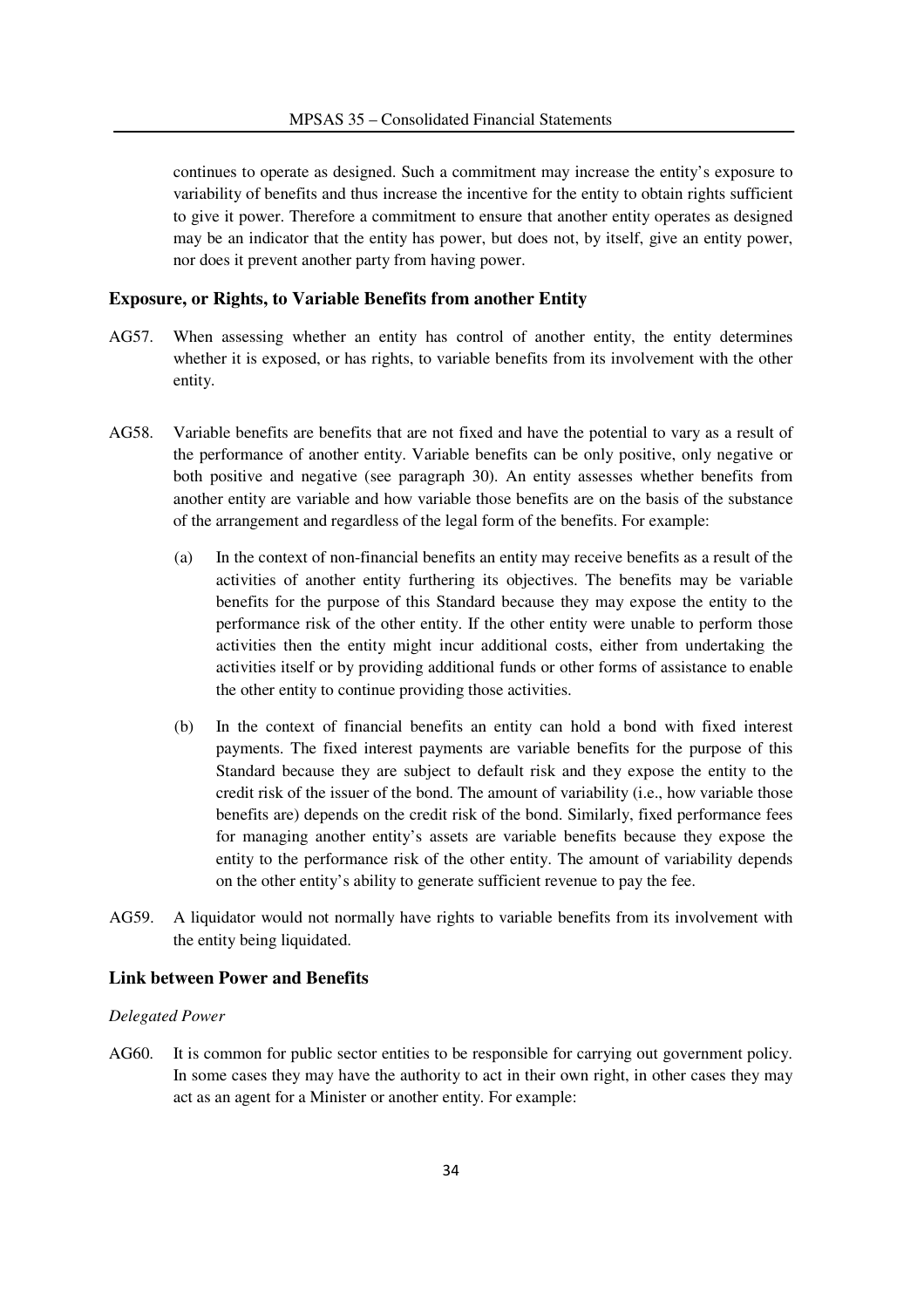continues to operate as designed. Such a commitment may increase the entity's exposure to variability of benefits and thus increase the incentive for the entity to obtain rights sufficient to give it power. Therefore a commitment to ensure that another entity operates as designed may be an indicator that the entity has power, but does not, by itself, give an entity power, nor does it prevent another party from having power.

### Exposure, or Rights, to Variable Benefits from another Entity

AG57. When assessing whether an entity has control of another entity, the entity determines whether it is exposed, or has rights, to variable benefits from its involvement with the other entity.

AG58. Variable benefits are benefits that are not fixed and have the potential to vary as a result of the performance of another entity. Variable benefits can be only positive, only negative or both positive and negative (see paragraph 30). An entity assesses whether benefits from another entity are variable and how variable those benefits are on the basis of the substance of the arrangement and regardless of the legal form of the benefits. For example:

(a) In the context of non-financial benefits an entity may receive benefits as a result of the activities of another entity furthering its objectives. The benefits may be variable benefits for the purpose of this Standard because they may expose the entity to the performance risk of the other entity. If the other entity were unable to perform those activities then the entity might incur additional costs, either from undertaking the activities itself or by providing additional funds or other forms of assistance to enable the other entity to continue providing those activities.

(b) In the context of financial benefits an entity can hold a bond with fixed interest payments. The fixed interest payments are variable benefits for the purpose of this Standard because they are subject to default risk and they expose the entity to the credit risk of the issuer of the bond. The amount of variability (i.e., how variable those benefits are) depends on the credit risk of the bond. Similarly, fixed performance fees for managing another entity's assets are variable benefits because they expose the entity to the performance risk of the other entity. The amount of variability depends on the other entity's ability to generate sufficient revenue to pay the fee.

AG59. A liquidator would not normally have rights to variable benefits from its involvement with the entity being liquidated.

### Link between Power and Benefits

*Delegated Power*

AG60. It is common for public sector entities to be responsible for carrying out government policy. In some cases they may have the authority to act in their own right, in other cases they may act as an agent for a Minister or another entity. For example: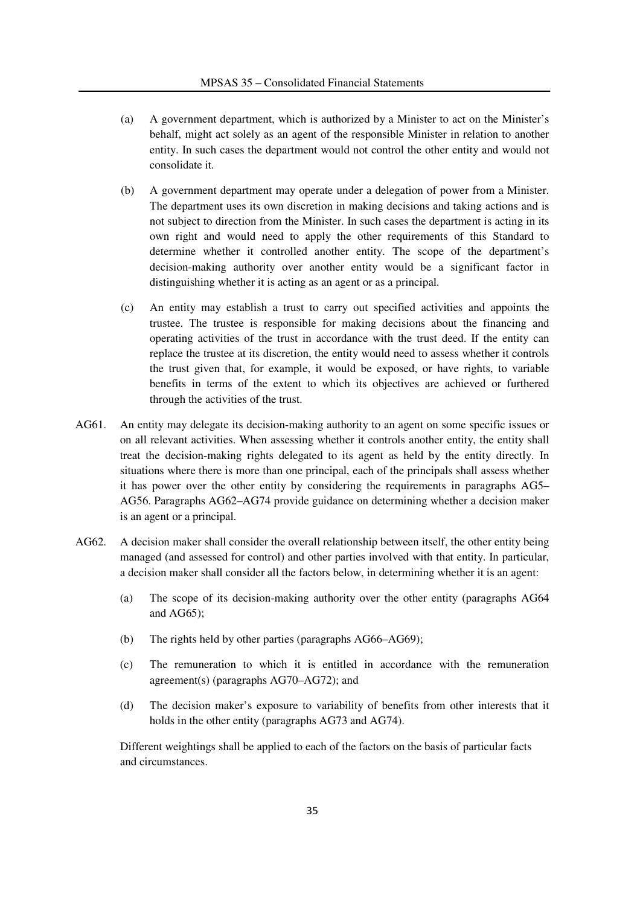(a) A government department, which is authorized by a Minister to act on the Minister's behalf, might act solely as an agent of the responsible Minister in relation to another entity. In such cases the department would not control the other entity and would not consolidate it.

(b) A government department may operate under a delegation of power from a Minister. The department uses its own discretion in making decisions and taking actions and is not subject to direction from the Minister. In such cases the department is acting in its own right and would need to apply the other requirements of this Standard to determine whether it controlled another entity. The scope of the department's decision-making authority over another entity would be a significant factor in distinguishing whether it is acting as an agent or as a principal.

(c) An entity may establish a trust to carry out specified activities and appoints the trustee. The trustee is responsible for making decisions about the financing and operating activities of the trust in accordance with the trust deed. If the entity can replace the trustee at its discretion, the entity would need to assess whether it controls the trust given that, for example, it would be exposed, or have rights, to variable benefits in terms of the extent to which its objectives are achieved or furthered through the activities of the trust.

AG61. An entity may delegate its decision-making authority to an agent on some specific issues or on all relevant activities. When assessing whether it controls another entity, the entity shall treat the decision-making rights delegated to its agent as held by the entity directly. In situations where there is more than one principal, each of the principals shall assess whether it has power over the other entity by considering the requirements in paragraphs AG5–AG56. Paragraphs AG62–AG74 provide guidance on determining whether a decision maker is an agent or a principal.

AG62. A decision maker shall consider the overall relationship between itself, the other entity being managed (and assessed for control) and other parties involved with that entity. In particular, a decision maker shall consider all the factors below, in determining whether it is an agent:

(a) The scope of its decision-making authority over the other entity (paragraphs AG64 and AG65);

(b) The rights held by other parties (paragraphs AG66–AG69);

(c) The remuneration to which it is entitled in accordance with the remuneration agreement(s) (paragraphs AG70–AG72); and

(d) The decision maker's exposure to variability of benefits from other interests that it holds in the other entity (paragraphs AG73 and AG74).

Different weightings shall be applied to each of the factors on the basis of particular facts and circumstances.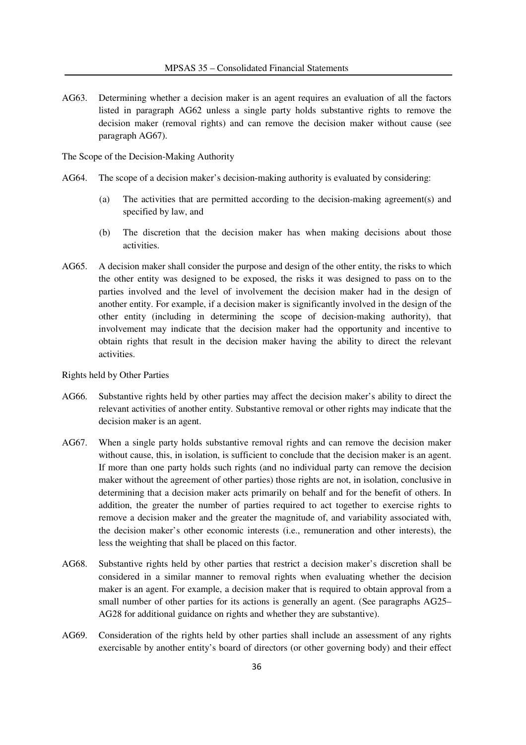AG63. Determining whether a decision maker is an agent requires an evaluation of all the factors listed in paragraph AG62 unless a single party holds substantive rights to remove the decision maker (removal rights) and can remove the decision maker without cause (see paragraph AG67).

The Scope of the Decision-Making Authority

AG64. The scope of a decision maker's decision-making authority is evaluated by considering:

(a) The activities that are permitted according to the decision-making agreement(s) and specified by law, and

(b) The discretion that the decision maker has when making decisions about those activities.

AG65. A decision maker shall consider the purpose and design of the other entity, the risks to which the other entity was designed to be exposed, the risks it was designed to pass on to the parties involved and the level of involvement the decision maker had in the design of another entity. For example, if a decision maker is significantly involved in the design of the other entity (including in determining the scope of decision-making authority), that involvement may indicate that the decision maker had the opportunity and incentive to obtain rights that result in the decision maker having the ability to direct the relevant activities.

Rights held by Other Parties

AG66. Substantive rights held by other parties may affect the decision maker's ability to direct the relevant activities of another entity. Substantive removal or other rights may indicate that the decision maker is an agent.

AG67. When a single party holds substantive removal rights and can remove the decision maker without cause, this, in isolation, is sufficient to conclude that the decision maker is an agent. If more than one party holds such rights (and no individual party can remove the decision maker without the agreement of other parties) those rights are not, in isolation, conclusive in determining that a decision maker acts primarily on behalf and for the benefit of others. In addition, the greater the number of parties required to act together to exercise rights to remove a decision maker and the greater the magnitude of, and variability associated with, the decision maker's other economic interests (i.e., remuneration and other interests), the less the weighting that shall be placed on this factor.

AG68. Substantive rights held by other parties that restrict a decision maker's discretion shall be considered in a similar manner to removal rights when evaluating whether the decision maker is an agent. For example, a decision maker that is required to obtain approval from a small number of other parties for its actions is generally an agent. (See paragraphs AG25–AG28 for additional guidance on rights and whether they are substantive).

AG69. Consideration of the rights held by other parties shall include an assessment of any rights exercisable by another entity's board of directors (or other governing body) and their effect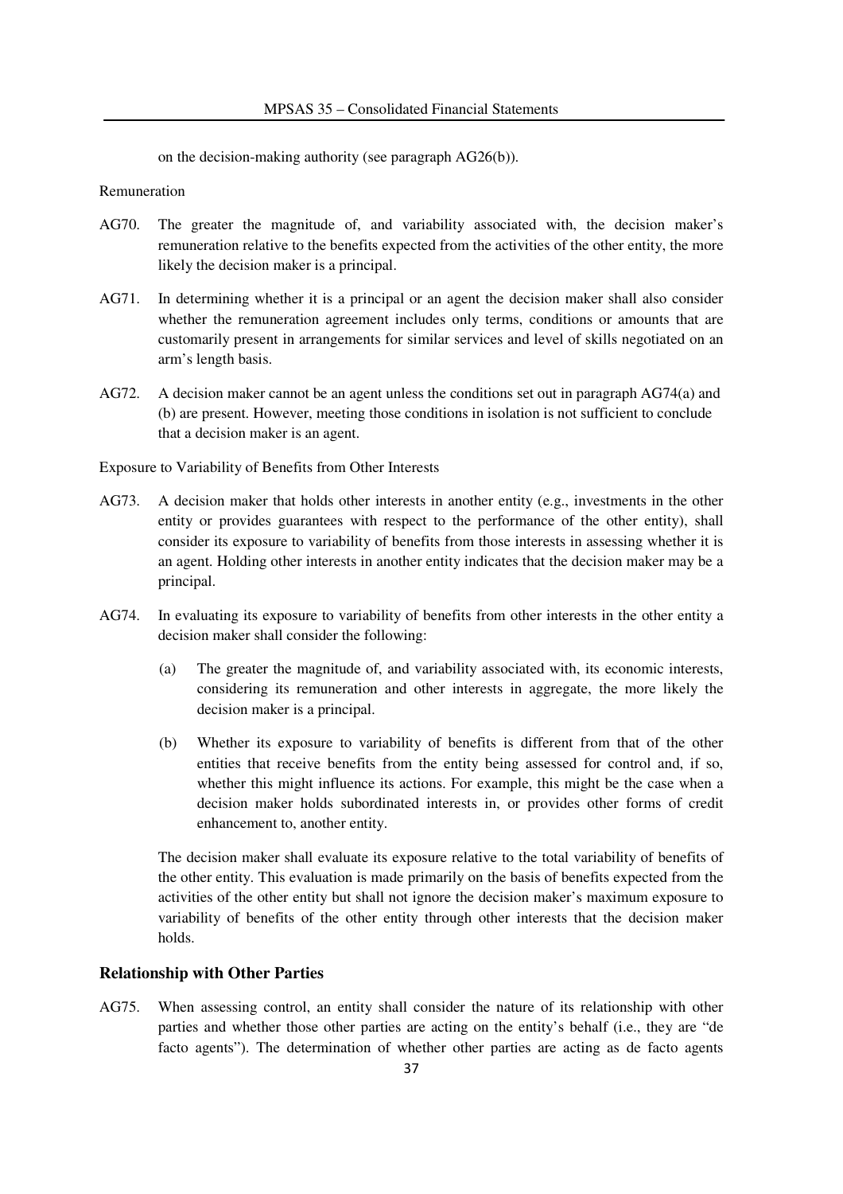on the decision-making authority (see paragraph AG26(b)).

Remuneration

AG70. The greater the magnitude of, and variability associated with, the decision maker's remuneration relative to the benefits expected from the activities of the other entity, the more likely the decision maker is a principal.

AG71. In determining whether it is a principal or an agent the decision maker shall also consider whether the remuneration agreement includes only terms, conditions or amounts that are customarily present in arrangements for similar services and level of skills negotiated on an arm's length basis.

AG72. A decision maker cannot be an agent unless the conditions set out in paragraph AG74(a) and (b) are present. However, meeting those conditions in isolation is not sufficient to conclude that a decision maker is an agent.

Exposure to Variability of Benefits from Other Interests

AG73. A decision maker that holds other interests in another entity (e.g., investments in the other entity or provides guarantees with respect to the performance of the other entity), shall consider its exposure to variability of benefits from those interests in assessing whether it is an agent. Holding other interests in another entity indicates that the decision maker may be a principal.

AG74. In evaluating its exposure to variability of benefits from other interests in the other entity a decision maker shall consider the following:

(a) The greater the magnitude of, and variability associated with, its economic interests, considering its remuneration and other interests in aggregate, the more likely the decision maker is a principal.

(b) Whether its exposure to variability of benefits is different from that of the other entities that receive benefits from the entity being assessed for control and, if so, whether this might influence its actions. For example, this might be the case when a decision maker holds subordinated interests in, or provides other forms of credit enhancement to, another entity.

The decision maker shall evaluate its exposure relative to the total variability of benefits of the other entity. This evaluation is made primarily on the basis of benefits expected from the activities of the other entity but shall not ignore the decision maker's maximum exposure to variability of benefits of the other entity through other interests that the decision maker holds.

### Relationship with Other Parties

AG75. When assessing control, an entity shall consider the nature of its relationship with other parties and whether those other parties are acting on the entity's behalf (i.e., they are "de facto agents"). The determination of whether other parties are acting as de facto agents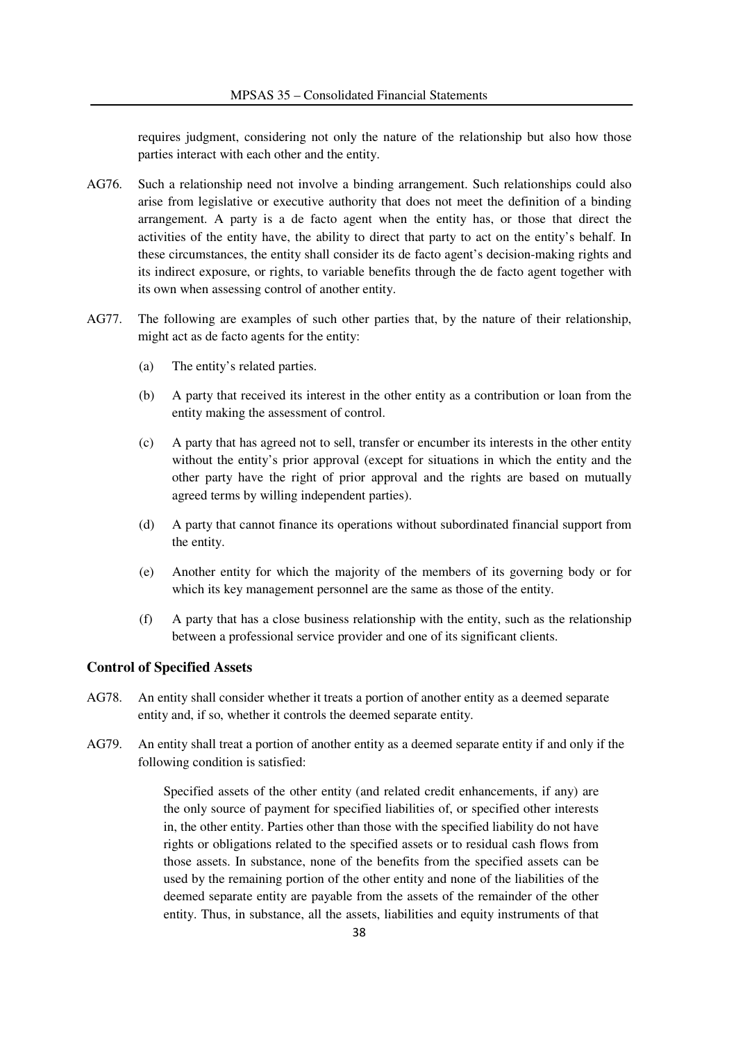requires judgment, considering not only the nature of the relationship but also how those parties interact with each other and the entity.

AG76. Such a relationship need not involve a binding arrangement. Such relationships could also arise from legislative or executive authority that does not meet the definition of a binding arrangement. A party is a de facto agent when the entity has, or those that direct the activities of the entity have, the ability to direct that party to act on the entity's behalf. In these circumstances, the entity shall consider its de facto agent's decision-making rights and its indirect exposure, or rights, to variable benefits through the de facto agent together with its own when assessing control of another entity.

AG77. The following are examples of such other parties that, by the nature of their relationship, might act as de facto agents for the entity:

(a) The entity's related parties.

(b) A party that received its interest in the other entity as a contribution or loan from the entity making the assessment of control.

(c) A party that has agreed not to sell, transfer or encumber its interests in the other entity without the entity's prior approval (except for situations in which the entity and the other party have the right of prior approval and the rights are based on mutually agreed terms by willing independent parties).

(d) A party that cannot finance its operations without subordinated financial support from the entity.

(e) Another entity for which the majority of the members of its governing body or for which its key management personnel are the same as those of the entity.

(f) A party that has a close business relationship with the entity, such as the relationship between a professional service provider and one of its significant clients.

### Control of Specified Assets

AG78. An entity shall consider whether it treats a portion of another entity as a deemed separate entity and, if so, whether it controls the deemed separate entity.

AG79. An entity shall treat a portion of another entity as a deemed separate entity if and only if the following condition is satisfied:

> Specified assets of the other entity (and related credit enhancements, if any) are the only source of payment for specified liabilities of, or specified other interests in, the other entity. Parties other than those with the specified liability do not have rights or obligations related to the specified assets or to residual cash flows from those assets. In substance, none of the benefits from the specified assets can be used by the remaining portion of the other entity and none of the liabilities of the deemed separate entity are payable from the assets of the remainder of the other entity. Thus, in substance, all the assets, liabilities and equity instruments of that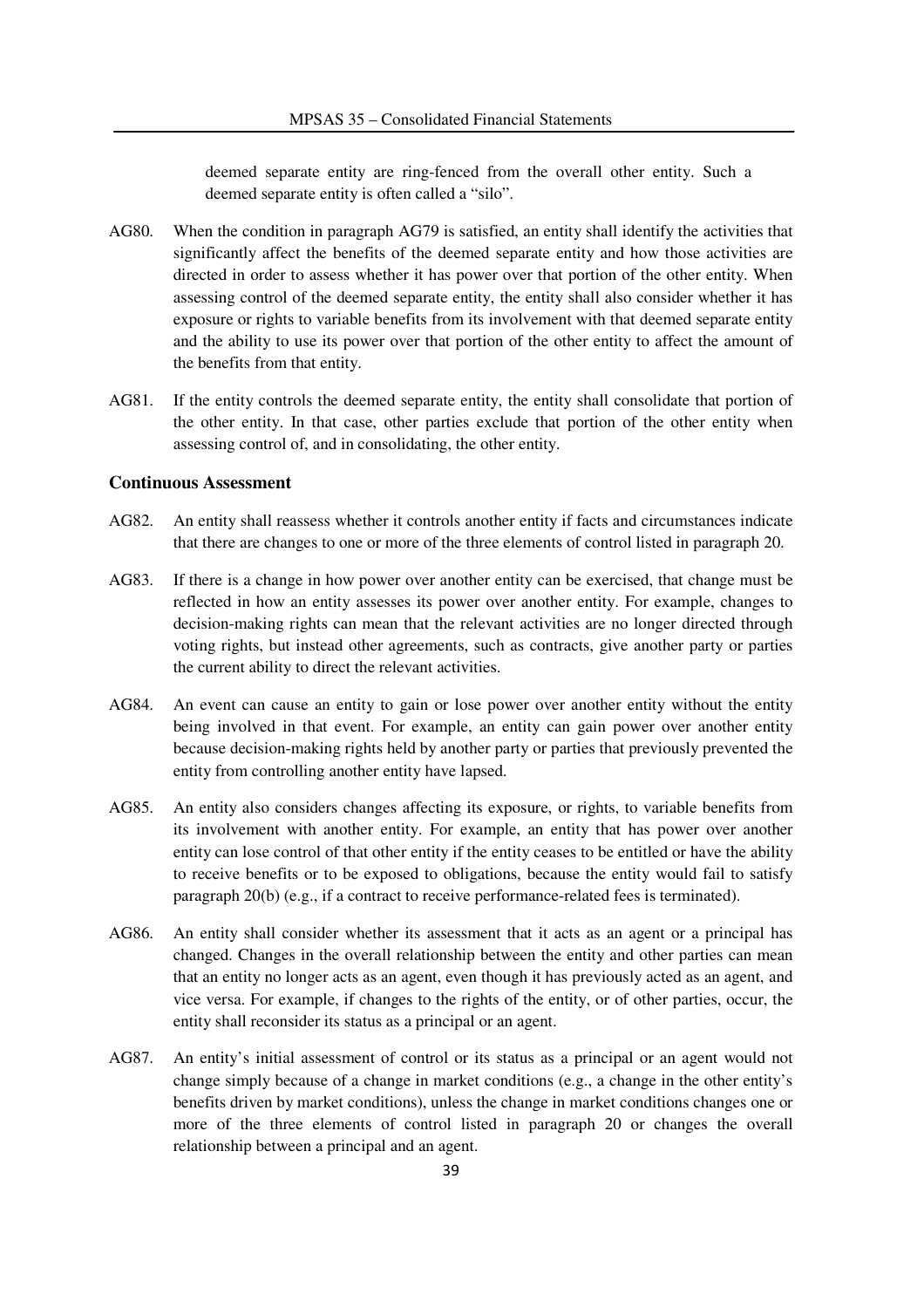deemed separate entity are ring-fenced from the overall other entity. Such a deemed separate entity is often called a "silo".

AG80. When the condition in paragraph AG79 is satisfied, an entity shall identify the activities that significantly affect the benefits of the deemed separate entity and how those activities are directed in order to assess whether it has power over that portion of the other entity. When assessing control of the deemed separate entity, the entity shall also consider whether it has exposure or rights to variable benefits from its involvement with that deemed separate entity and the ability to use its power over that portion of the other entity to affect the amount of the benefits from that entity.

AG81. If the entity controls the deemed separate entity, the entity shall consolidate that portion of the other entity. In that case, other parties exclude that portion of the other entity when assessing control of, and in consolidating, the other entity.

### Continuous Assessment

AG82. An entity shall reassess whether it controls another entity if facts and circumstances indicate that there are changes to one or more of the three elements of control listed in paragraph 20.

AG83. If there is a change in how power over another entity can be exercised, that change must be reflected in how an entity assesses its power over another entity. For example, changes to decision-making rights can mean that the relevant activities are no longer directed through voting rights, but instead other agreements, such as contracts, give another party or parties the current ability to direct the relevant activities.

AG84. An event can cause an entity to gain or lose power over another entity without the entity being involved in that event. For example, an entity can gain power over another entity because decision-making rights held by another party or parties that previously prevented the entity from controlling another entity have lapsed.

AG85. An entity also considers changes affecting its exposure, or rights, to variable benefits from its involvement with another entity. For example, an entity that has power over another entity can lose control of that other entity if the entity ceases to be entitled or have the ability to receive benefits or to be exposed to obligations, because the entity would fail to satisfy paragraph 20(b) (e.g., if a contract to receive performance-related fees is terminated).

AG86. An entity shall consider whether its assessment that it acts as an agent or a principal has changed. Changes in the overall relationship between the entity and other parties can mean that an entity no longer acts as an agent, even though it has previously acted as an agent, and vice versa. For example, if changes to the rights of the entity, or of other parties, occur, the entity shall reconsider its status as a principal or an agent.

AG87. An entity's initial assessment of control or its status as a principal or an agent would not change simply because of a change in market conditions (e.g., a change in the other entity's benefits driven by market conditions), unless the change in market conditions changes one or more of the three elements of control listed in paragraph 20 or changes the overall relationship between a principal and an agent.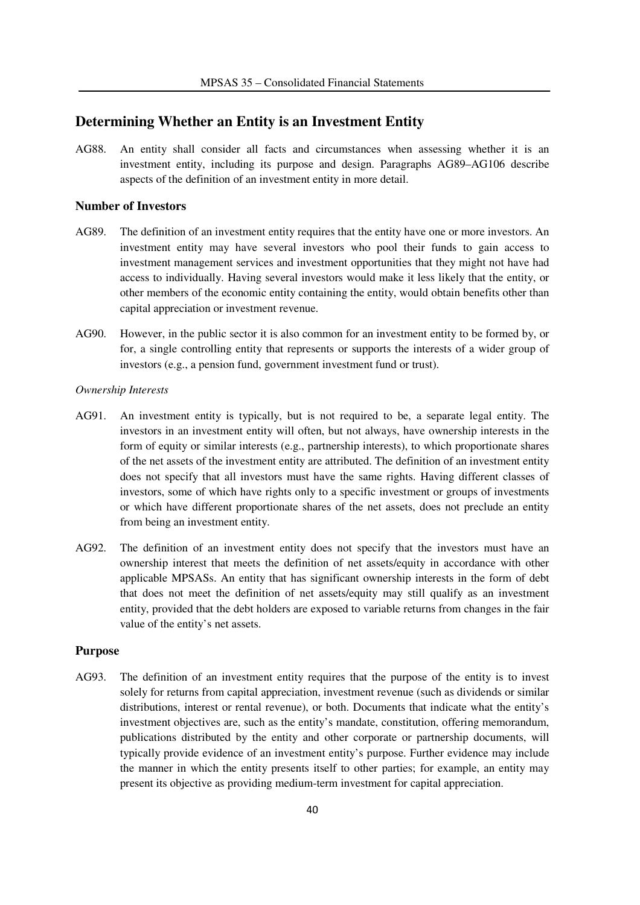## Determining Whether an Entity is an Investment Entity

AG88. An entity shall consider all facts and circumstances when assessing whether it is an investment entity, including its purpose and design. Paragraphs AG89–AG106 describe aspects of the definition of an investment entity in more detail.

### Number of Investors

AG89. The definition of an investment entity requires that the entity have one or more investors. An investment entity may have several investors who pool their funds to gain access to investment management services and investment opportunities that they might not have had access to individually. Having several investors would make it less likely that the entity, or other members of the economic entity containing the entity, would obtain benefits other than capital appreciation or investment revenue.

AG90. However, in the public sector it is also common for an investment entity to be formed by, or for, a single controlling entity that represents or supports the interests of a wider group of investors (e.g., a pension fund, government investment fund or trust).

*Ownership Interests*

AG91. An investment entity is typically, but is not required to be, a separate legal entity. The investors in an investment entity will often, but not always, have ownership interests in the form of equity or similar interests (e.g., partnership interests), to which proportionate shares of the net assets of the investment entity are attributed. The definition of an investment entity does not specify that all investors must have the same rights. Having different classes of investors, some of which have rights only to a specific investment or groups of investments or which have different proportionate shares of the net assets, does not preclude an entity from being an investment entity.

AG92. The definition of an investment entity does not specify that the investors must have an ownership interest that meets the definition of net assets/equity in accordance with other applicable MPSASs. An entity that has significant ownership interests in the form of debt that does not meet the definition of net assets/equity may still qualify as an investment entity, provided that the debt holders are exposed to variable returns from changes in the fair value of the entity's net assets.

### Purpose

AG93. The definition of an investment entity requires that the purpose of the entity is to invest solely for returns from capital appreciation, investment revenue (such as dividends or similar distributions, interest or rental revenue), or both. Documents that indicate what the entity's investment objectives are, such as the entity's mandate, constitution, offering memorandum, publications distributed by the entity and other corporate or partnership documents, will typically provide evidence of an investment entity's purpose. Further evidence may include the manner in which the entity presents itself to other parties; for example, an entity may present its objective as providing medium-term investment for capital appreciation.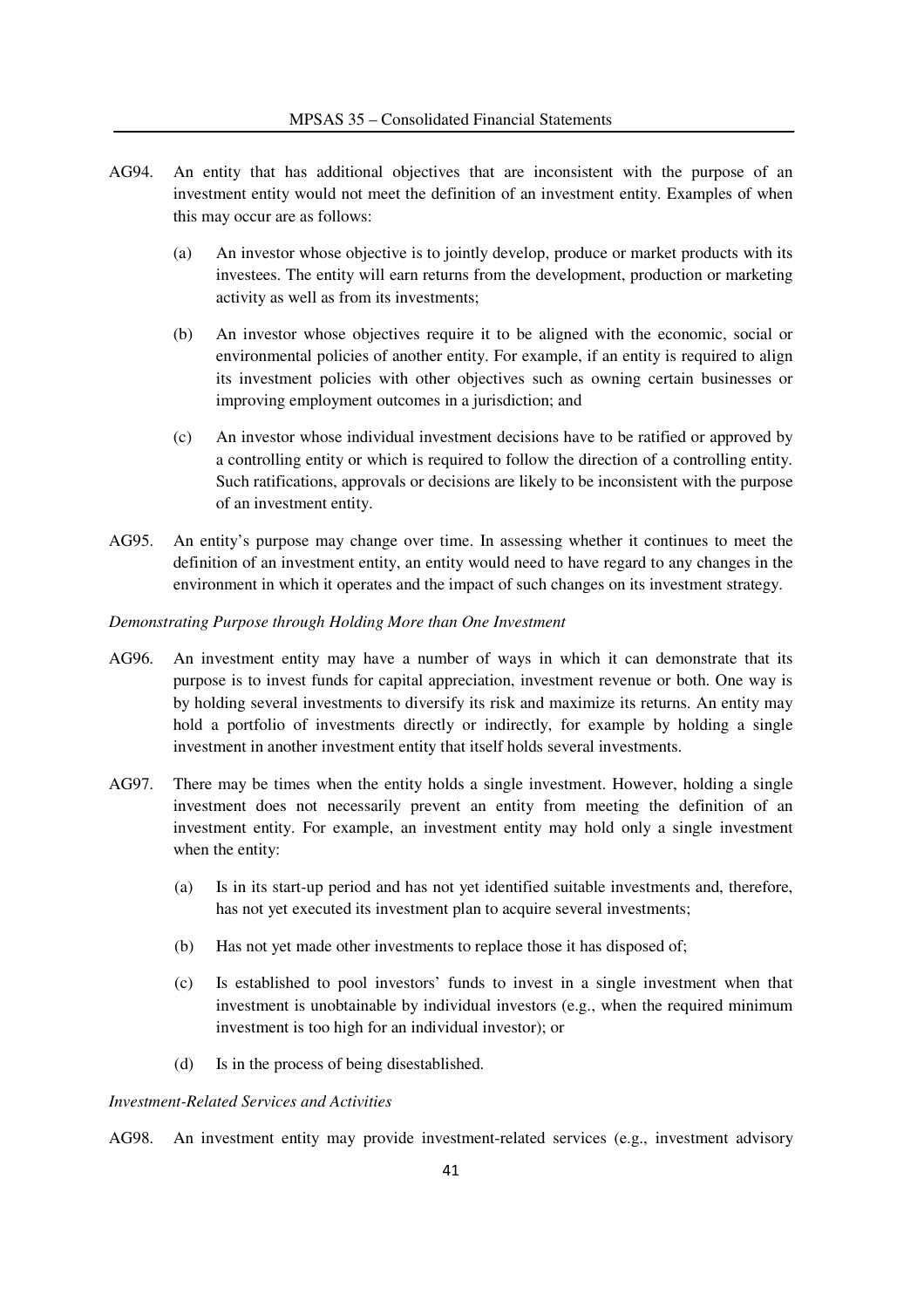AG94. An entity that has additional objectives that are inconsistent with the purpose of an investment entity would not meet the definition of an investment entity. Examples of when this may occur are as follows:

(a) An investor whose objective is to jointly develop, produce or market products with its investees. The entity will earn returns from the development, production or marketing activity as well as from its investments;

(b) An investor whose objectives require it to be aligned with the economic, social or environmental policies of another entity. For example, if an entity is required to align its investment policies with other objectives such as owning certain businesses or improving employment outcomes in a jurisdiction; and

(c) An investor whose individual investment decisions have to be ratified or approved by a controlling entity or which is required to follow the direction of a controlling entity. Such ratifications, approvals or decisions are likely to be inconsistent with the purpose of an investment entity.

AG95. An entity's purpose may change over time. In assessing whether it continues to meet the definition of an investment entity, an entity would need to have regard to any changes in the environment in which it operates and the impact of such changes on its investment strategy.

*Demonstrating Purpose through Holding More than One Investment*

AG96. An investment entity may have a number of ways in which it can demonstrate that its purpose is to invest funds for capital appreciation, investment revenue or both. One way is by holding several investments to diversify its risk and maximize its returns. An entity may hold a portfolio of investments directly or indirectly, for example by holding a single investment in another investment entity that itself holds several investments.

AG97. There may be times when the entity holds a single investment. However, holding a single investment does not necessarily prevent an entity from meeting the definition of an investment entity. For example, an investment entity may hold only a single investment when the entity:

(a) Is in its start-up period and has not yet identified suitable investments and, therefore, has not yet executed its investment plan to acquire several investments;

(b) Has not yet made other investments to replace those it has disposed of;

(c) Is established to pool investors' funds to invest in a single investment when that investment is unobtainable by individual investors (e.g., when the required minimum investment is too high for an individual investor); or

(d) Is in the process of being disestablished.

*Investment-Related Services and Activities*

AG98. An investment entity may provide investment-related services (e.g., investment advisory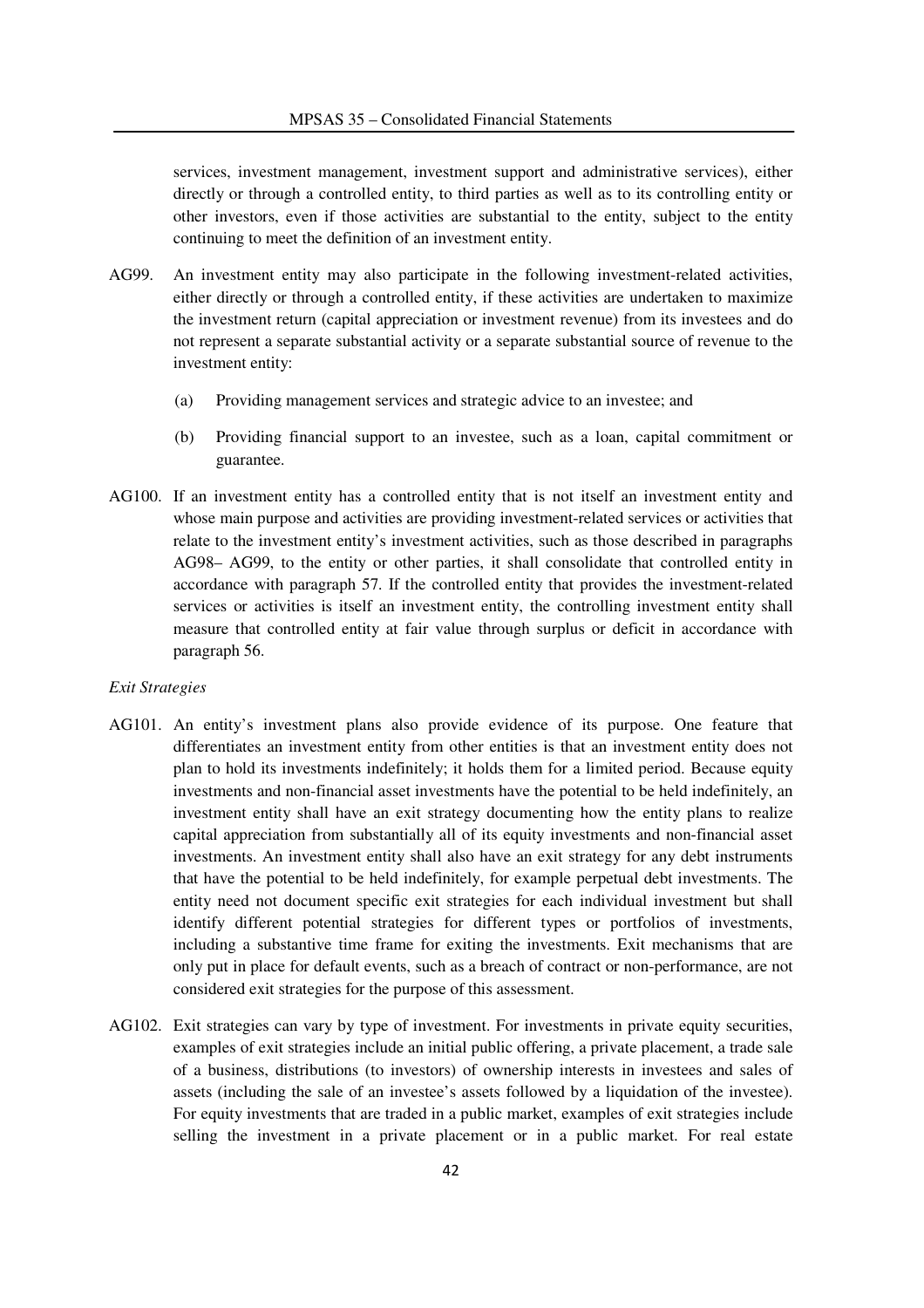services, investment management, investment support and administrative services), either directly or through a controlled entity, to third parties as well as to its controlling entity or other investors, even if those activities are substantial to the entity, subject to the entity continuing to meet the definition of an investment entity.

AG99. An investment entity may also participate in the following investment-related activities, either directly or through a controlled entity, if these activities are undertaken to maximize the investment return (capital appreciation or investment revenue) from its investees and do not represent a separate substantial activity or a separate substantial source of revenue to the investment entity:

(a) Providing management services and strategic advice to an investee; and

(b) Providing financial support to an investee, such as a loan, capital commitment or guarantee.

AG100. If an investment entity has a controlled entity that is not itself an investment entity and whose main purpose and activities are providing investment-related services or activities that relate to the investment entity's investment activities, such as those described in paragraphs AG98– AG99, to the entity or other parties, it shall consolidate that controlled entity in accordance with paragraph 57. If the controlled entity that provides the investment-related services or activities is itself an investment entity, the controlling investment entity shall measure that controlled entity at fair value through surplus or deficit in accordance with paragraph 56.

*Exit Strategies*

AG101. An entity's investment plans also provide evidence of its purpose. One feature that differentiates an investment entity from other entities is that an investment entity does not plan to hold its investments indefinitely; it holds them for a limited period. Because equity investments and non-financial asset investments have the potential to be held indefinitely, an investment entity shall have an exit strategy documenting how the entity plans to realize capital appreciation from substantially all of its equity investments and non-financial asset investments. An investment entity shall also have an exit strategy for any debt instruments that have the potential to be held indefinitely, for example perpetual debt investments. The entity need not document specific exit strategies for each individual investment but shall identify different potential strategies for different types or portfolios of investments, including a substantive time frame for exiting the investments. Exit mechanisms that are only put in place for default events, such as a breach of contract or non-performance, are not considered exit strategies for the purpose of this assessment.

AG102. Exit strategies can vary by type of investment. For investments in private equity securities, examples of exit strategies include an initial public offering, a private placement, a trade sale of a business, distributions (to investors) of ownership interests in investees and sales of assets (including the sale of an investee's assets followed by a liquidation of the investee). For equity investments that are traded in a public market, examples of exit strategies include selling the investment in a private placement or in a public market. For real estate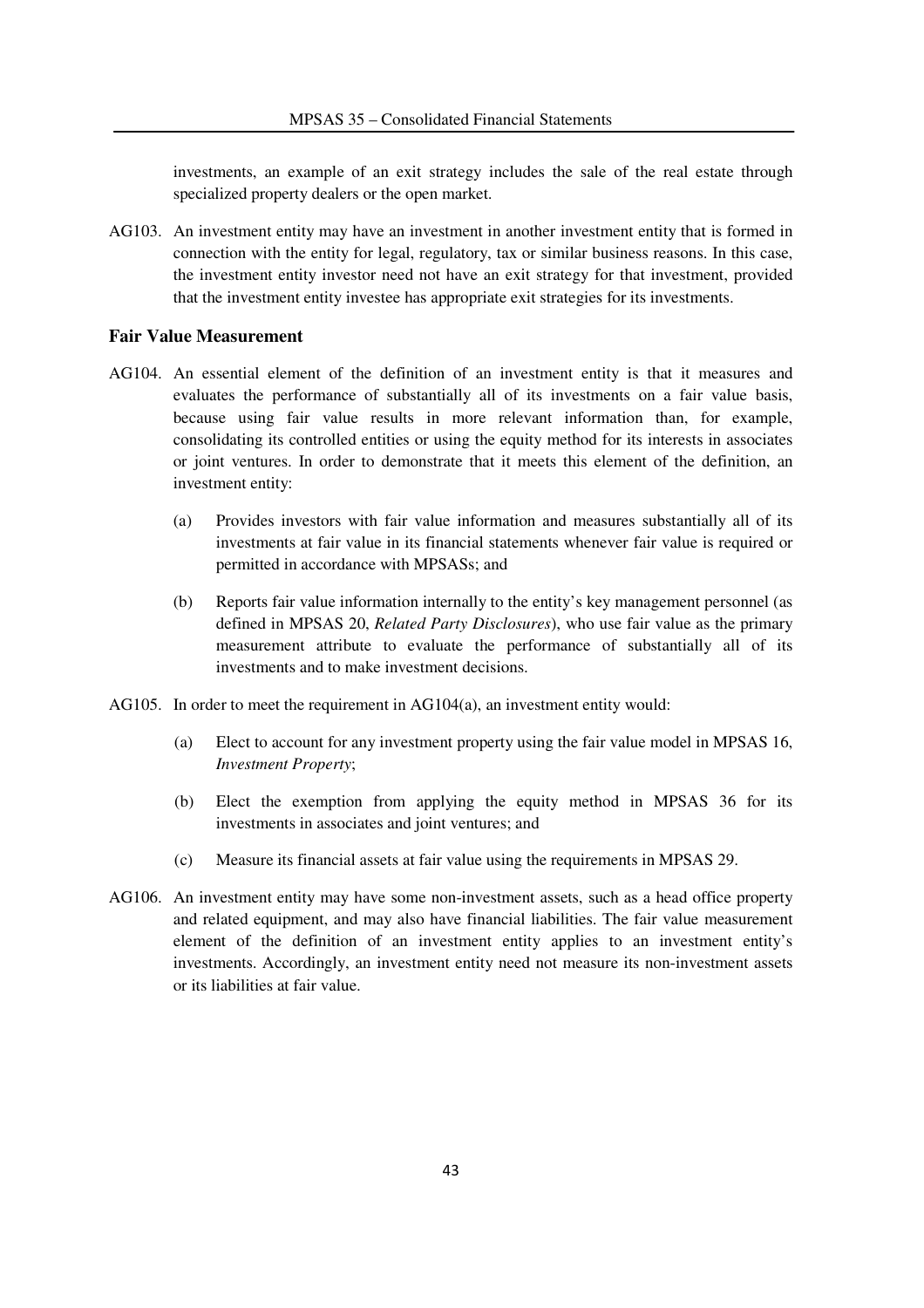investments, an example of an exit strategy includes the sale of the real estate through specialized property dealers or the open market.

AG103. An investment entity may have an investment in another investment entity that is formed in connection with the entity for legal, regulatory, tax or similar business reasons. In this case, the investment entity investor need not have an exit strategy for that investment, provided that the investment entity investee has appropriate exit strategies for its investments.

### Fair Value Measurement

AG104. An essential element of the definition of an investment entity is that it measures and evaluates the performance of substantially all of its investments on a fair value basis, because using fair value results in more relevant information than, for example, consolidating its controlled entities or using the equity method for its interests in associates or joint ventures. In order to demonstrate that it meets this element of the definition, an investment entity:

(a) Provides investors with fair value information and measures substantially all of its investments at fair value in its financial statements whenever fair value is required or permitted in accordance with MPSASs; and

(b) Reports fair value information internally to the entity's key management personnel (as defined in MPSAS 20, *Related Party Disclosures*), who use fair value as the primary measurement attribute to evaluate the performance of substantially all of its investments and to make investment decisions.

AG105. In order to meet the requirement in AG104(a), an investment entity would:

(a) Elect to account for any investment property using the fair value model in MPSAS 16, *Investment Property*;

(b) Elect the exemption from applying the equity method in MPSAS 36 for its investments in associates and joint ventures; and

(c) Measure its financial assets at fair value using the requirements in MPSAS 29.

AG106. An investment entity may have some non-investment assets, such as a head office property and related equipment, and may also have financial liabilities. The fair value measurement element of the definition of an investment entity applies to an investment entity's investments. Accordingly, an investment entity need not measure its non-investment assets or its liabilities at fair value.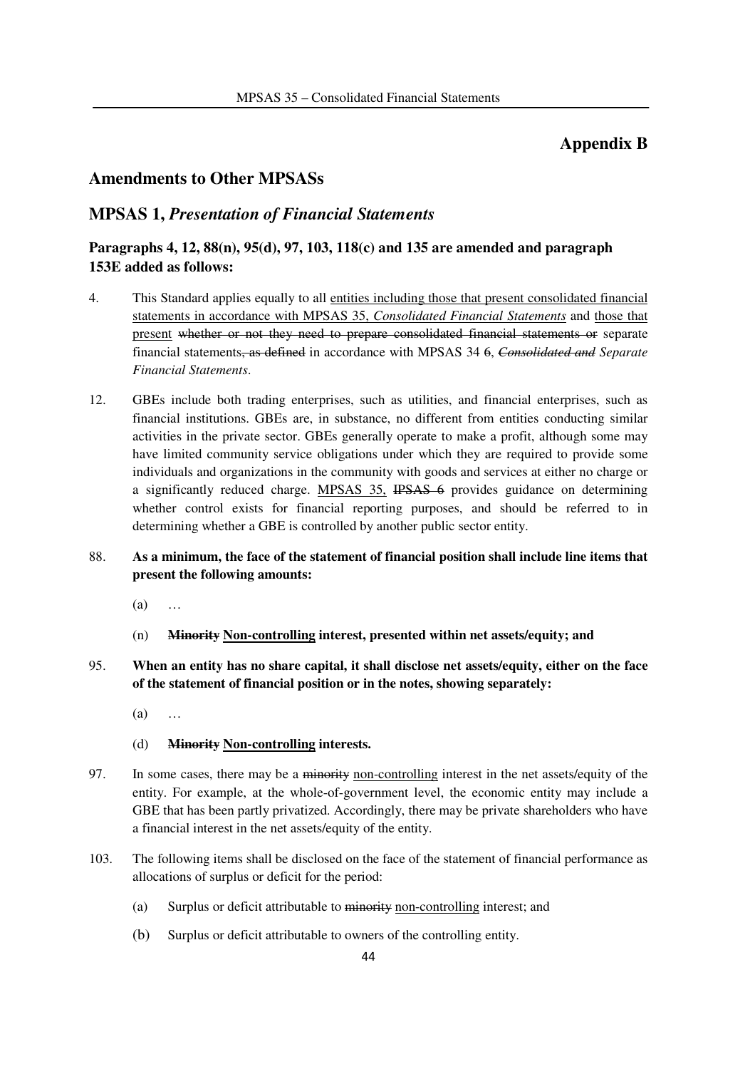## Appendix B

## Amendments to Other MPSASs

## MPSAS 1, *Presentation of Financial Statements*

### Paragraphs 4, 12, 88(n), 95(d), 97, 103, 118(c) and 135 are amended and paragraph 153E added as follows:

4. This Standard applies equally to all <u>entities including those that present consolidated financial statements in accordance with MPSAS 35, *Consolidated Financial Statements*</u> and <u>those that present</u> ~~whether or not they need to prepare consolidated financial statements or~~ separate financial statements~~, as defined~~ in accordance with MPSAS 34 ~~6~~, ~~*Consolidated and*~~ *Separate Financial Statements*.

12. GBEs include both trading enterprises, such as utilities, and financial enterprises, such as financial institutions. GBEs are, in substance, no different from entities conducting similar activities in the private sector. GBEs generally operate to make a profit, although some may have limited community service obligations under which they are required to provide some individuals and organizations in the community with goods and services at either no charge or a significantly reduced charge. <u>MPSAS 35,</u> ~~IPSAS 6~~ provides guidance on determining whether control exists for financial reporting purposes, and should be referred to in determining whether a GBE is controlled by another public sector entity.

88. **As a minimum, the face of the statement of financial position shall include line items that present the following amounts:**

    (a) …

    (n) **~~Minority~~ <u>Non-controlling</u> interest, presented within net assets/equity; and**

95. **When an entity has no share capital, it shall disclose net assets/equity, either on the face of the statement of financial position or in the notes, showing separately:**

    (a) …

    (d) **~~Minority~~ <u>Non-controlling</u> interests.**

97. In some cases, there may be a ~~minority~~ <u>non-controlling</u> interest in the net assets/equity of the entity. For example, at the whole-of-government level, the economic entity may include a GBE that has been partly privatized. Accordingly, there may be private shareholders who have a financial interest in the net assets/equity of the entity.

103. The following items shall be disclosed on the face of the statement of financial performance as allocations of surplus or deficit for the period:

    (a) Surplus or deficit attributable to ~~minority~~ <u>non-controlling</u> interest; and

    (b) Surplus or deficit attributable to owners of the controlling entity.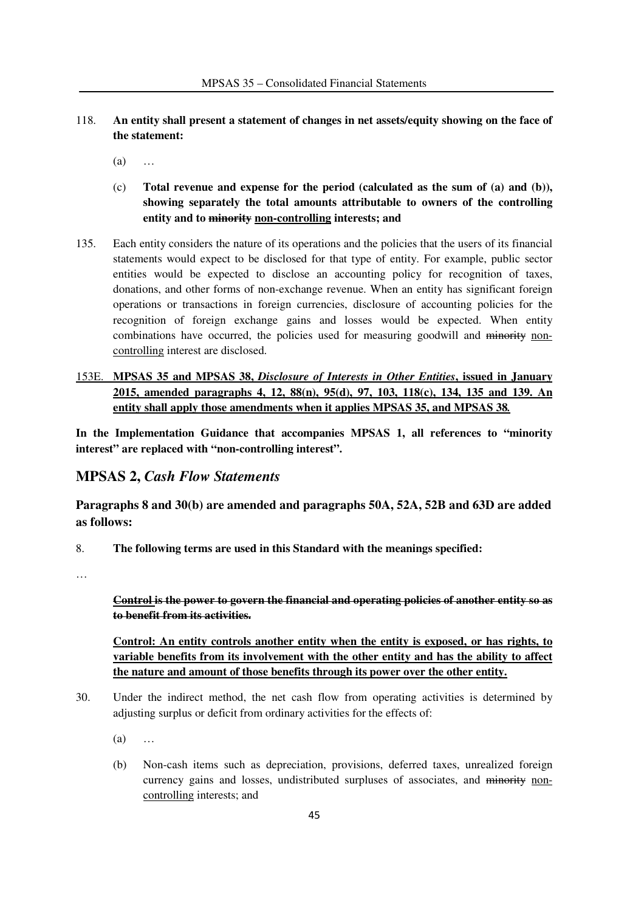118. **An entity shall present a statement of changes in net assets/equity showing on the face of the statement:**

(a) …

(c) **Total revenue and expense for the period (calculated as the sum of (a) and (b)), showing separately the total amounts attributable to owners of the controlling entity and to ~~minority~~ <u>non-controlling</u> interests; and**

135. Each entity considers the nature of its operations and the policies that the users of its financial statements would expect to be disclosed for that type of entity. For example, public sector entities would be expected to disclose an accounting policy for recognition of taxes, donations, and other forms of non-exchange revenue. When an entity has significant foreign operations or transactions in foreign currencies, disclosure of accounting policies for the recognition of foreign exchange gains and losses would be expected. When entity combinations have occurred, the policies used for measuring goodwill and ~~minority~~ <u>non-controlling</u> interest are disclosed.

<u>153E.</u> <u>**MPSAS 35 and MPSAS 38, *Disclosure of Interests in Other Entities*, issued in January 2015, amended paragraphs 4, 12, 88(n), 95(d), 97, 103, 118(c), 134, 135 and 139. An entity shall apply those amendments when it applies MPSAS 35, and MPSAS 38.**</u>

**In the Implementation Guidance that accompanies MPSAS 1, all references to "minority interest" are replaced with "non-controlling interest".**

## MPSAS 2, *Cash Flow Statements*

### Paragraphs 8 and 30(b) are amended and paragraphs 50A, 52A, 52B and 63D are added as follows:

8. **The following terms are used in this Standard with the meanings specified:**

…

~~**Control is the power to govern the financial and operating policies of another entity so as to benefit from its activities.**~~

<u>**Control: An entity controls another entity when the entity is exposed, or has rights, to variable benefits from its involvement with the other entity and has the ability to affect the nature and amount of those benefits through its power over the other entity.**</u>

30. Under the indirect method, the net cash flow from operating activities is determined by adjusting surplus or deficit from ordinary activities for the effects of:

(a) …

(b) Non-cash items such as depreciation, provisions, deferred taxes, unrealized foreign currency gains and losses, undistributed surpluses of associates, and ~~minority~~ <u>non-controlling</u> interests; and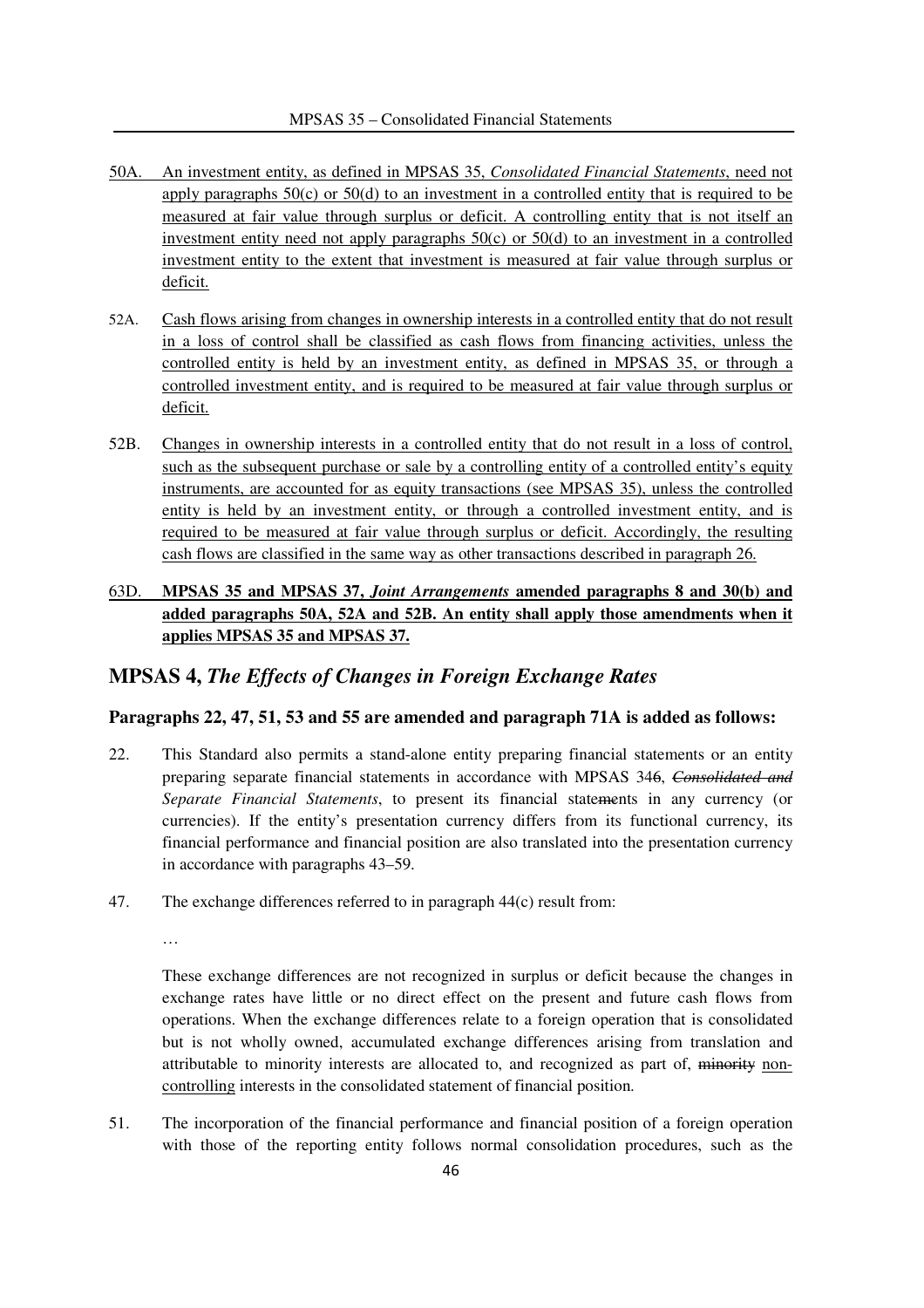50A. An investment entity, as defined in MPSAS 35, *Consolidated Financial Statements*, need not apply paragraphs 50(c) or 50(d) to an investment in a controlled entity that is required to be measured at fair value through surplus or deficit. A controlling entity that is not itself an investment entity need not apply paragraphs 50(c) or 50(d) to an investment in a controlled investment entity to the extent that investment is measured at fair value through surplus or deficit.

52A. Cash flows arising from changes in ownership interests in a controlled entity that do not result in a loss of control shall be classified as cash flows from financing activities, unless the controlled entity is held by an investment entity, as defined in MPSAS 35, or through a controlled investment entity, and is required to be measured at fair value through surplus or deficit.

52B. Changes in ownership interests in a controlled entity that do not result in a loss of control, such as the subsequent purchase or sale by a controlling entity of a controlled entity's equity instruments, are accounted for as equity transactions (see MPSAS 35), unless the controlled entity is held by an investment entity, or through a controlled investment entity, and is required to be measured at fair value through surplus or deficit. Accordingly, the resulting cash flows are classified in the same way as other transactions described in paragraph 26.

63D. **MPSAS 35 and MPSAS 37, *Joint Arrangements* amended paragraphs 8 and 30(b) and added paragraphs 50A, 52A and 52B. An entity shall apply those amendments when it applies MPSAS 35 and MPSAS 37.**

## MPSAS 4, *The Effects of Changes in Foreign Exchange Rates*

### Paragraphs 22, 47, 51, 53 and 55 are amended and paragraph 71A is added as follows:

22. This Standard also permits a stand-alone entity preparing financial statements or an entity preparing separate financial statements in accordance with MPSAS 34~~6~~, ~~*Consolidated and*~~ *Separate Financial Statements*, to present its financial state~~me~~nts in any currency (or currencies). If the entity's presentation currency differs from its functional currency, its financial performance and financial position are also translated into the presentation currency in accordance with paragraphs 43–59.

47. The exchange differences referred to in paragraph 44(c) result from:

…

These exchange differences are not recognized in surplus or deficit because the changes in exchange rates have little or no direct effect on the present and future cash flows from operations. When the exchange differences relate to a foreign operation that is consolidated but is not wholly owned, accumulated exchange differences arising from translation and attributable to minority interests are allocated to, and recognized as part of, ~~minority~~ non-controlling interests in the consolidated statement of financial position.

51. The incorporation of the financial performance and financial position of a foreign operation with those of the reporting entity follows normal consolidation procedures, such as the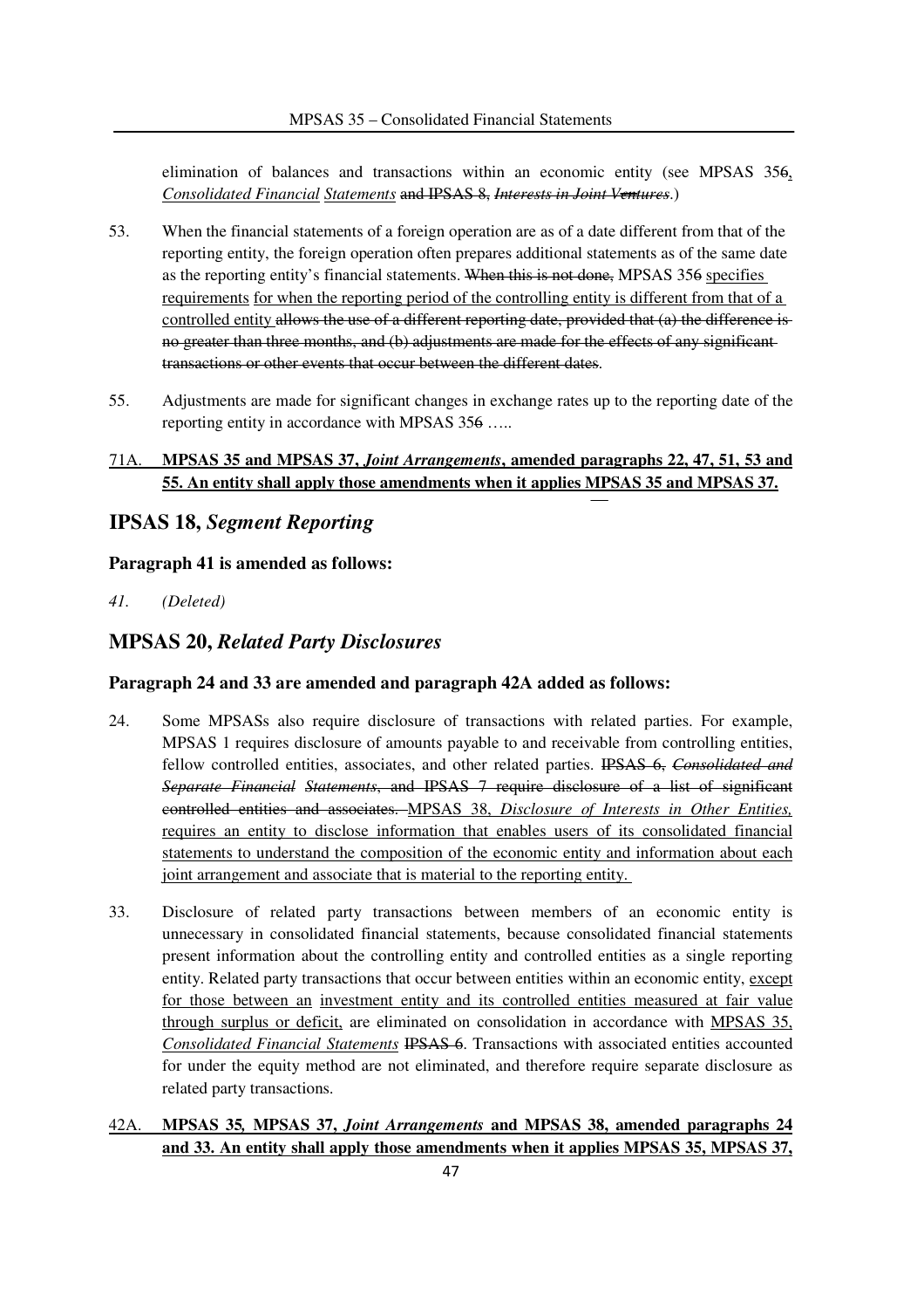elimination of balances and transactions within an economic entity (see MPSAS 356, *Consolidated Financial Statements* and IPSAS 8, *Interests in Joint Ventures*.)

53. When the financial statements of a foreign operation are as of a date different from that of the reporting entity, the foreign operation often prepares additional statements as of the same date as the reporting entity's financial statements. When this is not done, MPSAS 356 specifies requirements for when the reporting period of the controlling entity is different from that of a controlled entity allows the use of a different reporting date, provided that (a) the difference is no greater than three months, and (b) adjustments are made for the effects of any significant transactions or other events that occur between the different dates.

55. Adjustments are made for significant changes in exchange rates up to the reporting date of the reporting entity in accordance with MPSAS 356 …..

71A. **MPSAS 35 and MPSAS 37, *Joint Arrangements*, amended paragraphs 22, 47, 51, 53 and 55. An entity shall apply those amendments when it applies MPSAS 35 and MPSAS 37.**

## IPSAS 18, *Segment Reporting*

**Paragraph 41 is amended as follows:**

*41. (Deleted)*

## MPSAS 20, *Related Party Disclosures*

**Paragraph 24 and 33 are amended and paragraph 42A added as follows:**

24. Some MPSASs also require disclosure of transactions with related parties. For example, MPSAS 1 requires disclosure of amounts payable to and receivable from controlling entities, fellow controlled entities, associates, and other related parties. IPSAS 6, *Consolidated and Separate Financial Statements*, and IPSAS 7 require disclosure of a list of significant controlled entities and associates. MPSAS 38, *Disclosure of Interests in Other Entities,* requires an entity to disclose information that enables users of its consolidated financial statements to understand the composition of the economic entity and information about each joint arrangement and associate that is material to the reporting entity.

33. Disclosure of related party transactions between members of an economic entity is unnecessary in consolidated financial statements, because consolidated financial statements present information about the controlling entity and controlled entities as a single reporting entity. Related party transactions that occur between entities within an economic entity, except for those between an investment entity and its controlled entities measured at fair value through surplus or deficit, are eliminated on consolidation in accordance with MPSAS 35, *Consolidated Financial Statements* IPSAS 6. Transactions with associated entities accounted for under the equity method are not eliminated, and therefore require separate disclosure as related party transactions.

42A. **MPSAS 35, MPSAS 37, *Joint Arrangements* and MPSAS 38, amended paragraphs 24 and 33. An entity shall apply those amendments when it applies MPSAS 35, MPSAS 37,**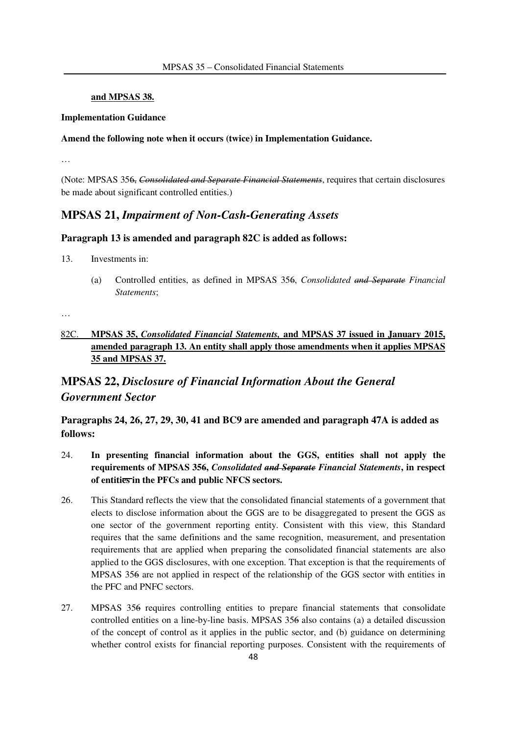**and MPSAS 38.**

**Implementation Guidance**

**Amend the following note when it occurs (twice) in Implementation Guidance.**

…

(Note: MPSAS 35~~6~~, ~~*Consolidated and Separate Financial Statements*~~, requires that certain disclosures be made about significant controlled entities.)

## MPSAS 21, *Impairment of Non-Cash-Generating Assets*

### Paragraph 13 is amended and paragraph 82C is added as follows:

13. Investments in:

    (a) Controlled entities, as defined in MPSAS 35~~6~~, *Consolidated ~~and Separate~~ Financial Statements*;

…

82C. **MPSAS 35, *Consolidated Financial Statements,* and MPSAS 37 issued in January 2015, amended paragraph 13. An entity shall apply those amendments when it applies MPSAS 35 and MPSAS 37.**

## MPSAS 22, *Disclosure of Financial Information About the General Government Sector*

### Paragraphs 24, 26, 27, 29, 30, 41 and BC9 are amended and paragraph 47A is added as follows:

24. **In presenting financial information about the GGS, entities shall not apply the requirements of MPSAS 35~~6~~, *Consolidated ~~and Separate~~ Financial Statements*, in respect of entiti~~es~~ in the PFCs and public NFCS sectors.**

26. This Standard reflects the view that the consolidated financial statements of a government that elects to disclose information about the GGS are to be disaggregated to present the GGS as one sector of the government reporting entity. Consistent with this view, this Standard requires that the same definitions and the same recognition, measurement, and presentation requirements that are applied when preparing the consolidated financial statements are also applied to the GGS disclosures, with one exception. That exception is that the requirements of MPSAS 35~~6~~ are not applied in respect of the relationship of the GGS sector with entities in the PFC and PNFC sectors.

27. MPSAS 35~~6~~ requires controlling entities to prepare financial statements that consolidate controlled entities on a line-by-line basis. MPSAS 35~~6~~ also contains (a) a detailed discussion of the concept of control as it applies in the public sector, and (b) guidance on determining whether control exists for financial reporting purposes. Consistent with the requirements of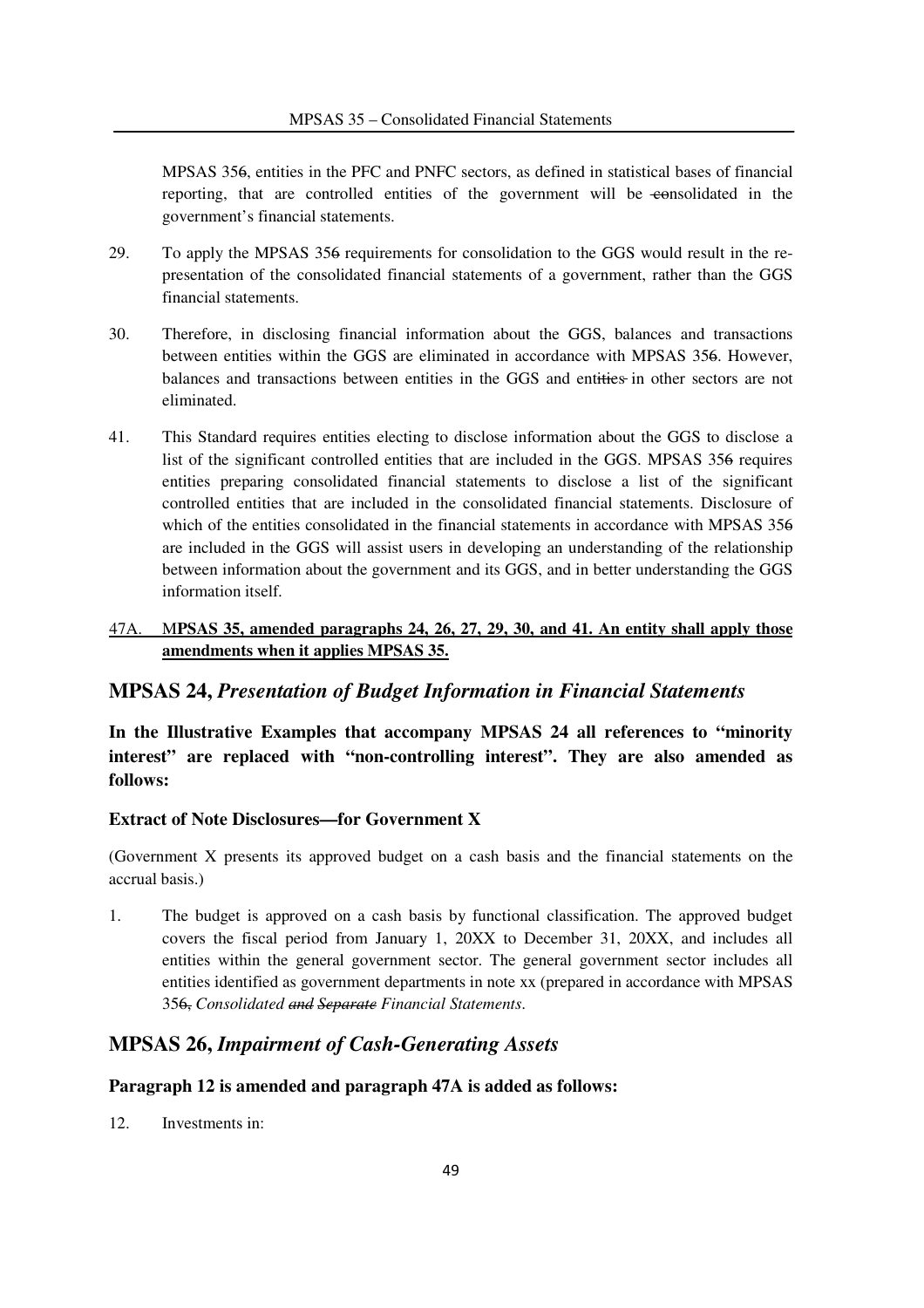MPSAS 35~~6~~, entities in the PFC and PNFC sectors, as defined in statistical bases of financial reporting, that are controlled entities of the government will be ~~co~~nsolidated in the government's financial statements.

29. To apply the MPSAS 35~~6~~ requirements for consolidation to the GGS would result in the re-presentation of the consolidated financial statements of a government, rather than the GGS financial statements.

30. Therefore, in disclosing financial information about the GGS, balances and transactions between entities within the GGS are eliminated in accordance with MPSAS 35~~6~~. However, balances and transactions between entities in the GGS and ent~~ities~~ in other sectors are not eliminated.

41. This Standard requires entities electing to disclose information about the GGS to disclose a list of the significant controlled entities that are included in the GGS. MPSAS 35~~6~~ requires entities preparing consolidated financial statements to disclose a list of the significant controlled entities that are included in the consolidated financial statements. Disclosure of which of the entities consolidated in the financial statements in accordance with MPSAS 35~~6~~ are included in the GGS will assist users in developing an understanding of the relationship between information about the government and its GGS, and in better understanding the GGS information itself.

<u>47A.</u> **<u>MPSAS 35, amended paragraphs 24, 26, 27, 29, 30, and 41. An entity shall apply those amendments when it applies MPSAS 35.</u>**

## MPSAS 24, *Presentation of Budget Information in Financial Statements*

**In the Illustrative Examples that accompany MPSAS 24 all references to "minority interest" are replaced with "non-controlling interest". They are also amended as follows:**

### Extract of Note Disclosures—for Government X

(Government X presents its approved budget on a cash basis and the financial statements on the accrual basis.)

1. The budget is approved on a cash basis by functional classification. The approved budget covers the fiscal period from January 1, 20XX to December 31, 20XX, and includes all entities within the general government sector. The general government sector includes all entities identified as government departments in note xx (prepared in accordance with MPSAS 35~~6,~~ *Consolidated ~~and Separate~~ Financial Statements*.

## MPSAS 26, *Impairment of Cash-Generating Assets*

### Paragraph 12 is amended and paragraph 47A is added as follows:

12. Investments in: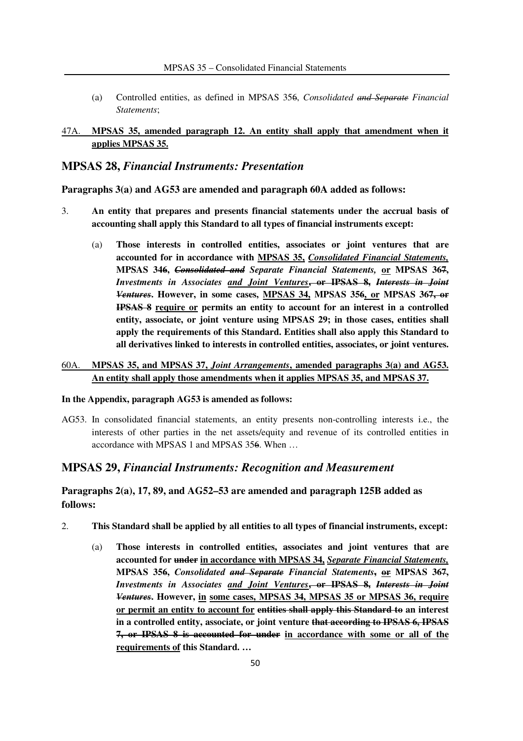(a) Controlled entities, as defined in MPSAS 35~~6~~, *Consolidated ~~and Separate~~ Financial Statements*;

47A. **<u>MPSAS 35, amended paragraph 12. An entity shall apply that amendment when it applies MPSAS 35.</u>**

## MPSAS 28, *Financial Instruments: Presentation*

**Paragraphs 3(a) and AG53 are amended and paragraph 60A added as follows:**

3. **An entity that prepares and presents financial statements under the accrual basis of accounting shall apply this Standard to all types of financial instruments except:**

   (a) **Those interests in controlled entities, associates or joint ventures that are accounted for in accordance with <u>MPSAS 35, *Consolidated Financial Statements,*</u> MPSAS 34~~6~~, ~~*Consolidated and*~~ *Separate Financial Statements,* <u>or</u> MPSAS 36~~7~~, *Investments in Associates* <u>*and Joint Ventures*</u>~~, or IPSAS 8, *Interests in Joint Ventures*~~. However, in some cases, <u>MPSAS 34,</u> MPSAS 35~~6~~<u>, or</u> MPSAS 36~~7, or IPSAS 8~~ <u>require or</u> permit~~s~~ an entity to account for an interest in a controlled entity, associate, or joint venture using MPSAS 29; in those cases, entities shall apply the requirements of this Standard. Entities shall also apply this Standard to all derivatives linked to interests in controlled entities, associates, or joint ventures.**

60A. **<u>MPSAS 35, and MPSAS 37, *Joint Arrangements*, amended paragraphs 3(a) and AG53. An entity shall apply those amendments when it applies MPSAS 35, and MPSAS 37.</u>**

**In the Appendix, paragraph AG53 is amended as follows:**

AG53. In consolidated financial statements, an entity presents non-controlling interests i.e., the interests of other parties in the net assets/equity and revenue of its controlled entities in accordance with MPSAS 1 and MPSAS 35~~6~~. When …

## MPSAS 29, *Financial Instruments: Recognition and Measurement*

**Paragraphs 2(a), 17, 89, and AG52–53 are amended and paragraph 125B added as follows:**

2. **This Standard shall be applied by all entities to all types of financial instruments, except:**

   (a) **Those interests in controlled entities, associates and joint ventures that are accounted for ~~under~~ <u>in accordance with MPSAS 34, *Separate Financial Statements,*</u> MPSAS 35~~6~~, *Consolidated ~~and Separate~~ Financial Statements*~~,~~ ~~or~~ MPSAS 36~~7~~, *Investments in Associates* <u>*and Joint Ventures*</u>~~, or IPSAS 8, *Interests in Joint Ventures*~~. However, <u>in some cases, MPSAS 34, MPSAS 35 or MPSAS 36, require or permit an entity to account for</u> ~~entities shall apply this Standard to~~ an interest in a controlled entity, associate, or joint venture ~~that according to IPSAS 6, IPSAS 7, or IPSAS 8 is accounted for under~~ <u>in accordance with some or all of the requirements of</u> this Standard. …**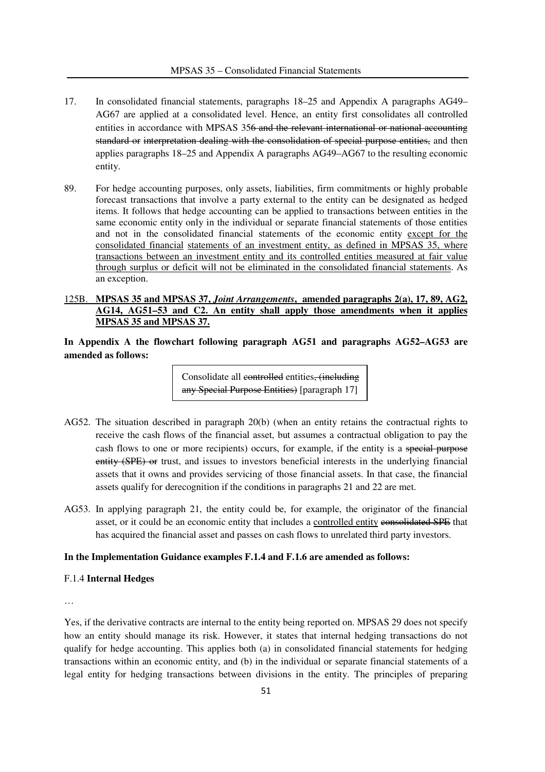17. In consolidated financial statements, paragraphs 18–25 and Appendix A paragraphs AG49–AG67 are applied at a consolidated level. Hence, an entity first consolidates all controlled entities in accordance with MPSAS 35~~6 and the relevant international or national accounting standard or interpretation dealing with the consolidation of special purpose entities,~~ and then applies paragraphs 18–25 and Appendix A paragraphs AG49–AG67 to the resulting economic entity.

89. For hedge accounting purposes, only assets, liabilities, firm commitments or highly probable forecast transactions that involve a party external to the entity can be designated as hedged items. It follows that hedge accounting can be applied to transactions between entities in the same economic entity only in the individual or separate financial statements of those entities and not in the consolidated financial statements of the economic entity <u>except for the consolidated financial statements of an investment entity, as defined in MPSAS 35, where transactions between an investment entity and its controlled entities measured at fair value through surplus or deficit will not be eliminated in the consolidated financial statements</u>. As an exception.

<u>125B.</u> <u>**MPSAS 35 and MPSAS 37, *Joint Arrangements*, amended paragraphs 2(a), 17, 89, AG2, AG14, AG51–53 and C2. An entity shall apply those amendments when it applies MPSAS 35 and MPSAS 37.**</u>

**In Appendix A the flowchart following paragraph AG51 and paragraphs AG52–AG53 are amended as follows:**

| Consolidate all ~~controlled~~ entities~~, (including any Special Purpose Entities)~~ [paragraph 17] |
|---|

AG52. The situation described in paragraph 20(b) (when an entity retains the contractual rights to receive the cash flows of the financial asset, but assumes a contractual obligation to pay the cash flows to one or more recipients) occurs, for example, if the entity is a ~~special purpose entity (SPE) or~~ trust, and issues to investors beneficial interests in the underlying financial assets that it owns and provides servicing of those financial assets. In that case, the financial assets qualify for derecognition if the conditions in paragraphs 21 and 22 are met.

AG53. In applying paragraph 21, the entity could be, for example, the originator of the financial asset, or it could be an economic entity that includes a <u>controlled entity</u> ~~consolidated SPE~~ that has acquired the financial asset and passes on cash flows to unrelated third party investors.

**In the Implementation Guidance examples F.1.4 and F.1.6 are amended as follows:**

F.1.4 **Internal Hedges**

…

Yes, if the derivative contracts are internal to the entity being reported on. MPSAS 29 does not specify how an entity should manage its risk. However, it states that internal hedging transactions do not qualify for hedge accounting. This applies both (a) in consolidated financial statements for hedging transactions within an economic entity, and (b) in the individual or separate financial statements of a legal entity for hedging transactions between divisions in the entity. The principles of preparing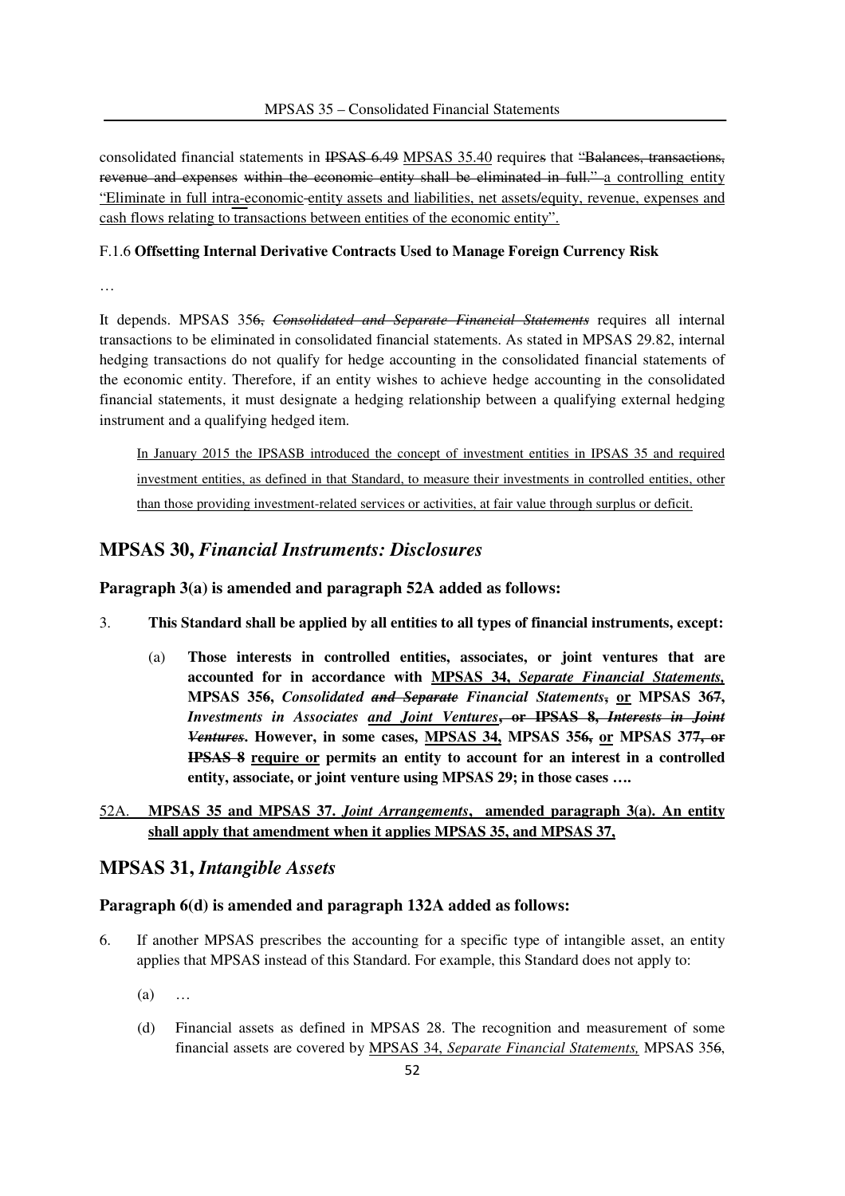consolidated financial statements in ~~IPSAS 6.49~~ <u>MPSAS 35.40</u> require~~s~~ that ~~"Balances, transactions, revenue and expenses within the economic entity shall be eliminated in full."~~ <u>a controlling entity "Eliminate in full intra-economic entity assets and liabilities, net assets/equity, revenue, expenses and cash flows relating to transactions between entities of the economic entity".</u>

F.1.6 **Offsetting Internal Derivative Contracts Used to Manage Foreign Currency Risk**

…

It depends. MPSAS 35~~6, *Consolidated and Separate Financial Statements*~~ requires all internal transactions to be eliminated in consolidated financial statements. As stated in MPSAS 29.82, internal hedging transactions do not qualify for hedge accounting in the consolidated financial statements of the economic entity. Therefore, if an entity wishes to achieve hedge accounting in the consolidated financial statements, it must designate a hedging relationship between a qualifying external hedging instrument and a qualifying hedged item.

> <u>In January 2015 the IPSASB introduced the concept of investment entities in IPSAS 35 and required investment entities, as defined in that Standard, to measure their investments in controlled entities, other than those providing investment-related services or activities, at fair value through surplus or deficit.</u>

## MPSAS 30, *Financial Instruments: Disclosures*

**Paragraph 3(a) is amended and paragraph 52A added as follows:**

3. **This Standard shall be applied by all entities to all types of financial instruments, except:**

    (a) **Those interests in controlled entities, associates, or joint ventures that are accounted for in accordance with <u>MPSAS 34, *Separate Financial Statements,*</u> MPSAS 35~~6~~, *Consolidated ~~and Separate~~ Financial Statements*~~,~~ <u>or</u> MPSAS 36~~7~~, *Investments in Associates <u>and Joint Ventures</u>*~~, or IPSAS 8, *Interests in Joint Ventures*~~. However, in some cases, <u>MPSAS 34,</u> MPSAS 35~~6,~~ <u>or</u> MPSAS 37~~7, or IPSAS 8~~ <u>require or</u> permit~~s~~ an entity to account for an interest in a controlled entity, associate, or joint venture using MPSAS 29; in those cases ….**

<u>52A.</u> **<u>MPSAS 35 and MPSAS 37. *Joint Arrangements*, amended paragraph 3(a). An entity shall apply that amendment when it applies MPSAS 35, and MPSAS 37,</u>**

## MPSAS 31, *Intangible Assets*

**Paragraph 6(d) is amended and paragraph 132A added as follows:**

6. If another MPSAS prescribes the accounting for a specific type of intangible asset, an entity applies that MPSAS instead of this Standard. For example, this Standard does not apply to:

    (a) …

    (d) Financial assets as defined in MPSAS 28. The recognition and measurement of some financial assets are covered by <u>MPSAS 34, *Separate Financial Statements,*</u> MPSAS 35~~6~~,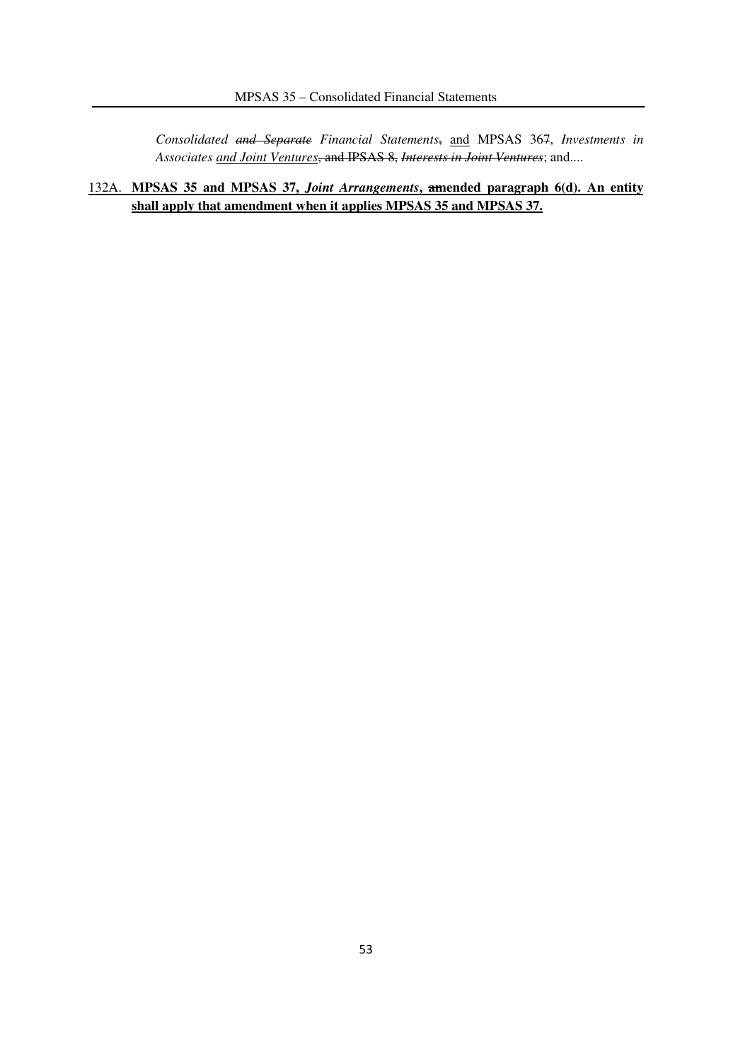*Consolidated ~~and Separate~~ Financial Statements*~~,~~ <u>and</u> MPSAS 36~~7~~, *Investments in Associates <u>and Joint Ventures</u>*~~, and IPSAS 8, *Interests in Joint Ventures*~~; and....

<u>132A.</u> **<u>MPSAS 35 and MPSAS 37, *Joint Arrangements*, ~~a~~mended paragraph 6(d). An entity shall apply that amendment when it applies MPSAS 35 and MPSAS 37.</u>**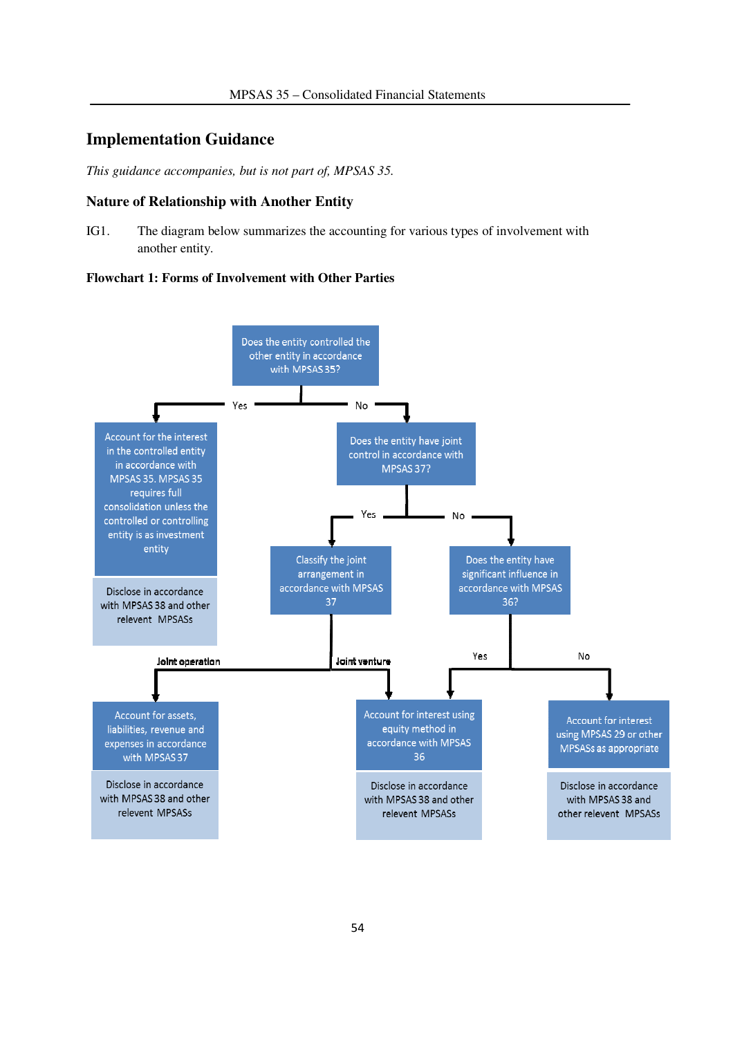## Implementation Guidance

*This guidance accompanies, but is not part of, MPSAS 35.*

### Nature of Relationship with Another Entity

IG1. The diagram below summarizes the accounting for various types of involvement with another entity.

**Flowchart 1: Forms of Involvement with Other Parties**

Does the entity controlled the other entity in accordance with MPSAS 35?

- Yes → Account for the interest in the controlled entity in accordance with MPSAS 35. MPSAS 35 requires full consolidation unless the controlled or controlling entity is as investment entity
  - Disclose in accordance with MPSAS 38 and other relevent MPSASs
- No → Does the entity have joint control in accordance with MPSAS 37?
  - Yes → Classify the joint arrangement in accordance with MPSAS 37
    - Joint operation → Account for assets, liabilities, revenue and expenses in accordance with MPSAS 37
      - Disclose in accordance with MPSAS 38 and other relevent MPSASs
    - Joint venture → Account for interest using equity method in accordance with MPSAS 36
      - Disclose in accordance with MPSAS 38 and other relevent MPSASs
  - No → Does the entity have significant influence in accordance with MPSAS 36?
    - Yes → Account for interest using equity method in accordance with MPSAS 36
      - Disclose in accordance with MPSAS 38 and other relevent MPSASs
    - No → Account for interest using MPSAS 29 or other MPSASs as appropriate
      - Disclose in accordance with MPSAS 38 and other relevent MPSASs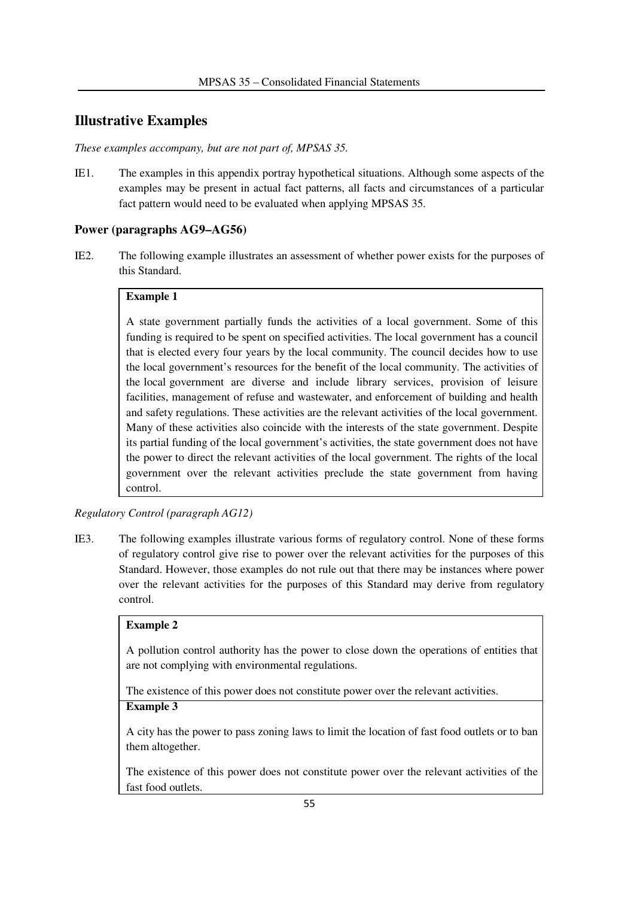## Illustrative Examples

*These examples accompany, but are not part of, MPSAS 35.*

IE1. The examples in this appendix portray hypothetical situations. Although some aspects of the examples may be present in actual fact patterns, all facts and circumstances of a particular fact pattern would need to be evaluated when applying MPSAS 35.

### Power (paragraphs AG9–AG56)

IE2. The following example illustrates an assessment of whether power exists for the purposes of this Standard.

**Example 1**

A state government partially funds the activities of a local government. Some of this funding is required to be spent on specified activities. The local government has a council that is elected every four years by the local community. The council decides how to use the local government's resources for the benefit of the local community. The activities of the local government are diverse and include library services, provision of leisure facilities, management of refuse and wastewater, and enforcement of building and health and safety regulations. These activities are the relevant activities of the local government. Many of these activities also coincide with the interests of the state government. Despite its partial funding of the local government's activities, the state government does not have the power to direct the relevant activities of the local government. The rights of the local government over the relevant activities preclude the state government from having control.

*Regulatory Control (paragraph AG12)*

IE3. The following examples illustrate various forms of regulatory control. None of these forms of regulatory control give rise to power over the relevant activities for the purposes of this Standard. However, those examples do not rule out that there may be instances where power over the relevant activities for the purposes of this Standard may derive from regulatory control.

**Example 2**

A pollution control authority has the power to close down the operations of entities that are not complying with environmental regulations.

The existence of this power does not constitute power over the relevant activities.

**Example 3**

A city has the power to pass zoning laws to limit the location of fast food outlets or to ban them altogether.

The existence of this power does not constitute power over the relevant activities of the fast food outlets.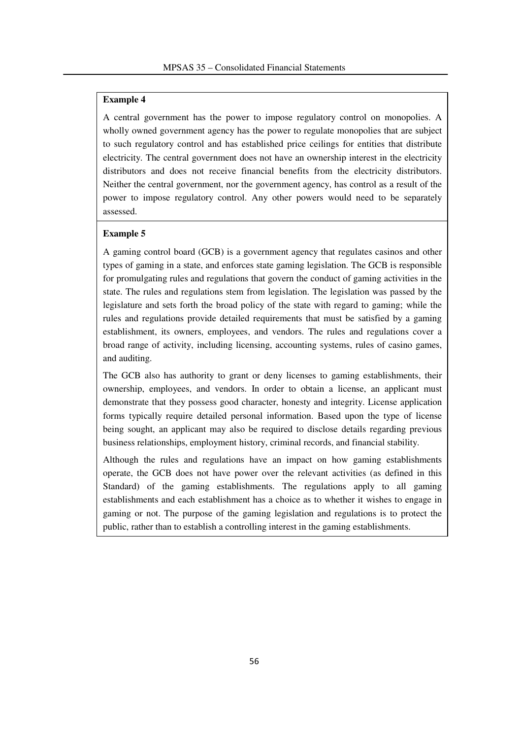**Example 4**

A central government has the power to impose regulatory control on monopolies. A wholly owned government agency has the power to regulate monopolies that are subject to such regulatory control and has established price ceilings for entities that distribute electricity. The central government does not have an ownership interest in the electricity distributors and does not receive financial benefits from the electricity distributors. Neither the central government, nor the government agency, has control as a result of the power to impose regulatory control. Any other powers would need to be separately assessed.

**Example 5**

A gaming control board (GCB) is a government agency that regulates casinos and other types of gaming in a state, and enforces state gaming legislation. The GCB is responsible for promulgating rules and regulations that govern the conduct of gaming activities in the state. The rules and regulations stem from legislation. The legislation was passed by the legislature and sets forth the broad policy of the state with regard to gaming; while the rules and regulations provide detailed requirements that must be satisfied by a gaming establishment, its owners, employees, and vendors. The rules and regulations cover a broad range of activity, including licensing, accounting systems, rules of casino games, and auditing.

The GCB also has authority to grant or deny licenses to gaming establishments, their ownership, employees, and vendors. In order to obtain a license, an applicant must demonstrate that they possess good character, honesty and integrity. License application forms typically require detailed personal information. Based upon the type of license being sought, an applicant may also be required to disclose details regarding previous business relationships, employment history, criminal records, and financial stability.

Although the rules and regulations have an impact on how gaming establishments operate, the GCB does not have power over the relevant activities (as defined in this Standard) of the gaming establishments. The regulations apply to all gaming establishments and each establishment has a choice as to whether it wishes to engage in gaming or not. The purpose of the gaming legislation and regulations is to protect the public, rather than to establish a controlling interest in the gaming establishments.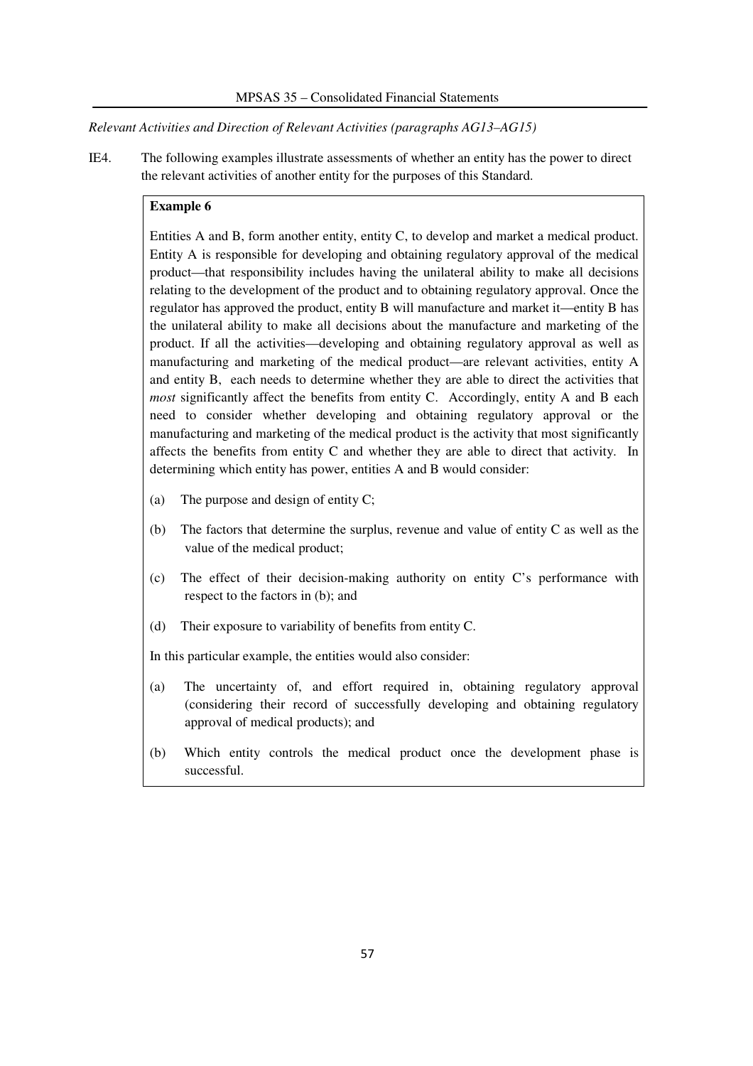*Relevant Activities and Direction of Relevant Activities (paragraphs AG13–AG15)*

IE4. The following examples illustrate assessments of whether an entity has the power to direct the relevant activities of another entity for the purposes of this Standard.

**Example 6**

Entities A and B, form another entity, entity C, to develop and market a medical product. Entity A is responsible for developing and obtaining regulatory approval of the medical product—that responsibility includes having the unilateral ability to make all decisions relating to the development of the product and to obtaining regulatory approval. Once the regulator has approved the product, entity B will manufacture and market it—entity B has the unilateral ability to make all decisions about the manufacture and marketing of the product. If all the activities—developing and obtaining regulatory approval as well as manufacturing and marketing of the medical product—are relevant activities, entity A and entity B, each needs to determine whether they are able to direct the activities that *most* significantly affect the benefits from entity C. Accordingly, entity A and B each need to consider whether developing and obtaining regulatory approval or the manufacturing and marketing of the medical product is the activity that most significantly affects the benefits from entity C and whether they are able to direct that activity. In determining which entity has power, entities A and B would consider:

(a) The purpose and design of entity C;

(b) The factors that determine the surplus, revenue and value of entity C as well as the value of the medical product;

(c) The effect of their decision-making authority on entity C's performance with respect to the factors in (b); and

(d) Their exposure to variability of benefits from entity C.

In this particular example, the entities would also consider:

(a) The uncertainty of, and effort required in, obtaining regulatory approval (considering their record of successfully developing and obtaining regulatory approval of medical products); and

(b) Which entity controls the medical product once the development phase is successful.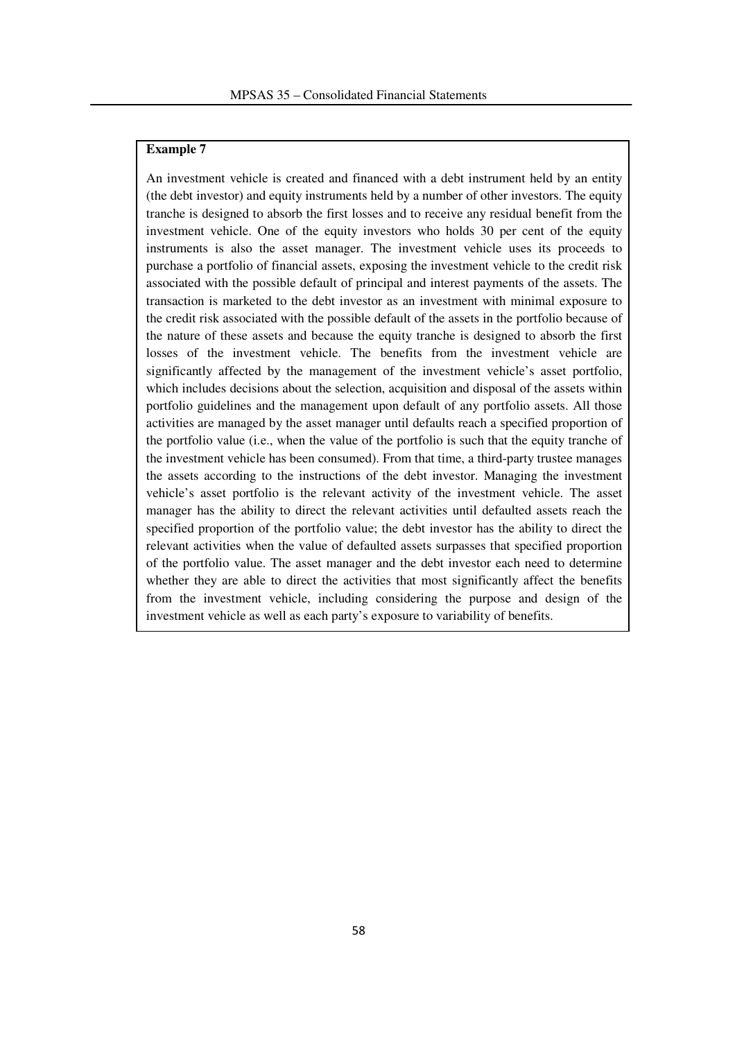**Example 7**

An investment vehicle is created and financed with a debt instrument held by an entity (the debt investor) and equity instruments held by a number of other investors. The equity tranche is designed to absorb the first losses and to receive any residual benefit from the investment vehicle. One of the equity investors who holds 30 per cent of the equity instruments is also the asset manager. The investment vehicle uses its proceeds to purchase a portfolio of financial assets, exposing the investment vehicle to the credit risk associated with the possible default of principal and interest payments of the assets. The transaction is marketed to the debt investor as an investment with minimal exposure to the credit risk associated with the possible default of the assets in the portfolio because of the nature of these assets and because the equity tranche is designed to absorb the first losses of the investment vehicle. The benefits from the investment vehicle are significantly affected by the management of the investment vehicle's asset portfolio, which includes decisions about the selection, acquisition and disposal of the assets within portfolio guidelines and the management upon default of any portfolio assets. All those activities are managed by the asset manager until defaults reach a specified proportion of the portfolio value (i.e., when the value of the portfolio is such that the equity tranche of the investment vehicle has been consumed). From that time, a third-party trustee manages the assets according to the instructions of the debt investor. Managing the investment vehicle's asset portfolio is the relevant activity of the investment vehicle. The asset manager has the ability to direct the relevant activities until defaulted assets reach the specified proportion of the portfolio value; the debt investor has the ability to direct the relevant activities when the value of defaulted assets surpasses that specified proportion of the portfolio value. The asset manager and the debt investor each need to determine whether they are able to direct the activities that most significantly affect the benefits from the investment vehicle, including considering the purpose and design of the investment vehicle as well as each party's exposure to variability of benefits.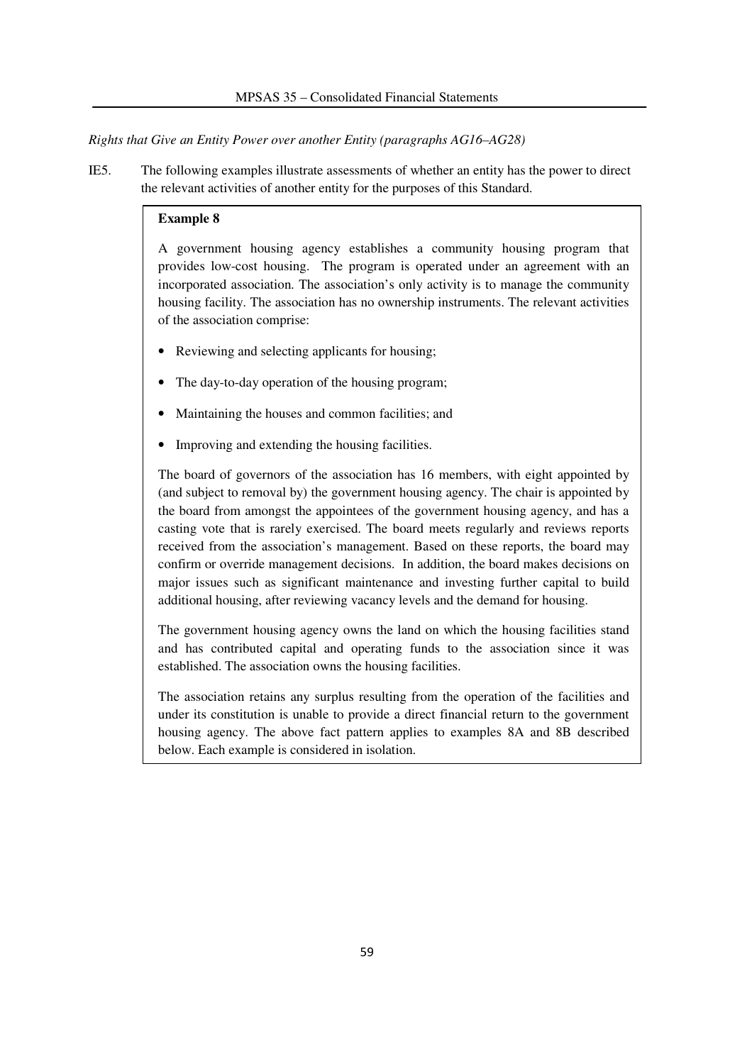*Rights that Give an Entity Power over another Entity (paragraphs AG16–AG28)*

IE5. The following examples illustrate assessments of whether an entity has the power to direct the relevant activities of another entity for the purposes of this Standard.

**Example 8**

A government housing agency establishes a community housing program that provides low-cost housing. The program is operated under an agreement with an incorporated association. The association's only activity is to manage the community housing facility. The association has no ownership instruments. The relevant activities of the association comprise:

- Reviewing and selecting applicants for housing;
- The day-to-day operation of the housing program;
- Maintaining the houses and common facilities; and
- Improving and extending the housing facilities.

The board of governors of the association has 16 members, with eight appointed by (and subject to removal by) the government housing agency. The chair is appointed by the board from amongst the appointees of the government housing agency, and has a casting vote that is rarely exercised. The board meets regularly and reviews reports received from the association's management. Based on these reports, the board may confirm or override management decisions. In addition, the board makes decisions on major issues such as significant maintenance and investing further capital to build additional housing, after reviewing vacancy levels and the demand for housing.

The government housing agency owns the land on which the housing facilities stand and has contributed capital and operating funds to the association since it was established. The association owns the housing facilities.

The association retains any surplus resulting from the operation of the facilities and under its constitution is unable to provide a direct financial return to the government housing agency. The above fact pattern applies to examples 8A and 8B described below. Each example is considered in isolation.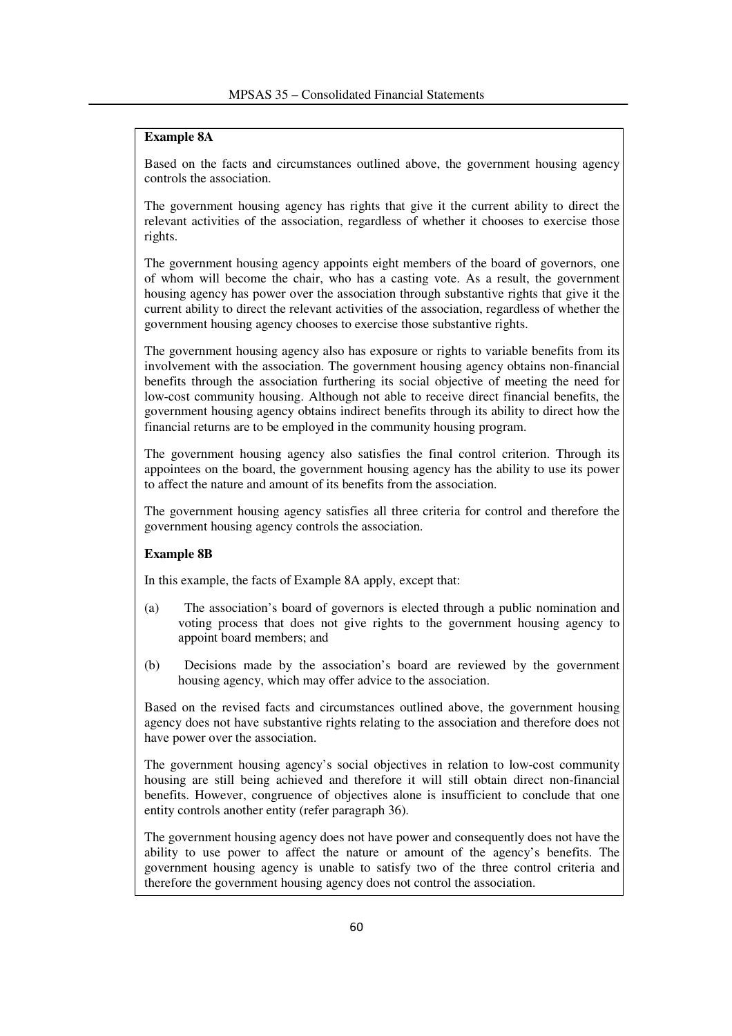**Example 8A**

Based on the facts and circumstances outlined above, the government housing agency controls the association.

The government housing agency has rights that give it the current ability to direct the relevant activities of the association, regardless of whether it chooses to exercise those rights.

The government housing agency appoints eight members of the board of governors, one of whom will become the chair, who has a casting vote. As a result, the government housing agency has power over the association through substantive rights that give it the current ability to direct the relevant activities of the association, regardless of whether the government housing agency chooses to exercise those substantive rights.

The government housing agency also has exposure or rights to variable benefits from its involvement with the association. The government housing agency obtains non-financial benefits through the association furthering its social objective of meeting the need for low-cost community housing. Although not able to receive direct financial benefits, the government housing agency obtains indirect benefits through its ability to direct how the financial returns are to be employed in the community housing program.

The government housing agency also satisfies the final control criterion. Through its appointees on the board, the government housing agency has the ability to use its power to affect the nature and amount of its benefits from the association.

The government housing agency satisfies all three criteria for control and therefore the government housing agency controls the association.

**Example 8B**

In this example, the facts of Example 8A apply, except that:

(a) The association's board of governors is elected through a public nomination and voting process that does not give rights to the government housing agency to appoint board members; and

(b) Decisions made by the association's board are reviewed by the government housing agency, which may offer advice to the association.

Based on the revised facts and circumstances outlined above, the government housing agency does not have substantive rights relating to the association and therefore does not have power over the association.

The government housing agency's social objectives in relation to low-cost community housing are still being achieved and therefore it will still obtain direct non-financial benefits. However, congruence of objectives alone is insufficient to conclude that one entity controls another entity (refer paragraph 36).

The government housing agency does not have power and consequently does not have the ability to use power to affect the nature or amount of the agency's benefits. The government housing agency is unable to satisfy two of the three control criteria and therefore the government housing agency does not control the association.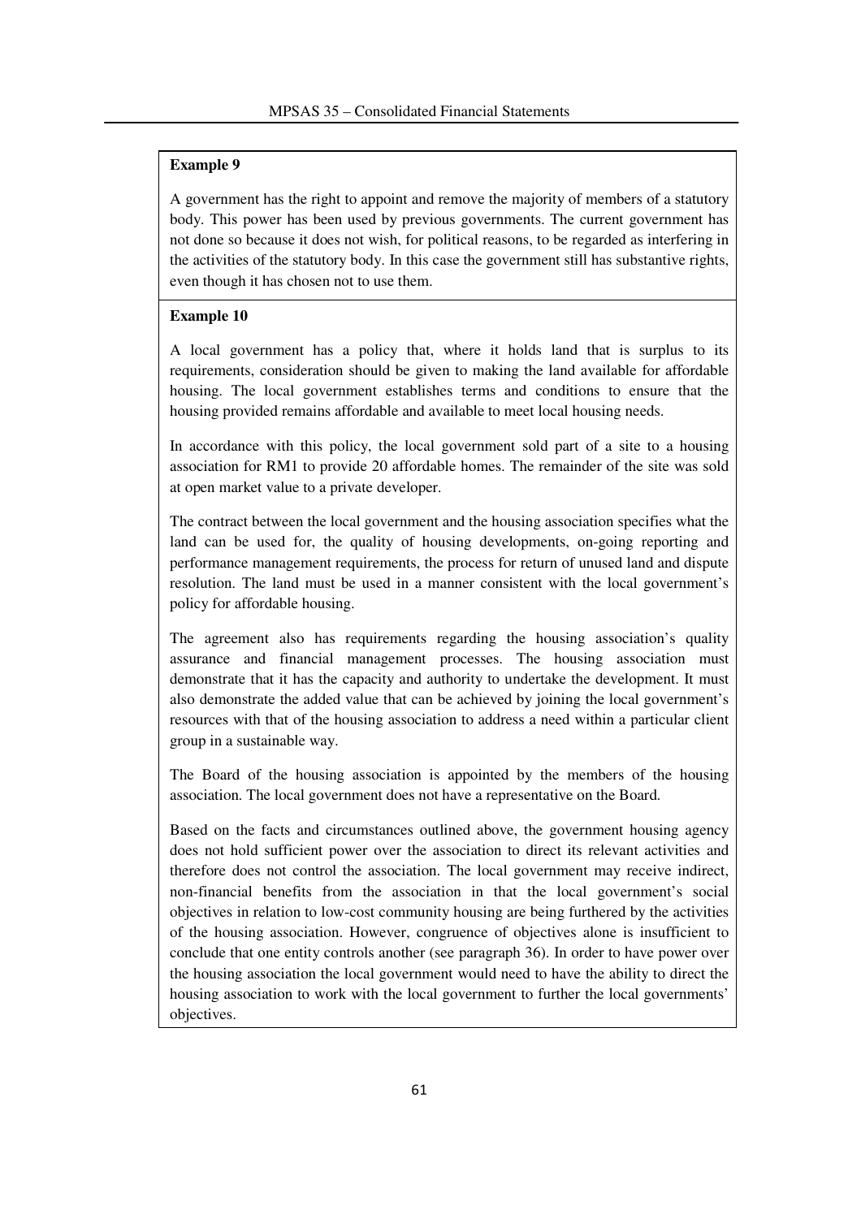**Example 9**

A government has the right to appoint and remove the majority of members of a statutory body. This power has been used by previous governments. The current government has not done so because it does not wish, for political reasons, to be regarded as interfering in the activities of the statutory body. In this case the government still has substantive rights, even though it has chosen not to use them.

**Example 10**

A local government has a policy that, where it holds land that is surplus to its requirements, consideration should be given to making the land available for affordable housing. The local government establishes terms and conditions to ensure that the housing provided remains affordable and available to meet local housing needs.

In accordance with this policy, the local government sold part of a site to a housing association for RM1 to provide 20 affordable homes. The remainder of the site was sold at open market value to a private developer.

The contract between the local government and the housing association specifies what the land can be used for, the quality of housing developments, on-going reporting and performance management requirements, the process for return of unused land and dispute resolution. The land must be used in a manner consistent with the local government's policy for affordable housing.

The agreement also has requirements regarding the housing association's quality assurance and financial management processes. The housing association must demonstrate that it has the capacity and authority to undertake the development. It must also demonstrate the added value that can be achieved by joining the local government's resources with that of the housing association to address a need within a particular client group in a sustainable way.

The Board of the housing association is appointed by the members of the housing association. The local government does not have a representative on the Board.

Based on the facts and circumstances outlined above, the government housing agency does not hold sufficient power over the association to direct its relevant activities and therefore does not control the association. The local government may receive indirect, non-financial benefits from the association in that the local government's social objectives in relation to low-cost community housing are being furthered by the activities of the housing association. However, congruence of objectives alone is insufficient to conclude that one entity controls another (see paragraph 36). In order to have power over the housing association the local government would need to have the ability to direct the housing association to work with the local government to further the local governments' objectives.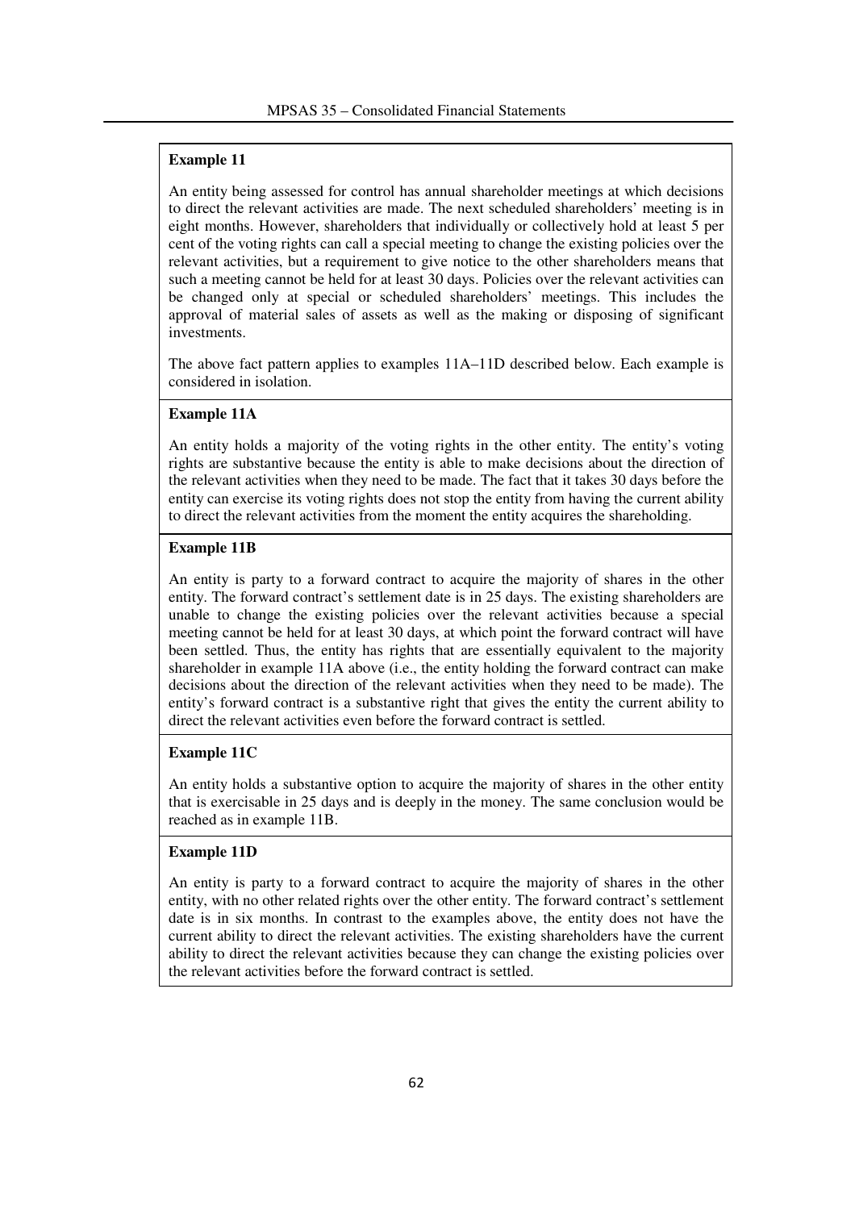**Example 11**

An entity being assessed for control has annual shareholder meetings at which decisions to direct the relevant activities are made. The next scheduled shareholders' meeting is in eight months. However, shareholders that individually or collectively hold at least 5 per cent of the voting rights can call a special meeting to change the existing policies over the relevant activities, but a requirement to give notice to the other shareholders means that such a meeting cannot be held for at least 30 days. Policies over the relevant activities can be changed only at special or scheduled shareholders' meetings. This includes the approval of material sales of assets as well as the making or disposing of significant investments.

The above fact pattern applies to examples 11A–11D described below. Each example is considered in isolation.

**Example 11A**

An entity holds a majority of the voting rights in the other entity. The entity's voting rights are substantive because the entity is able to make decisions about the direction of the relevant activities when they need to be made. The fact that it takes 30 days before the entity can exercise its voting rights does not stop the entity from having the current ability to direct the relevant activities from the moment the entity acquires the shareholding.

**Example 11B**

An entity is party to a forward contract to acquire the majority of shares in the other entity. The forward contract's settlement date is in 25 days. The existing shareholders are unable to change the existing policies over the relevant activities because a special meeting cannot be held for at least 30 days, at which point the forward contract will have been settled. Thus, the entity has rights that are essentially equivalent to the majority shareholder in example 11A above (i.e., the entity holding the forward contract can make decisions about the direction of the relevant activities when they need to be made). The entity's forward contract is a substantive right that gives the entity the current ability to direct the relevant activities even before the forward contract is settled.

**Example 11C**

An entity holds a substantive option to acquire the majority of shares in the other entity that is exercisable in 25 days and is deeply in the money. The same conclusion would be reached as in example 11B.

**Example 11D**

An entity is party to a forward contract to acquire the majority of shares in the other entity, with no other related rights over the other entity. The forward contract's settlement date is in six months. In contrast to the examples above, the entity does not have the current ability to direct the relevant activities. The existing shareholders have the current ability to direct the relevant activities because they can change the existing policies over the relevant activities before the forward contract is settled.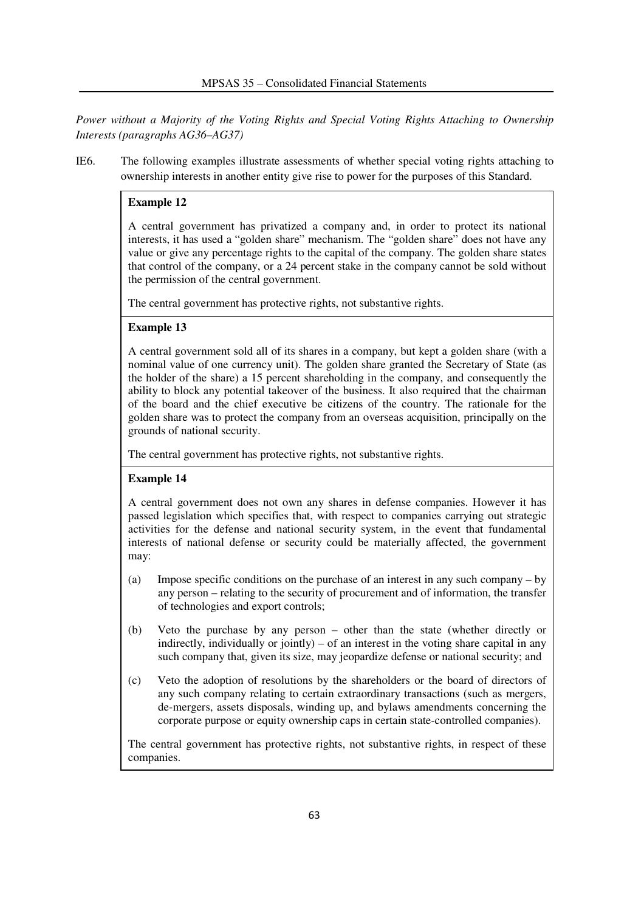*Power without a Majority of the Voting Rights and Special Voting Rights Attaching to Ownership Interests (paragraphs AG36–AG37)*

IE6. The following examples illustrate assessments of whether special voting rights attaching to ownership interests in another entity give rise to power for the purposes of this Standard.

**Example 12**

A central government has privatized a company and, in order to protect its national interests, it has used a "golden share" mechanism. The "golden share" does not have any value or give any percentage rights to the capital of the company. The golden share states that control of the company, or a 24 percent stake in the company cannot be sold without the permission of the central government.

The central government has protective rights, not substantive rights.

**Example 13**

A central government sold all of its shares in a company, but kept a golden share (with a nominal value of one currency unit). The golden share granted the Secretary of State (as the holder of the share) a 15 percent shareholding in the company, and consequently the ability to block any potential takeover of the business. It also required that the chairman of the board and the chief executive be citizens of the country. The rationale for the golden share was to protect the company from an overseas acquisition, principally on the grounds of national security.

The central government has protective rights, not substantive rights.

**Example 14**

A central government does not own any shares in defense companies. However it has passed legislation which specifies that, with respect to companies carrying out strategic activities for the defense and national security system, in the event that fundamental interests of national defense or security could be materially affected, the government may:

(a) Impose specific conditions on the purchase of an interest in any such company – by any person – relating to the security of procurement and of information, the transfer of technologies and export controls;

(b) Veto the purchase by any person – other than the state (whether directly or indirectly, individually or jointly) – of an interest in the voting share capital in any such company that, given its size, may jeopardize defense or national security; and

(c) Veto the adoption of resolutions by the shareholders or the board of directors of any such company relating to certain extraordinary transactions (such as mergers, de-mergers, assets disposals, winding up, and bylaws amendments concerning the corporate purpose or equity ownership caps in certain state-controlled companies).

The central government has protective rights, not substantive rights, in respect of these companies.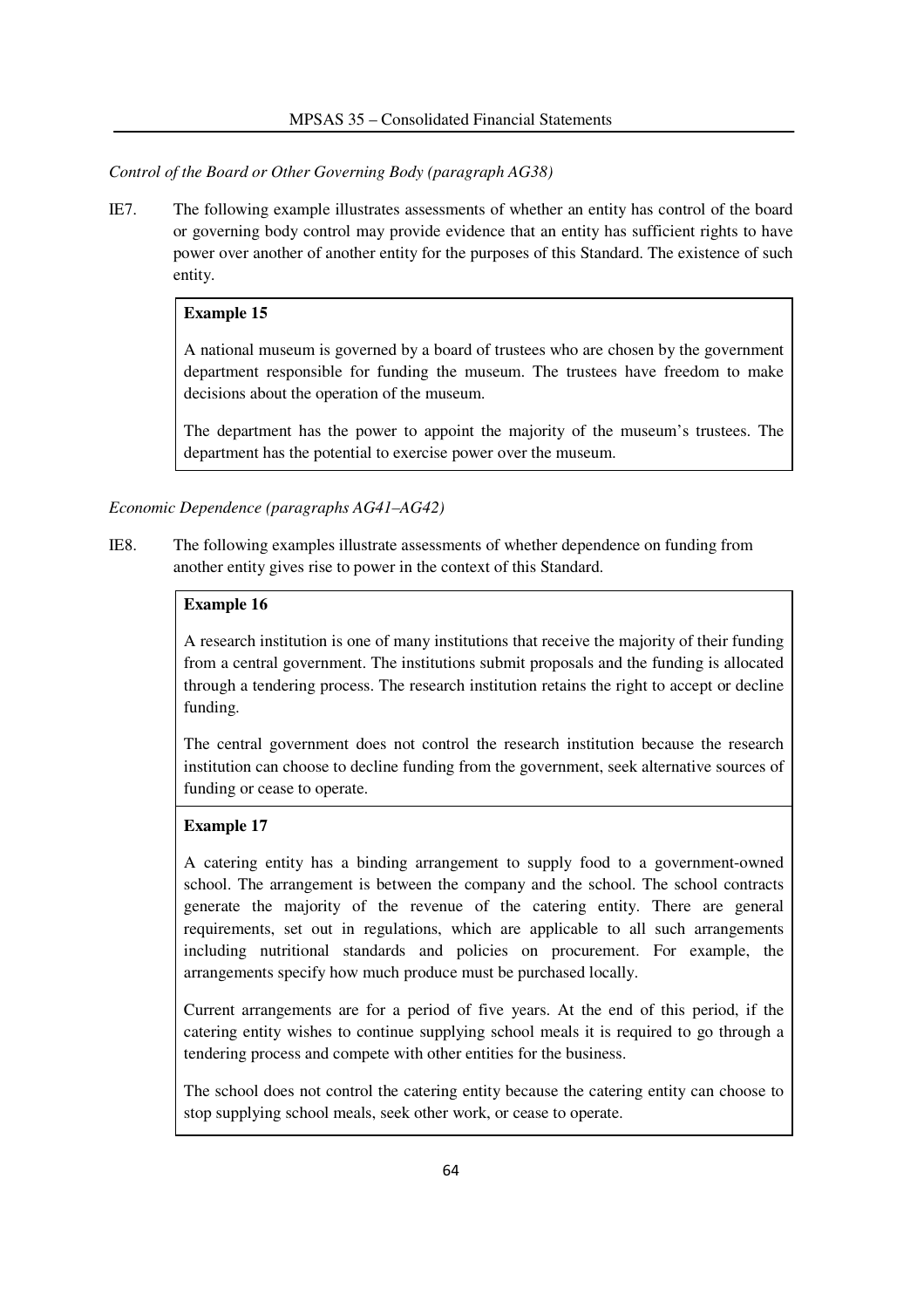*Control of the Board or Other Governing Body (paragraph AG38)*

IE7. The following example illustrates assessments of whether an entity has control of the board or governing body control may provide evidence that an entity has sufficient rights to have power over another of another entity for the purposes of this Standard. The existence of such entity.

> **Example 15**
>
> A national museum is governed by a board of trustees who are chosen by the government department responsible for funding the museum. The trustees have freedom to make decisions about the operation of the museum.
>
> The department has the power to appoint the majority of the museum's trustees. The department has the potential to exercise power over the museum.

*Economic Dependence (paragraphs AG41–AG42)*

IE8. The following examples illustrate assessments of whether dependence on funding from another entity gives rise to power in the context of this Standard.

> **Example 16**
>
> A research institution is one of many institutions that receive the majority of their funding from a central government. The institutions submit proposals and the funding is allocated through a tendering process. The research institution retains the right to accept or decline funding.
>
> The central government does not control the research institution because the research institution can choose to decline funding from the government, seek alternative sources of funding or cease to operate.

> **Example 17**
>
> A catering entity has a binding arrangement to supply food to a government-owned school. The arrangement is between the company and the school. The school contracts generate the majority of the revenue of the catering entity. There are general requirements, set out in regulations, which are applicable to all such arrangements including nutritional standards and policies on procurement. For example, the arrangements specify how much produce must be purchased locally.
>
> Current arrangements are for a period of five years. At the end of this period, if the catering entity wishes to continue supplying school meals it is required to go through a tendering process and compete with other entities for the business.
>
> The school does not control the catering entity because the catering entity can choose to stop supplying school meals, seek other work, or cease to operate.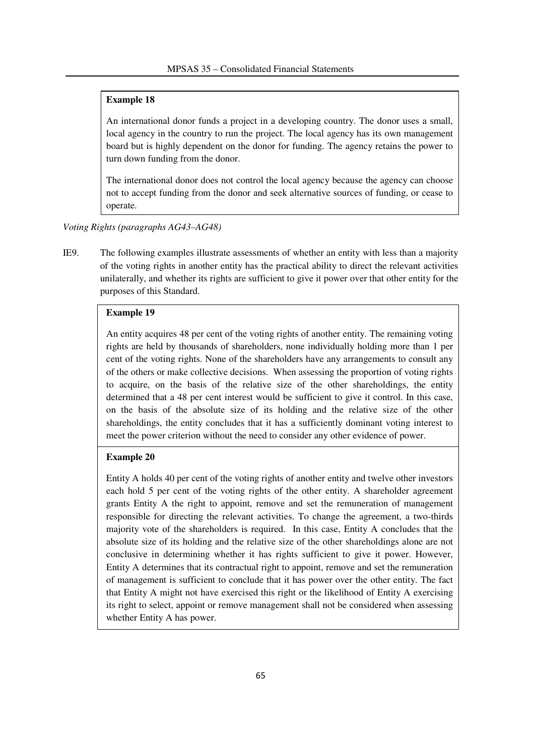**Example 18**

An international donor funds a project in a developing country. The donor uses a small, local agency in the country to run the project. The local agency has its own management board but is highly dependent on the donor for funding. The agency retains the power to turn down funding from the donor.

The international donor does not control the local agency because the agency can choose not to accept funding from the donor and seek alternative sources of funding, or cease to operate.

*Voting Rights (paragraphs AG43–AG48)*

IE9. The following examples illustrate assessments of whether an entity with less than a majority of the voting rights in another entity has the practical ability to direct the relevant activities unilaterally, and whether its rights are sufficient to give it power over that other entity for the purposes of this Standard.

**Example 19**

An entity acquires 48 per cent of the voting rights of another entity. The remaining voting rights are held by thousands of shareholders, none individually holding more than 1 per cent of the voting rights. None of the shareholders have any arrangements to consult any of the others or make collective decisions. When assessing the proportion of voting rights to acquire, on the basis of the relative size of the other shareholdings, the entity determined that a 48 per cent interest would be sufficient to give it control. In this case, on the basis of the absolute size of its holding and the relative size of the other shareholdings, the entity concludes that it has a sufficiently dominant voting interest to meet the power criterion without the need to consider any other evidence of power.

**Example 20**

Entity A holds 40 per cent of the voting rights of another entity and twelve other investors each hold 5 per cent of the voting rights of the other entity. A shareholder agreement grants Entity A the right to appoint, remove and set the remuneration of management responsible for directing the relevant activities. To change the agreement, a two-thirds majority vote of the shareholders is required. In this case, Entity A concludes that the absolute size of its holding and the relative size of the other shareholdings alone are not conclusive in determining whether it has rights sufficient to give it power. However, Entity A determines that its contractual right to appoint, remove and set the remuneration of management is sufficient to conclude that it has power over the other entity. The fact that Entity A might not have exercised this right or the likelihood of Entity A exercising its right to select, appoint or remove management shall not be considered when assessing whether Entity A has power.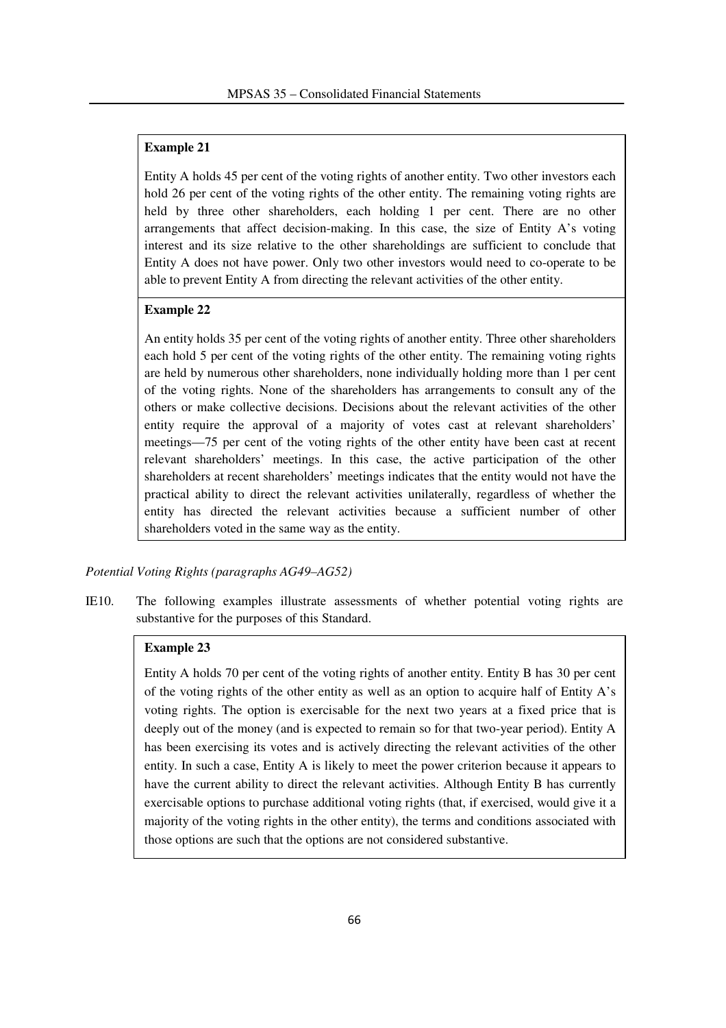**Example 21**

Entity A holds 45 per cent of the voting rights of another entity. Two other investors each hold 26 per cent of the voting rights of the other entity. The remaining voting rights are held by three other shareholders, each holding 1 per cent. There are no other arrangements that affect decision-making. In this case, the size of Entity A's voting interest and its size relative to the other shareholdings are sufficient to conclude that Entity A does not have power. Only two other investors would need to co-operate to be able to prevent Entity A from directing the relevant activities of the other entity.

**Example 22**

An entity holds 35 per cent of the voting rights of another entity. Three other shareholders each hold 5 per cent of the voting rights of the other entity. The remaining voting rights are held by numerous other shareholders, none individually holding more than 1 per cent of the voting rights. None of the shareholders has arrangements to consult any of the others or make collective decisions. Decisions about the relevant activities of the other entity require the approval of a majority of votes cast at relevant shareholders' meetings—75 per cent of the voting rights of the other entity have been cast at recent relevant shareholders' meetings. In this case, the active participation of the other shareholders at recent shareholders' meetings indicates that the entity would not have the practical ability to direct the relevant activities unilaterally, regardless of whether the entity has directed the relevant activities because a sufficient number of other shareholders voted in the same way as the entity.

*Potential Voting Rights (paragraphs AG49–AG52)*

IE10. The following examples illustrate assessments of whether potential voting rights are substantive for the purposes of this Standard.

**Example 23**

Entity A holds 70 per cent of the voting rights of another entity. Entity B has 30 per cent of the voting rights of the other entity as well as an option to acquire half of Entity A's voting rights. The option is exercisable for the next two years at a fixed price that is deeply out of the money (and is expected to remain so for that two-year period). Entity A has been exercising its votes and is actively directing the relevant activities of the other entity. In such a case, Entity A is likely to meet the power criterion because it appears to have the current ability to direct the relevant activities. Although Entity B has currently exercisable options to purchase additional voting rights (that, if exercised, would give it a majority of the voting rights in the other entity), the terms and conditions associated with those options are such that the options are not considered substantive.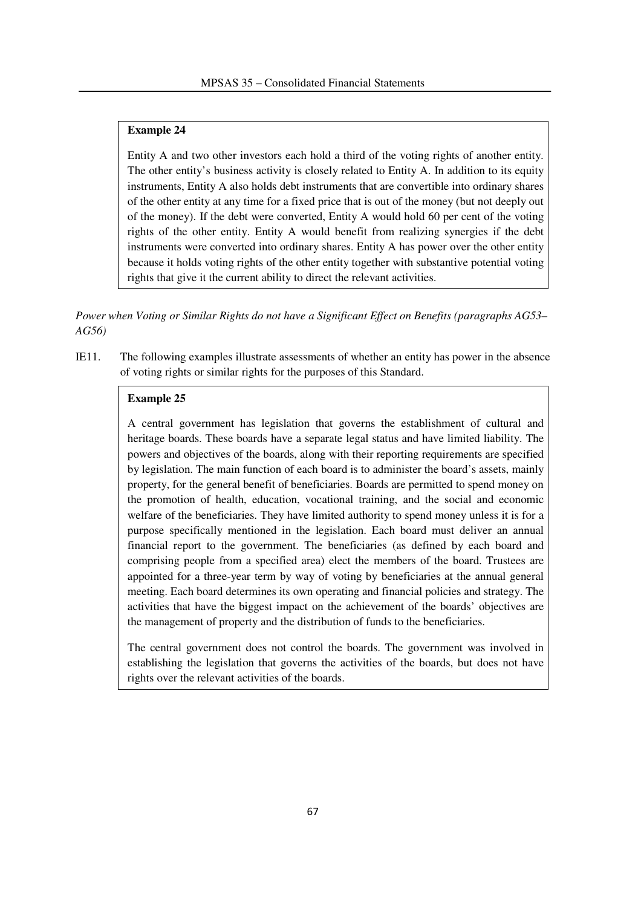**Example 24**

Entity A and two other investors each hold a third of the voting rights of another entity. The other entity's business activity is closely related to Entity A. In addition to its equity instruments, Entity A also holds debt instruments that are convertible into ordinary shares of the other entity at any time for a fixed price that is out of the money (but not deeply out of the money). If the debt were converted, Entity A would hold 60 per cent of the voting rights of the other entity. Entity A would benefit from realizing synergies if the debt instruments were converted into ordinary shares. Entity A has power over the other entity because it holds voting rights of the other entity together with substantive potential voting rights that give it the current ability to direct the relevant activities.

*Power when Voting or Similar Rights do not have a Significant Effect on Benefits (paragraphs AG53–AG56)*

IE11. The following examples illustrate assessments of whether an entity has power in the absence of voting rights or similar rights for the purposes of this Standard.

**Example 25**

A central government has legislation that governs the establishment of cultural and heritage boards. These boards have a separate legal status and have limited liability. The powers and objectives of the boards, along with their reporting requirements are specified by legislation. The main function of each board is to administer the board's assets, mainly property, for the general benefit of beneficiaries. Boards are permitted to spend money on the promotion of health, education, vocational training, and the social and economic welfare of the beneficiaries. They have limited authority to spend money unless it is for a purpose specifically mentioned in the legislation. Each board must deliver an annual financial report to the government. The beneficiaries (as defined by each board and comprising people from a specified area) elect the members of the board. Trustees are appointed for a three-year term by way of voting by beneficiaries at the annual general meeting. Each board determines its own operating and financial policies and strategy. The activities that have the biggest impact on the achievement of the boards' objectives are the management of property and the distribution of funds to the beneficiaries.

The central government does not control the boards. The government was involved in establishing the legislation that governs the activities of the boards, but does not have rights over the relevant activities of the boards.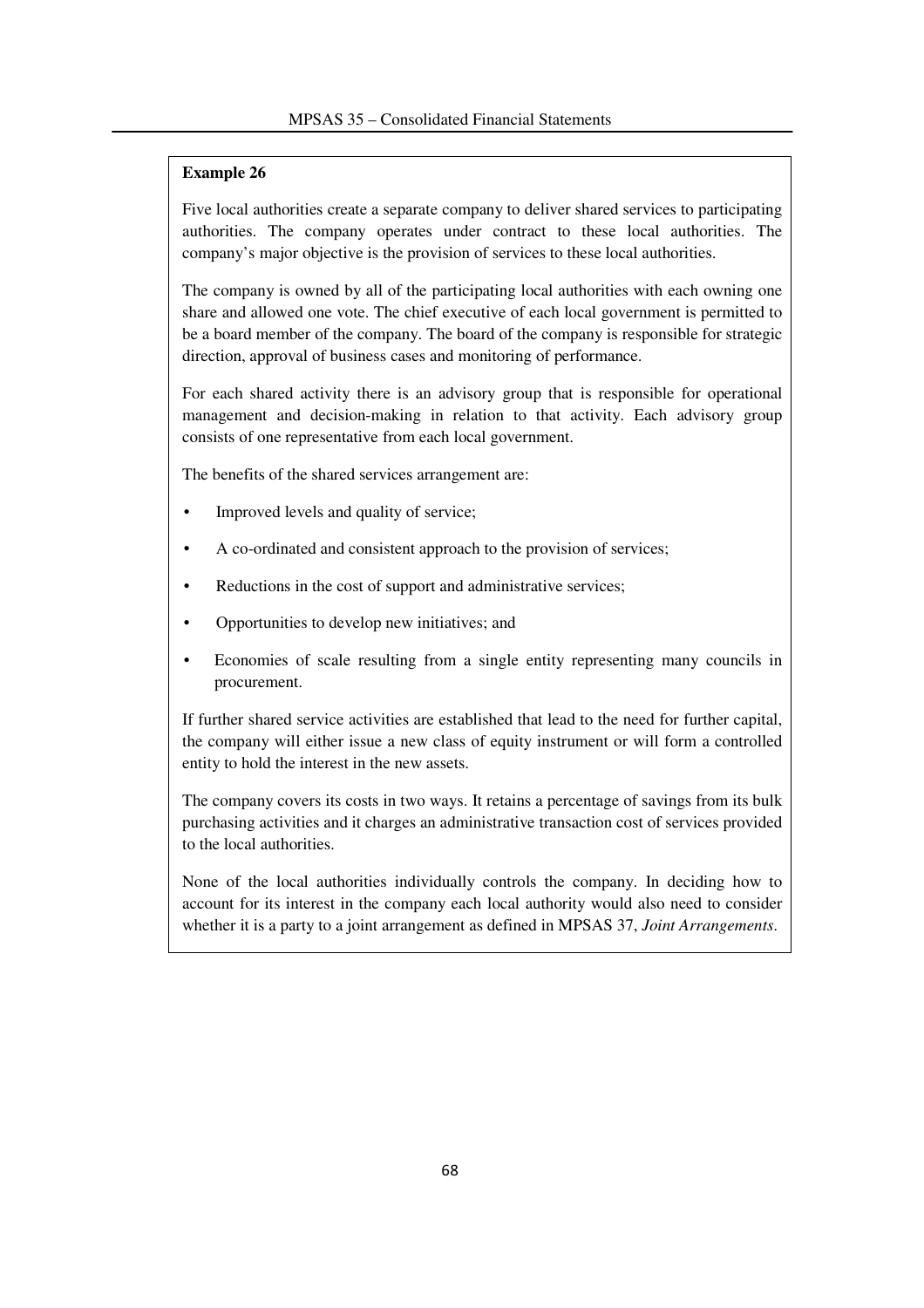**Example 26**

Five local authorities create a separate company to deliver shared services to participating authorities. The company operates under contract to these local authorities. The company's major objective is the provision of services to these local authorities.

The company is owned by all of the participating local authorities with each owning one share and allowed one vote. The chief executive of each local government is permitted to be a board member of the company. The board of the company is responsible for strategic direction, approval of business cases and monitoring of performance.

For each shared activity there is an advisory group that is responsible for operational management and decision-making in relation to that activity. Each advisory group consists of one representative from each local government.

The benefits of the shared services arrangement are:

- Improved levels and quality of service;
- A co-ordinated and consistent approach to the provision of services;
- Reductions in the cost of support and administrative services;
- Opportunities to develop new initiatives; and
- Economies of scale resulting from a single entity representing many councils in procurement.

If further shared service activities are established that lead to the need for further capital, the company will either issue a new class of equity instrument or will form a controlled entity to hold the interest in the new assets.

The company covers its costs in two ways. It retains a percentage of savings from its bulk purchasing activities and it charges an administrative transaction cost of services provided to the local authorities.

None of the local authorities individually controls the company. In deciding how to account for its interest in the company each local authority would also need to consider whether it is a party to a joint arrangement as defined in MPSAS 37, *Joint Arrangements*.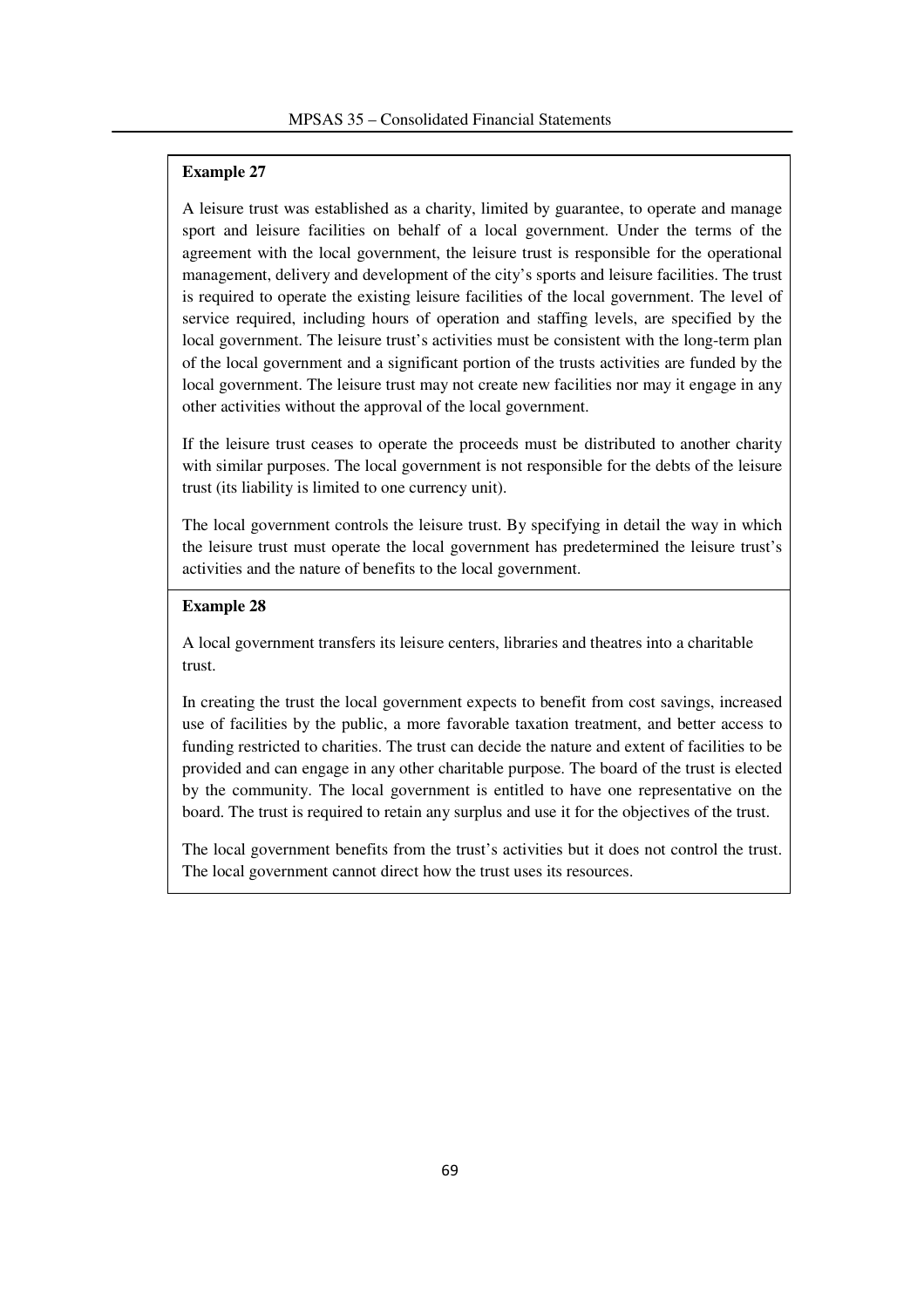**Example 27**

A leisure trust was established as a charity, limited by guarantee, to operate and manage sport and leisure facilities on behalf of a local government. Under the terms of the agreement with the local government, the leisure trust is responsible for the operational management, delivery and development of the city's sports and leisure facilities. The trust is required to operate the existing leisure facilities of the local government. The level of service required, including hours of operation and staffing levels, are specified by the local government. The leisure trust's activities must be consistent with the long-term plan of the local government and a significant portion of the trusts activities are funded by the local government. The leisure trust may not create new facilities nor may it engage in any other activities without the approval of the local government.

If the leisure trust ceases to operate the proceeds must be distributed to another charity with similar purposes. The local government is not responsible for the debts of the leisure trust (its liability is limited to one currency unit).

The local government controls the leisure trust. By specifying in detail the way in which the leisure trust must operate the local government has predetermined the leisure trust's activities and the nature of benefits to the local government.

**Example 28**

A local government transfers its leisure centers, libraries and theatres into a charitable trust.

In creating the trust the local government expects to benefit from cost savings, increased use of facilities by the public, a more favorable taxation treatment, and better access to funding restricted to charities. The trust can decide the nature and extent of facilities to be provided and can engage in any other charitable purpose. The board of the trust is elected by the community. The local government is entitled to have one representative on the board. The trust is required to retain any surplus and use it for the objectives of the trust.

The local government benefits from the trust's activities but it does not control the trust. The local government cannot direct how the trust uses its resources.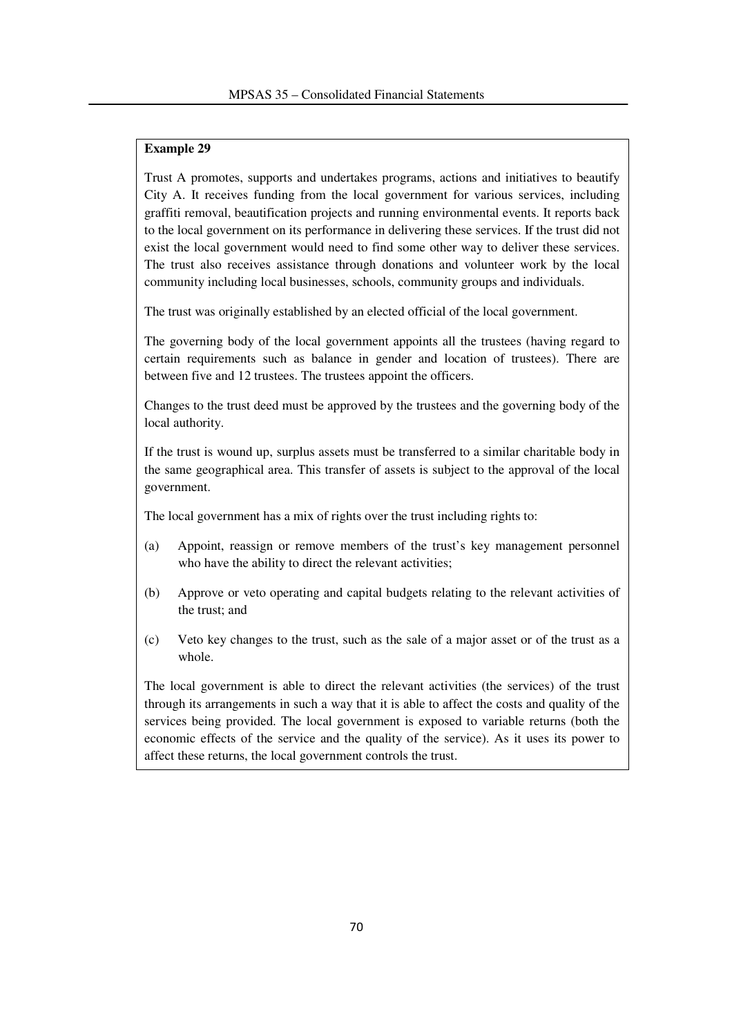**Example 29**

Trust A promotes, supports and undertakes programs, actions and initiatives to beautify City A. It receives funding from the local government for various services, including graffiti removal, beautification projects and running environmental events. It reports back to the local government on its performance in delivering these services. If the trust did not exist the local government would need to find some other way to deliver these services. The trust also receives assistance through donations and volunteer work by the local community including local businesses, schools, community groups and individuals.

The trust was originally established by an elected official of the local government.

The governing body of the local government appoints all the trustees (having regard to certain requirements such as balance in gender and location of trustees). There are between five and 12 trustees. The trustees appoint the officers.

Changes to the trust deed must be approved by the trustees and the governing body of the local authority.

If the trust is wound up, surplus assets must be transferred to a similar charitable body in the same geographical area. This transfer of assets is subject to the approval of the local government.

The local government has a mix of rights over the trust including rights to:

(a) Appoint, reassign or remove members of the trust's key management personnel who have the ability to direct the relevant activities;

(b) Approve or veto operating and capital budgets relating to the relevant activities of the trust; and

(c) Veto key changes to the trust, such as the sale of a major asset or of the trust as a whole.

The local government is able to direct the relevant activities (the services) of the trust through its arrangements in such a way that it is able to affect the costs and quality of the services being provided. The local government is exposed to variable returns (both the economic effects of the service and the quality of the service). As it uses its power to affect these returns, the local government controls the trust.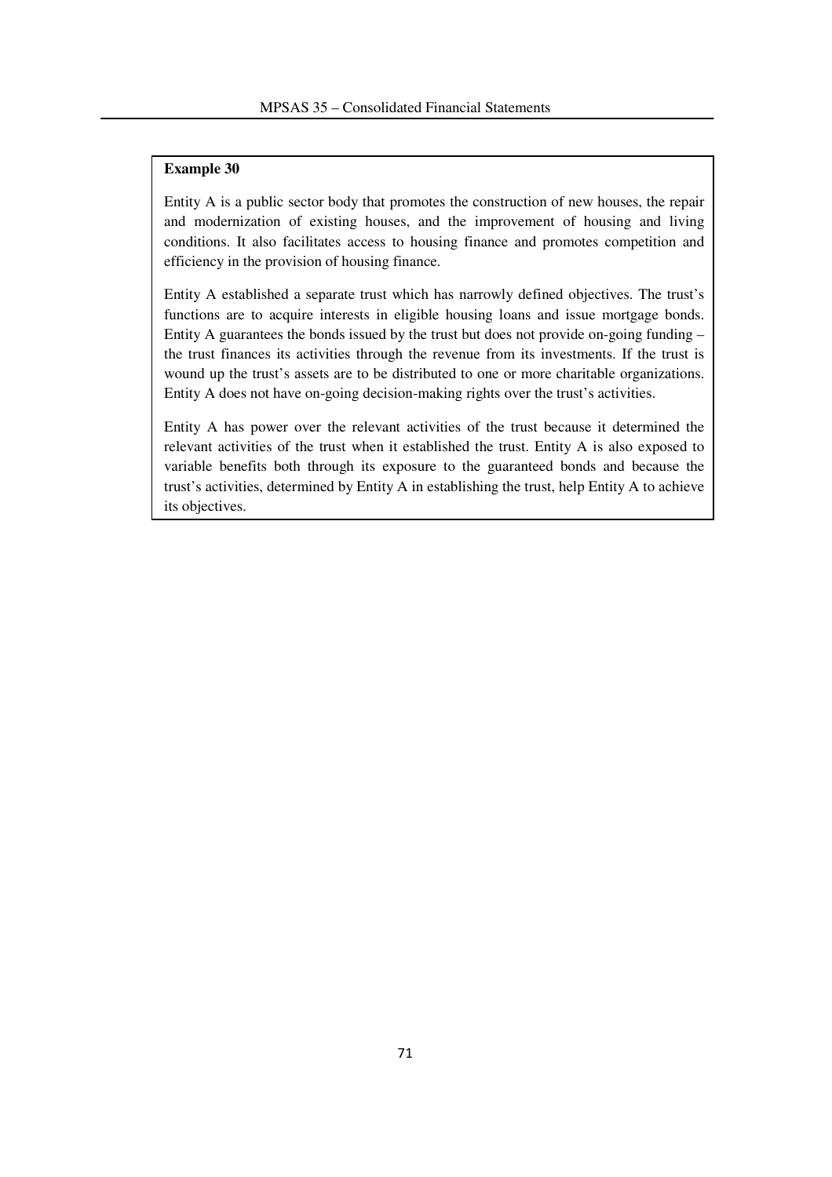**Example 30**

Entity A is a public sector body that promotes the construction of new houses, the repair and modernization of existing houses, and the improvement of housing and living conditions. It also facilitates access to housing finance and promotes competition and efficiency in the provision of housing finance.

Entity A established a separate trust which has narrowly defined objectives. The trust's functions are to acquire interests in eligible housing loans and issue mortgage bonds. Entity A guarantees the bonds issued by the trust but does not provide on-going funding – the trust finances its activities through the revenue from its investments. If the trust is wound up the trust's assets are to be distributed to one or more charitable organizations. Entity A does not have on-going decision-making rights over the trust's activities.

Entity A has power over the relevant activities of the trust because it determined the relevant activities of the trust when it established the trust. Entity A is also exposed to variable benefits both through its exposure to the guaranteed bonds and because the trust's activities, determined by Entity A in establishing the trust, help Entity A to achieve its objectives.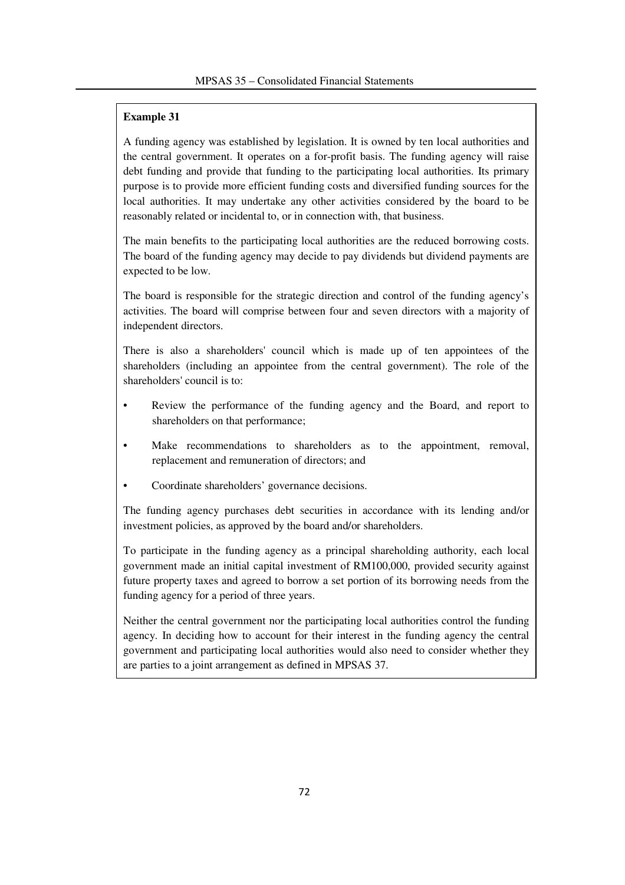**Example 31**

A funding agency was established by legislation. It is owned by ten local authorities and the central government. It operates on a for-profit basis. The funding agency will raise debt funding and provide that funding to the participating local authorities. Its primary purpose is to provide more efficient funding costs and diversified funding sources for the local authorities. It may undertake any other activities considered by the board to be reasonably related or incidental to, or in connection with, that business.

The main benefits to the participating local authorities are the reduced borrowing costs. The board of the funding agency may decide to pay dividends but dividend payments are expected to be low.

The board is responsible for the strategic direction and control of the funding agency's activities. The board will comprise between four and seven directors with a majority of independent directors.

There is also a shareholders' council which is made up of ten appointees of the shareholders (including an appointee from the central government). The role of the shareholders' council is to:

- Review the performance of the funding agency and the Board, and report to shareholders on that performance;
- Make recommendations to shareholders as to the appointment, removal, replacement and remuneration of directors; and
- Coordinate shareholders' governance decisions.

The funding agency purchases debt securities in accordance with its lending and/or investment policies, as approved by the board and/or shareholders.

To participate in the funding agency as a principal shareholding authority, each local government made an initial capital investment of RM100,000, provided security against future property taxes and agreed to borrow a set portion of its borrowing needs from the funding agency for a period of three years.

Neither the central government nor the participating local authorities control the funding agency. In deciding how to account for their interest in the funding agency the central government and participating local authorities would also need to consider whether they are parties to a joint arrangement as defined in MPSAS 37.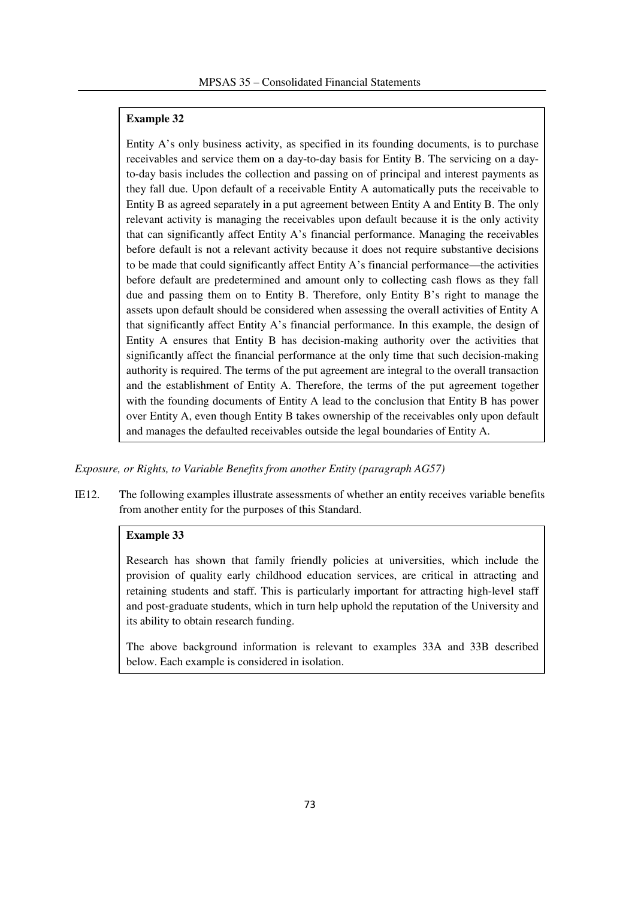**Example 32**

Entity A's only business activity, as specified in its founding documents, is to purchase receivables and service them on a day-to-day basis for Entity B. The servicing on a day-to-day basis includes the collection and passing on of principal and interest payments as they fall due. Upon default of a receivable Entity A automatically puts the receivable to Entity B as agreed separately in a put agreement between Entity A and Entity B. The only relevant activity is managing the receivables upon default because it is the only activity that can significantly affect Entity A's financial performance. Managing the receivables before default is not a relevant activity because it does not require substantive decisions to be made that could significantly affect Entity A's financial performance—the activities before default are predetermined and amount only to collecting cash flows as they fall due and passing them on to Entity B. Therefore, only Entity B's right to manage the assets upon default should be considered when assessing the overall activities of Entity A that significantly affect Entity A's financial performance. In this example, the design of Entity A ensures that Entity B has decision-making authority over the activities that significantly affect the financial performance at the only time that such decision-making authority is required. The terms of the put agreement are integral to the overall transaction and the establishment of Entity A. Therefore, the terms of the put agreement together with the founding documents of Entity A lead to the conclusion that Entity B has power over Entity A, even though Entity B takes ownership of the receivables only upon default and manages the defaulted receivables outside the legal boundaries of Entity A.

*Exposure, or Rights, to Variable Benefits from another Entity (paragraph AG57)*

IE12. The following examples illustrate assessments of whether an entity receives variable benefits from another entity for the purposes of this Standard.

**Example 33**

Research has shown that family friendly policies at universities, which include the provision of quality early childhood education services, are critical in attracting and retaining students and staff. This is particularly important for attracting high-level staff and post-graduate students, which in turn help uphold the reputation of the University and its ability to obtain research funding.

The above background information is relevant to examples 33A and 33B described below. Each example is considered in isolation.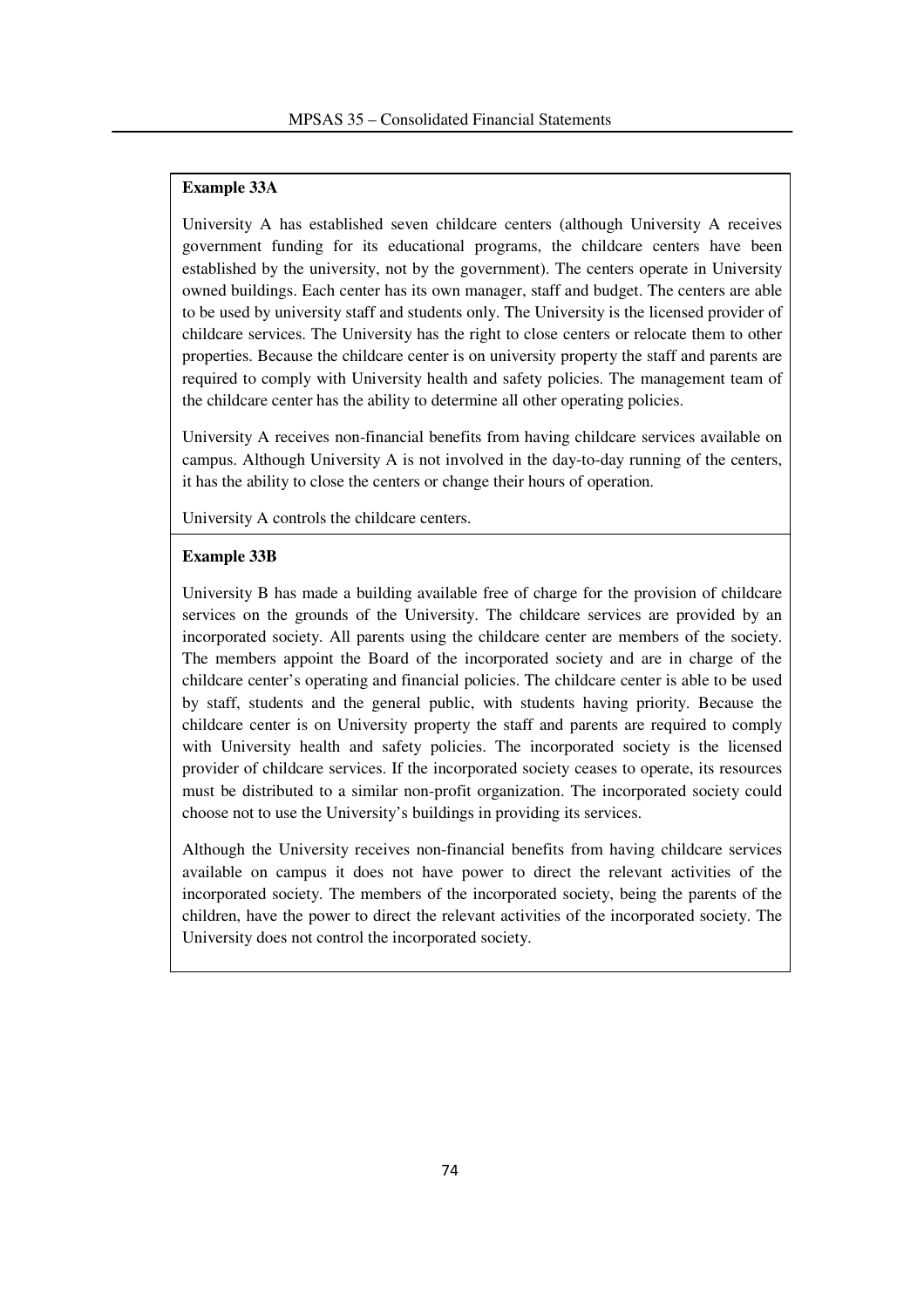**Example 33A**

University A has established seven childcare centers (although University A receives government funding for its educational programs, the childcare centers have been established by the university, not by the government). The centers operate in University owned buildings. Each center has its own manager, staff and budget. The centers are able to be used by university staff and students only. The University is the licensed provider of childcare services. The University has the right to close centers or relocate them to other properties. Because the childcare center is on university property the staff and parents are required to comply with University health and safety policies. The management team of the childcare center has the ability to determine all other operating policies.

University A receives non-financial benefits from having childcare services available on campus. Although University A is not involved in the day-to-day running of the centers, it has the ability to close the centers or change their hours of operation.

University A controls the childcare centers.

**Example 33B**

University B has made a building available free of charge for the provision of childcare services on the grounds of the University. The childcare services are provided by an incorporated society. All parents using the childcare center are members of the society. The members appoint the Board of the incorporated society and are in charge of the childcare center's operating and financial policies. The childcare center is able to be used by staff, students and the general public, with students having priority. Because the childcare center is on University property the staff and parents are required to comply with University health and safety policies. The incorporated society is the licensed provider of childcare services. If the incorporated society ceases to operate, its resources must be distributed to a similar non-profit organization. The incorporated society could choose not to use the University's buildings in providing its services.

Although the University receives non-financial benefits from having childcare services available on campus it does not have power to direct the relevant activities of the incorporated society. The members of the incorporated society, being the parents of the children, have the power to direct the relevant activities of the incorporated society. The University does not control the incorporated society.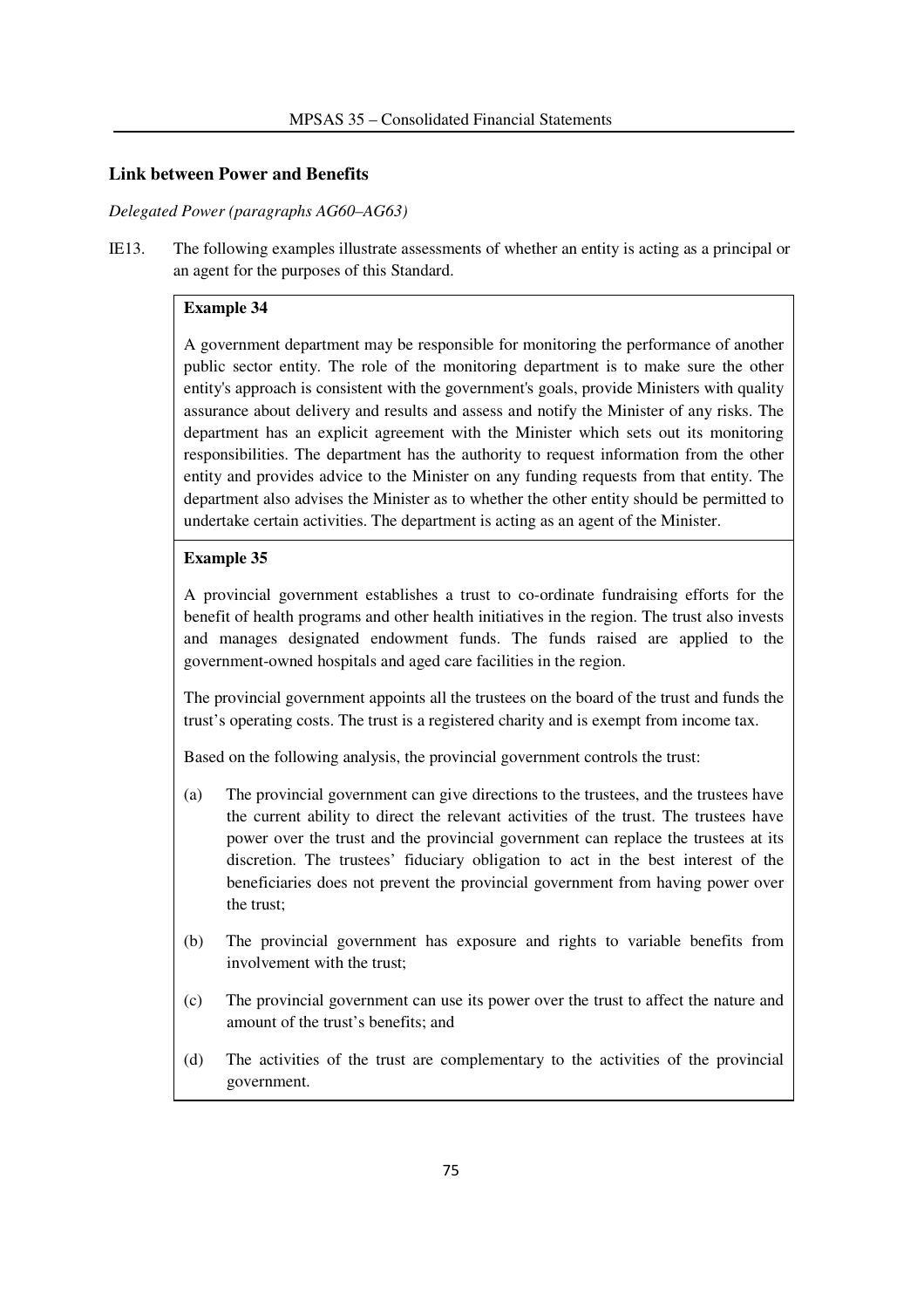## Link between Power and Benefits

*Delegated Power (paragraphs AG60–AG63)*

IE13. The following examples illustrate assessments of whether an entity is acting as a principal or an agent for the purposes of this Standard.

**Example 34**

A government department may be responsible for monitoring the performance of another public sector entity. The role of the monitoring department is to make sure the other entity's approach is consistent with the government's goals, provide Ministers with quality assurance about delivery and results and assess and notify the Minister of any risks. The department has an explicit agreement with the Minister which sets out its monitoring responsibilities. The department has the authority to request information from the other entity and provides advice to the Minister on any funding requests from that entity. The department also advises the Minister as to whether the other entity should be permitted to undertake certain activities. The department is acting as an agent of the Minister.

**Example 35**

A provincial government establishes a trust to co-ordinate fundraising efforts for the benefit of health programs and other health initiatives in the region. The trust also invests and manages designated endowment funds. The funds raised are applied to the government-owned hospitals and aged care facilities in the region.

The provincial government appoints all the trustees on the board of the trust and funds the trust's operating costs. The trust is a registered charity and is exempt from income tax.

Based on the following analysis, the provincial government controls the trust:

(a) The provincial government can give directions to the trustees, and the trustees have the current ability to direct the relevant activities of the trust. The trustees have power over the trust and the provincial government can replace the trustees at its discretion. The trustees' fiduciary obligation to act in the best interest of the beneficiaries does not prevent the provincial government from having power over the trust;

(b) The provincial government has exposure and rights to variable benefits from involvement with the trust;

(c) The provincial government can use its power over the trust to affect the nature and amount of the trust's benefits; and

(d) The activities of the trust are complementary to the activities of the provincial government.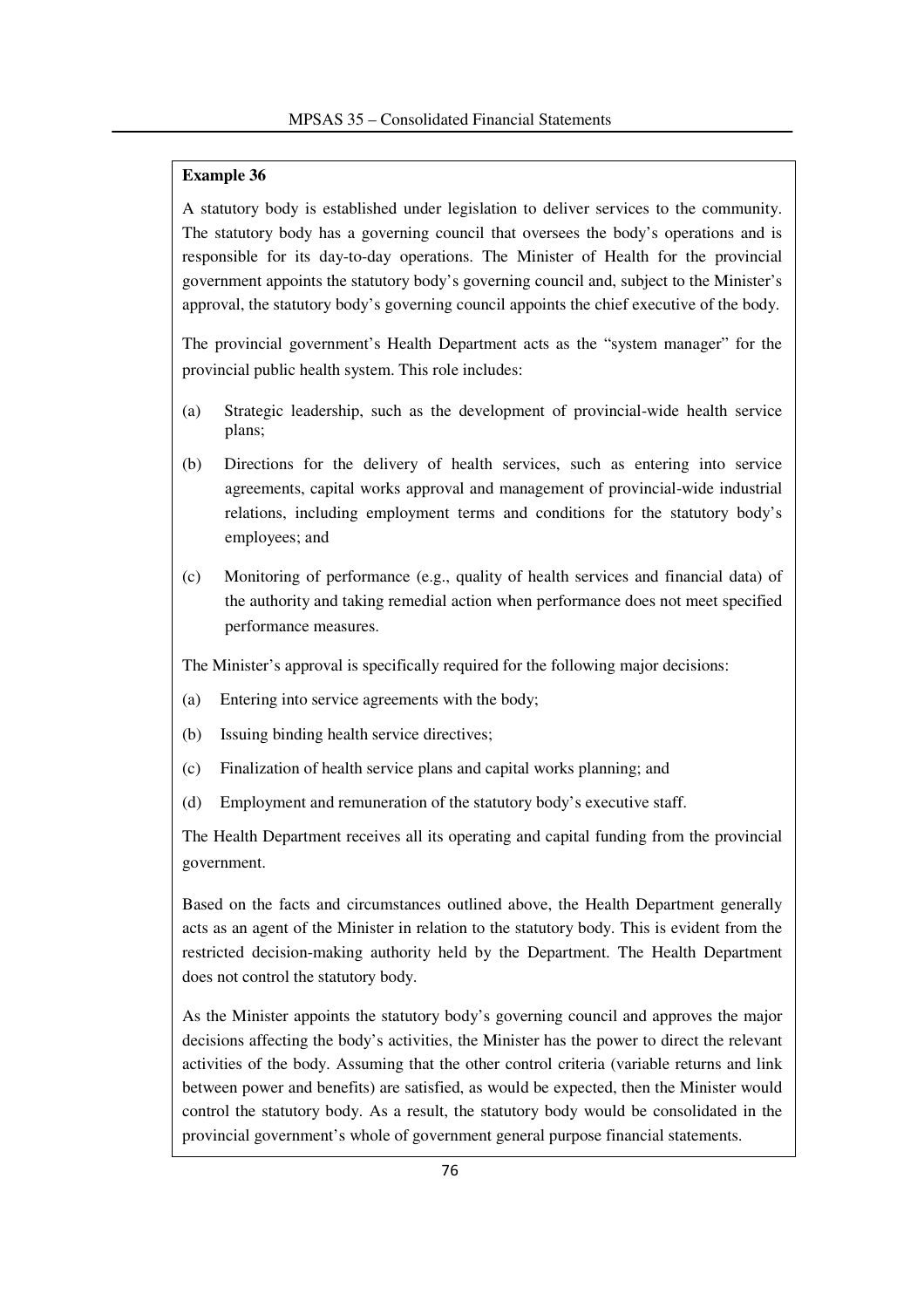**Example 36**

A statutory body is established under legislation to deliver services to the community. The statutory body has a governing council that oversees the body's operations and is responsible for its day-to-day operations. The Minister of Health for the provincial government appoints the statutory body's governing council and, subject to the Minister's approval, the statutory body's governing council appoints the chief executive of the body.

The provincial government's Health Department acts as the "system manager" for the provincial public health system. This role includes:

(a) Strategic leadership, such as the development of provincial-wide health service plans;

(b) Directions for the delivery of health services, such as entering into service agreements, capital works approval and management of provincial-wide industrial relations, including employment terms and conditions for the statutory body's employees; and

(c) Monitoring of performance (e.g., quality of health services and financial data) of the authority and taking remedial action when performance does not meet specified performance measures.

The Minister's approval is specifically required for the following major decisions:

(a) Entering into service agreements with the body;

(b) Issuing binding health service directives;

(c) Finalization of health service plans and capital works planning; and

(d) Employment and remuneration of the statutory body's executive staff.

The Health Department receives all its operating and capital funding from the provincial government.

Based on the facts and circumstances outlined above, the Health Department generally acts as an agent of the Minister in relation to the statutory body. This is evident from the restricted decision-making authority held by the Department. The Health Department does not control the statutory body.

As the Minister appoints the statutory body's governing council and approves the major decisions affecting the body's activities, the Minister has the power to direct the relevant activities of the body. Assuming that the other control criteria (variable returns and link between power and benefits) are satisfied, as would be expected, then the Minister would control the statutory body. As a result, the statutory body would be consolidated in the provincial government's whole of government general purpose financial statements.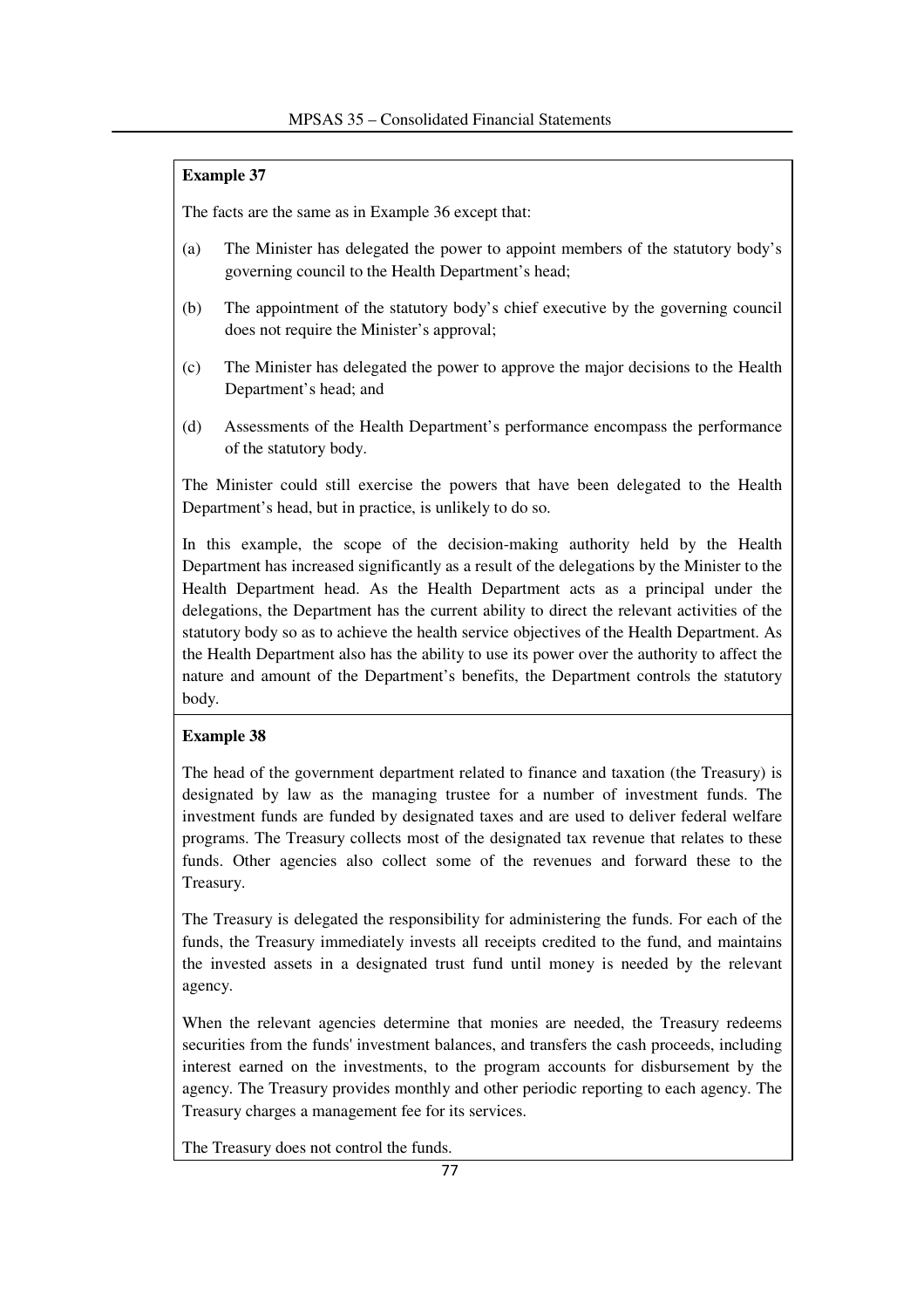**Example 37**

The facts are the same as in Example 36 except that:

(a) The Minister has delegated the power to appoint members of the statutory body's governing council to the Health Department's head;

(b) The appointment of the statutory body's chief executive by the governing council does not require the Minister's approval;

(c) The Minister has delegated the power to approve the major decisions to the Health Department's head; and

(d) Assessments of the Health Department's performance encompass the performance of the statutory body.

The Minister could still exercise the powers that have been delegated to the Health Department's head, but in practice, is unlikely to do so.

In this example, the scope of the decision-making authority held by the Health Department has increased significantly as a result of the delegations by the Minister to the Health Department head. As the Health Department acts as a principal under the delegations, the Department has the current ability to direct the relevant activities of the statutory body so as to achieve the health service objectives of the Health Department. As the Health Department also has the ability to use its power over the authority to affect the nature and amount of the Department's benefits, the Department controls the statutory body.

**Example 38**

The head of the government department related to finance and taxation (the Treasury) is designated by law as the managing trustee for a number of investment funds. The investment funds are funded by designated taxes and are used to deliver federal welfare programs. The Treasury collects most of the designated tax revenue that relates to these funds. Other agencies also collect some of the revenues and forward these to the Treasury.

The Treasury is delegated the responsibility for administering the funds. For each of the funds, the Treasury immediately invests all receipts credited to the fund, and maintains the invested assets in a designated trust fund until money is needed by the relevant agency.

When the relevant agencies determine that monies are needed, the Treasury redeems securities from the funds' investment balances, and transfers the cash proceeds, including interest earned on the investments, to the program accounts for disbursement by the agency. The Treasury provides monthly and other periodic reporting to each agency. The Treasury charges a management fee for its services.

The Treasury does not control the funds.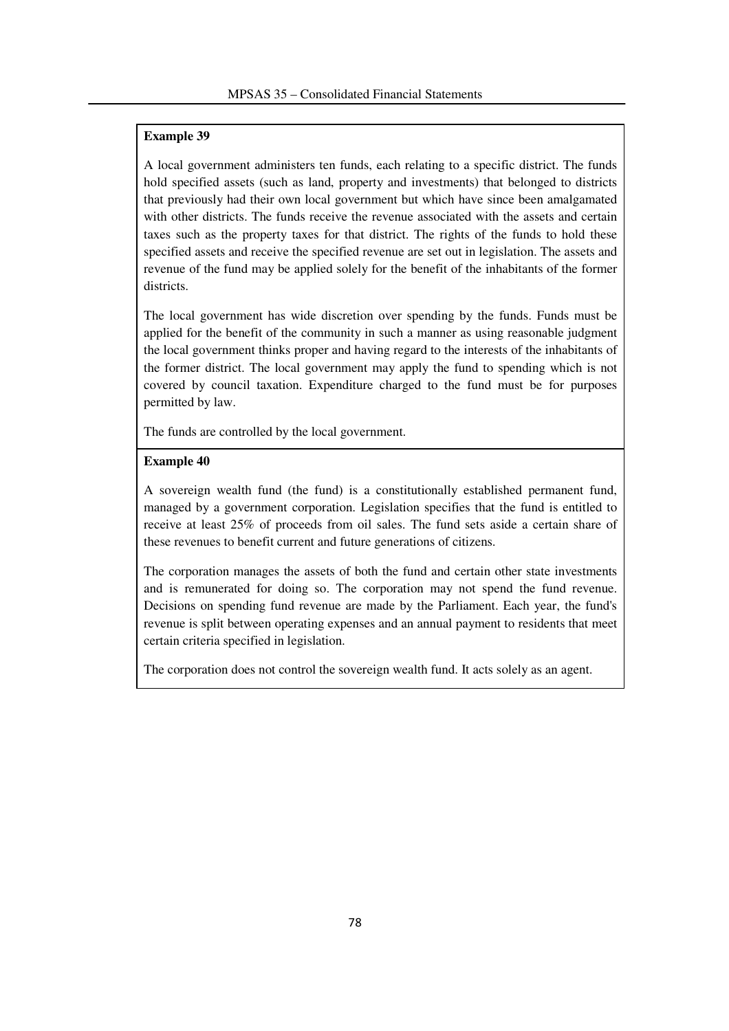**Example 39**

A local government administers ten funds, each relating to a specific district. The funds hold specified assets (such as land, property and investments) that belonged to districts that previously had their own local government but which have since been amalgamated with other districts. The funds receive the revenue associated with the assets and certain taxes such as the property taxes for that district. The rights of the funds to hold these specified assets and receive the specified revenue are set out in legislation. The assets and revenue of the fund may be applied solely for the benefit of the inhabitants of the former districts.

The local government has wide discretion over spending by the funds. Funds must be applied for the benefit of the community in such a manner as using reasonable judgment the local government thinks proper and having regard to the interests of the inhabitants of the former district. The local government may apply the fund to spending which is not covered by council taxation. Expenditure charged to the fund must be for purposes permitted by law.

The funds are controlled by the local government.

**Example 40**

A sovereign wealth fund (the fund) is a constitutionally established permanent fund, managed by a government corporation. Legislation specifies that the fund is entitled to receive at least 25% of proceeds from oil sales. The fund sets aside a certain share of these revenues to benefit current and future generations of citizens.

The corporation manages the assets of both the fund and certain other state investments and is remunerated for doing so. The corporation may not spend the fund revenue. Decisions on spending fund revenue are made by the Parliament. Each year, the fund's revenue is split between operating expenses and an annual payment to residents that meet certain criteria specified in legislation.

The corporation does not control the sovereign wealth fund. It acts solely as an agent.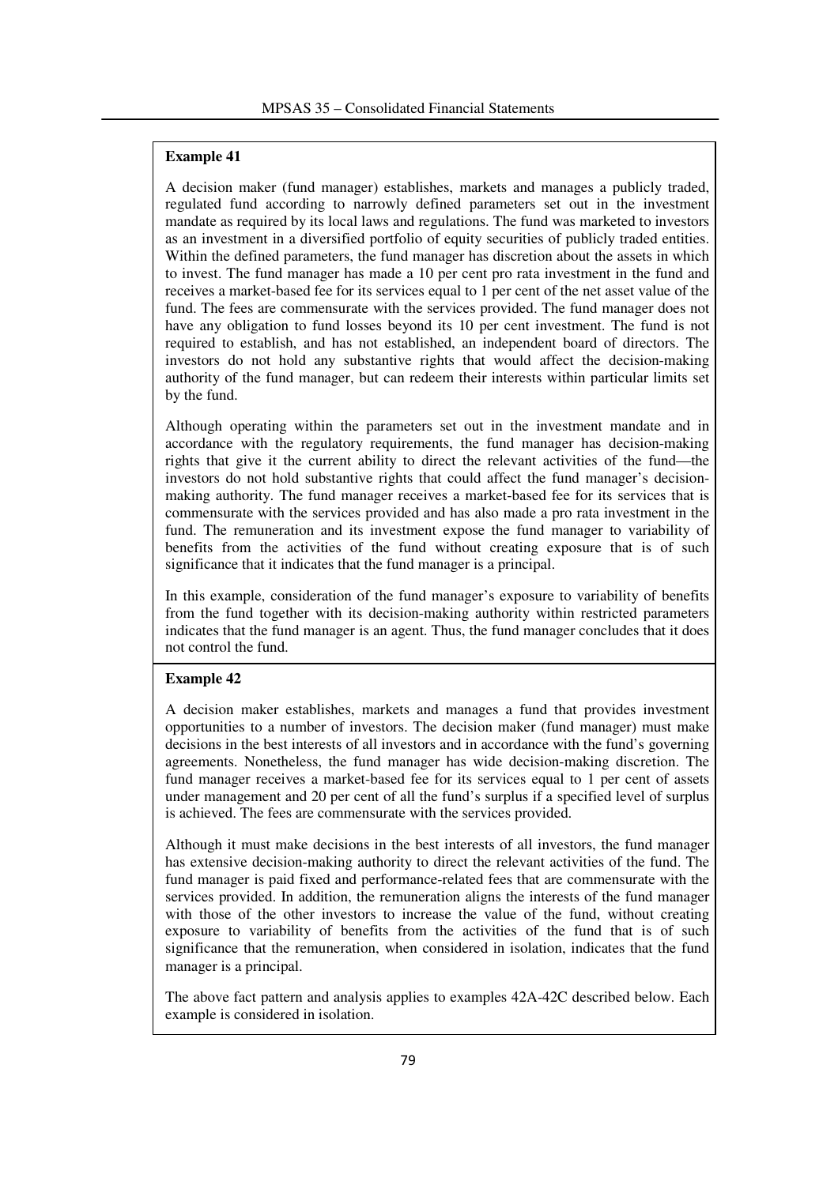**Example 41**

A decision maker (fund manager) establishes, markets and manages a publicly traded, regulated fund according to narrowly defined parameters set out in the investment mandate as required by its local laws and regulations. The fund was marketed to investors as an investment in a diversified portfolio of equity securities of publicly traded entities. Within the defined parameters, the fund manager has discretion about the assets in which to invest. The fund manager has made a 10 per cent pro rata investment in the fund and receives a market-based fee for its services equal to 1 per cent of the net asset value of the fund. The fees are commensurate with the services provided. The fund manager does not have any obligation to fund losses beyond its 10 per cent investment. The fund is not required to establish, and has not established, an independent board of directors. The investors do not hold any substantive rights that would affect the decision-making authority of the fund manager, but can redeem their interests within particular limits set by the fund.

Although operating within the parameters set out in the investment mandate and in accordance with the regulatory requirements, the fund manager has decision-making rights that give it the current ability to direct the relevant activities of the fund—the investors do not hold substantive rights that could affect the fund manager's decision-making authority. The fund manager receives a market-based fee for its services that is commensurate with the services provided and has also made a pro rata investment in the fund. The remuneration and its investment expose the fund manager to variability of benefits from the activities of the fund without creating exposure that is of such significance that it indicates that the fund manager is a principal.

In this example, consideration of the fund manager's exposure to variability of benefits from the fund together with its decision-making authority within restricted parameters indicates that the fund manager is an agent. Thus, the fund manager concludes that it does not control the fund.

**Example 42**

A decision maker establishes, markets and manages a fund that provides investment opportunities to a number of investors. The decision maker (fund manager) must make decisions in the best interests of all investors and in accordance with the fund's governing agreements. Nonetheless, the fund manager has wide decision-making discretion. The fund manager receives a market-based fee for its services equal to 1 per cent of assets under management and 20 per cent of all the fund's surplus if a specified level of surplus is achieved. The fees are commensurate with the services provided.

Although it must make decisions in the best interests of all investors, the fund manager has extensive decision-making authority to direct the relevant activities of the fund. The fund manager is paid fixed and performance-related fees that are commensurate with the services provided. In addition, the remuneration aligns the interests of the fund manager with those of the other investors to increase the value of the fund, without creating exposure to variability of benefits from the activities of the fund that is of such significance that the remuneration, when considered in isolation, indicates that the fund manager is a principal.

The above fact pattern and analysis applies to examples 42A-42C described below. Each example is considered in isolation.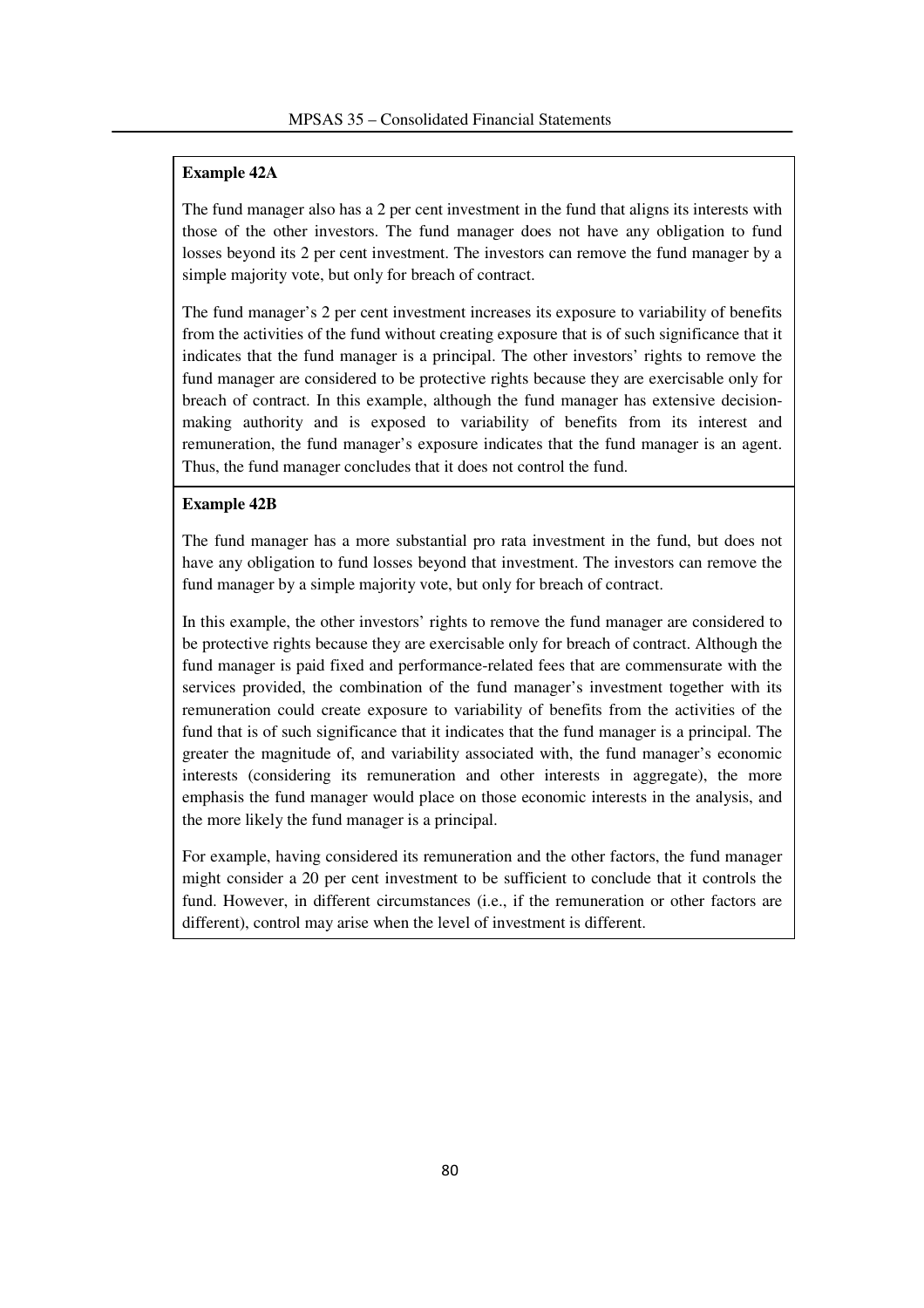**Example 42A**

The fund manager also has a 2 per cent investment in the fund that aligns its interests with those of the other investors. The fund manager does not have any obligation to fund losses beyond its 2 per cent investment. The investors can remove the fund manager by a simple majority vote, but only for breach of contract.

The fund manager's 2 per cent investment increases its exposure to variability of benefits from the activities of the fund without creating exposure that is of such significance that it indicates that the fund manager is a principal. The other investors' rights to remove the fund manager are considered to be protective rights because they are exercisable only for breach of contract. In this example, although the fund manager has extensive decision-making authority and is exposed to variability of benefits from its interest and remuneration, the fund manager's exposure indicates that the fund manager is an agent. Thus, the fund manager concludes that it does not control the fund.

**Example 42B**

The fund manager has a more substantial pro rata investment in the fund, but does not have any obligation to fund losses beyond that investment. The investors can remove the fund manager by a simple majority vote, but only for breach of contract.

In this example, the other investors' rights to remove the fund manager are considered to be protective rights because they are exercisable only for breach of contract. Although the fund manager is paid fixed and performance-related fees that are commensurate with the services provided, the combination of the fund manager's investment together with its remuneration could create exposure to variability of benefits from the activities of the fund that is of such significance that it indicates that the fund manager is a principal. The greater the magnitude of, and variability associated with, the fund manager's economic interests (considering its remuneration and other interests in aggregate), the more emphasis the fund manager would place on those economic interests in the analysis, and the more likely the fund manager is a principal.

For example, having considered its remuneration and the other factors, the fund manager might consider a 20 per cent investment to be sufficient to conclude that it controls the fund. However, in different circumstances (i.e., if the remuneration or other factors are different), control may arise when the level of investment is different.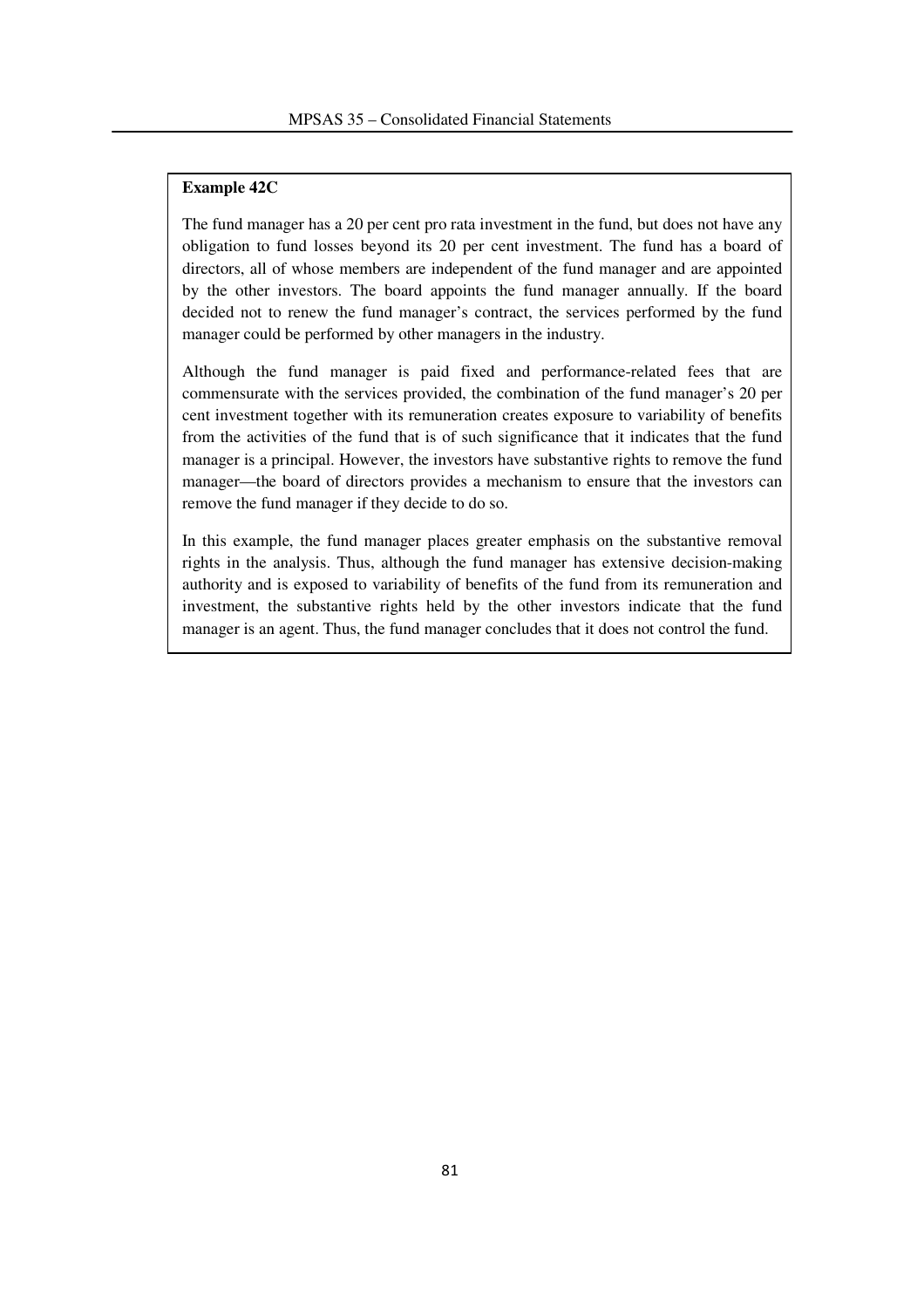**Example 42C**

The fund manager has a 20 per cent pro rata investment in the fund, but does not have any obligation to fund losses beyond its 20 per cent investment. The fund has a board of directors, all of whose members are independent of the fund manager and are appointed by the other investors. The board appoints the fund manager annually. If the board decided not to renew the fund manager's contract, the services performed by the fund manager could be performed by other managers in the industry.

Although the fund manager is paid fixed and performance-related fees that are commensurate with the services provided, the combination of the fund manager's 20 per cent investment together with its remuneration creates exposure to variability of benefits from the activities of the fund that is of such significance that it indicates that the fund manager is a principal. However, the investors have substantive rights to remove the fund manager—the board of directors provides a mechanism to ensure that the investors can remove the fund manager if they decide to do so.

In this example, the fund manager places greater emphasis on the substantive removal rights in the analysis. Thus, although the fund manager has extensive decision-making authority and is exposed to variability of benefits of the fund from its remuneration and investment, the substantive rights held by the other investors indicate that the fund manager is an agent. Thus, the fund manager concludes that it does not control the fund.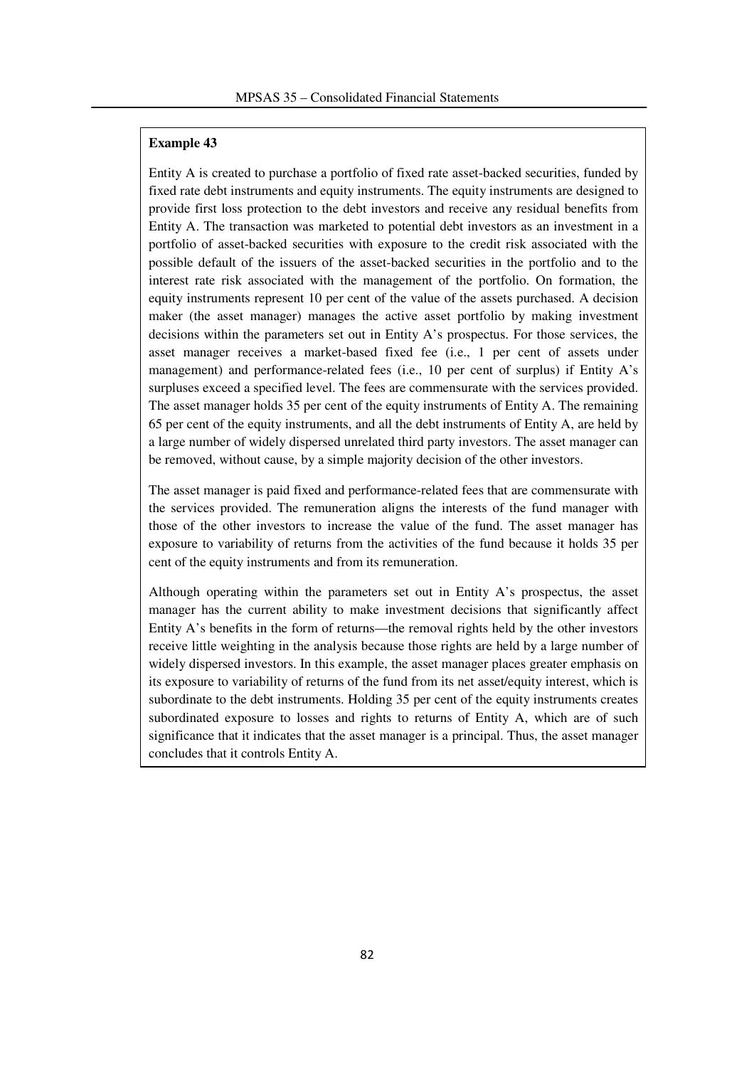**Example 43**

Entity A is created to purchase a portfolio of fixed rate asset-backed securities, funded by fixed rate debt instruments and equity instruments. The equity instruments are designed to provide first loss protection to the debt investors and receive any residual benefits from Entity A. The transaction was marketed to potential debt investors as an investment in a portfolio of asset-backed securities with exposure to the credit risk associated with the possible default of the issuers of the asset-backed securities in the portfolio and to the interest rate risk associated with the management of the portfolio. On formation, the equity instruments represent 10 per cent of the value of the assets purchased. A decision maker (the asset manager) manages the active asset portfolio by making investment decisions within the parameters set out in Entity A's prospectus. For those services, the asset manager receives a market-based fixed fee (i.e., 1 per cent of assets under management) and performance-related fees (i.e., 10 per cent of surplus) if Entity A's surpluses exceed a specified level. The fees are commensurate with the services provided. The asset manager holds 35 per cent of the equity instruments of Entity A. The remaining 65 per cent of the equity instruments, and all the debt instruments of Entity A, are held by a large number of widely dispersed unrelated third party investors. The asset manager can be removed, without cause, by a simple majority decision of the other investors.

The asset manager is paid fixed and performance-related fees that are commensurate with the services provided. The remuneration aligns the interests of the fund manager with those of the other investors to increase the value of the fund. The asset manager has exposure to variability of returns from the activities of the fund because it holds 35 per cent of the equity instruments and from its remuneration.

Although operating within the parameters set out in Entity A's prospectus, the asset manager has the current ability to make investment decisions that significantly affect Entity A's benefits in the form of returns—the removal rights held by the other investors receive little weighting in the analysis because those rights are held by a large number of widely dispersed investors. In this example, the asset manager places greater emphasis on its exposure to variability of returns of the fund from its net asset/equity interest, which is subordinate to the debt instruments. Holding 35 per cent of the equity instruments creates subordinated exposure to losses and rights to returns of Entity A, which are of such significance that it indicates that the asset manager is a principal. Thus, the asset manager concludes that it controls Entity A.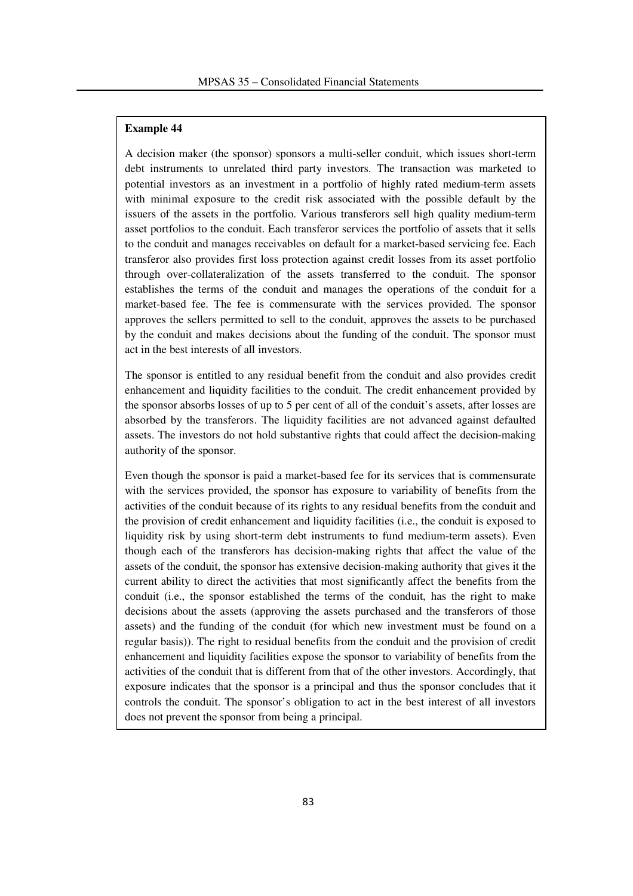**Example 44**

A decision maker (the sponsor) sponsors a multi-seller conduit, which issues short-term debt instruments to unrelated third party investors. The transaction was marketed to potential investors as an investment in a portfolio of highly rated medium-term assets with minimal exposure to the credit risk associated with the possible default by the issuers of the assets in the portfolio. Various transferors sell high quality medium-term asset portfolios to the conduit. Each transferor services the portfolio of assets that it sells to the conduit and manages receivables on default for a market-based servicing fee. Each transferor also provides first loss protection against credit losses from its asset portfolio through over-collateralization of the assets transferred to the conduit. The sponsor establishes the terms of the conduit and manages the operations of the conduit for a market-based fee. The fee is commensurate with the services provided. The sponsor approves the sellers permitted to sell to the conduit, approves the assets to be purchased by the conduit and makes decisions about the funding of the conduit. The sponsor must act in the best interests of all investors.

The sponsor is entitled to any residual benefit from the conduit and also provides credit enhancement and liquidity facilities to the conduit. The credit enhancement provided by the sponsor absorbs losses of up to 5 per cent of all of the conduit's assets, after losses are absorbed by the transferors. The liquidity facilities are not advanced against defaulted assets. The investors do not hold substantive rights that could affect the decision-making authority of the sponsor.

Even though the sponsor is paid a market-based fee for its services that is commensurate with the services provided, the sponsor has exposure to variability of benefits from the activities of the conduit because of its rights to any residual benefits from the conduit and the provision of credit enhancement and liquidity facilities (i.e., the conduit is exposed to liquidity risk by using short-term debt instruments to fund medium-term assets). Even though each of the transferors has decision-making rights that affect the value of the assets of the conduit, the sponsor has extensive decision-making authority that gives it the current ability to direct the activities that most significantly affect the benefits from the conduit (i.e., the sponsor established the terms of the conduit, has the right to make decisions about the assets (approving the assets purchased and the transferors of those assets) and the funding of the conduit (for which new investment must be found on a regular basis)). The right to residual benefits from the conduit and the provision of credit enhancement and liquidity facilities expose the sponsor to variability of benefits from the activities of the conduit that is different from that of the other investors. Accordingly, that exposure indicates that the sponsor is a principal and thus the sponsor concludes that it controls the conduit. The sponsor's obligation to act in the best interest of all investors does not prevent the sponsor from being a principal.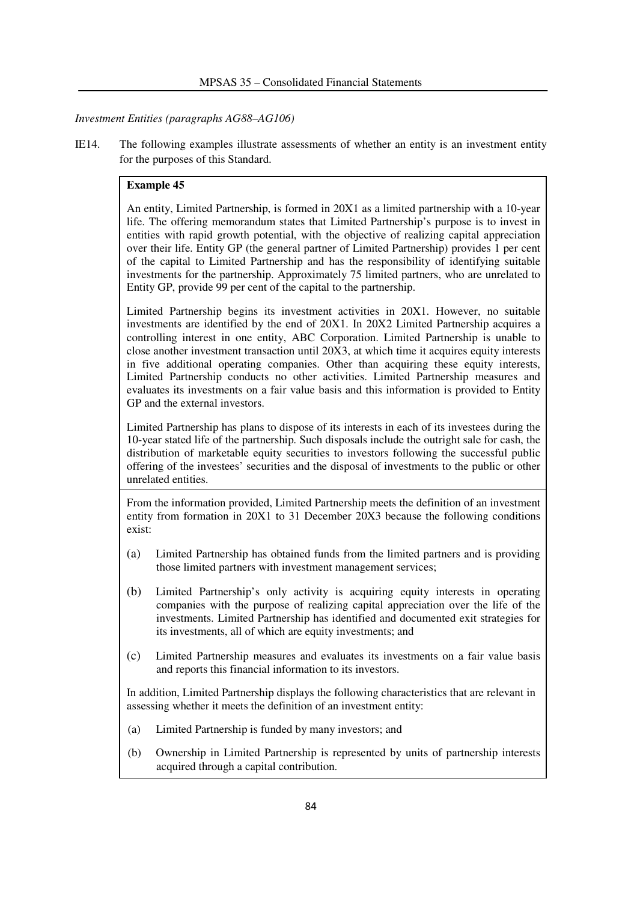*Investment Entities (paragraphs AG88–AG106)*

IE14. The following examples illustrate assessments of whether an entity is an investment entity for the purposes of this Standard.

**Example 45**

An entity, Limited Partnership, is formed in 20X1 as a limited partnership with a 10-year life. The offering memorandum states that Limited Partnership's purpose is to invest in entities with rapid growth potential, with the objective of realizing capital appreciation over their life. Entity GP (the general partner of Limited Partnership) provides 1 per cent of the capital to Limited Partnership and has the responsibility of identifying suitable investments for the partnership. Approximately 75 limited partners, who are unrelated to Entity GP, provide 99 per cent of the capital to the partnership.

Limited Partnership begins its investment activities in 20X1. However, no suitable investments are identified by the end of 20X1. In 20X2 Limited Partnership acquires a controlling interest in one entity, ABC Corporation. Limited Partnership is unable to close another investment transaction until 20X3, at which time it acquires equity interests in five additional operating companies. Other than acquiring these equity interests, Limited Partnership conducts no other activities. Limited Partnership measures and evaluates its investments on a fair value basis and this information is provided to Entity GP and the external investors.

Limited Partnership has plans to dispose of its interests in each of its investees during the 10-year stated life of the partnership. Such disposals include the outright sale for cash, the distribution of marketable equity securities to investors following the successful public offering of the investees' securities and the disposal of investments to the public or other unrelated entities.

From the information provided, Limited Partnership meets the definition of an investment entity from formation in 20X1 to 31 December 20X3 because the following conditions exist:

(a) Limited Partnership has obtained funds from the limited partners and is providing those limited partners with investment management services;

(b) Limited Partnership's only activity is acquiring equity interests in operating companies with the purpose of realizing capital appreciation over the life of the investments. Limited Partnership has identified and documented exit strategies for its investments, all of which are equity investments; and

(c) Limited Partnership measures and evaluates its investments on a fair value basis and reports this financial information to its investors.

In addition, Limited Partnership displays the following characteristics that are relevant in assessing whether it meets the definition of an investment entity:

(a) Limited Partnership is funded by many investors; and

(b) Ownership in Limited Partnership is represented by units of partnership interests acquired through a capital contribution.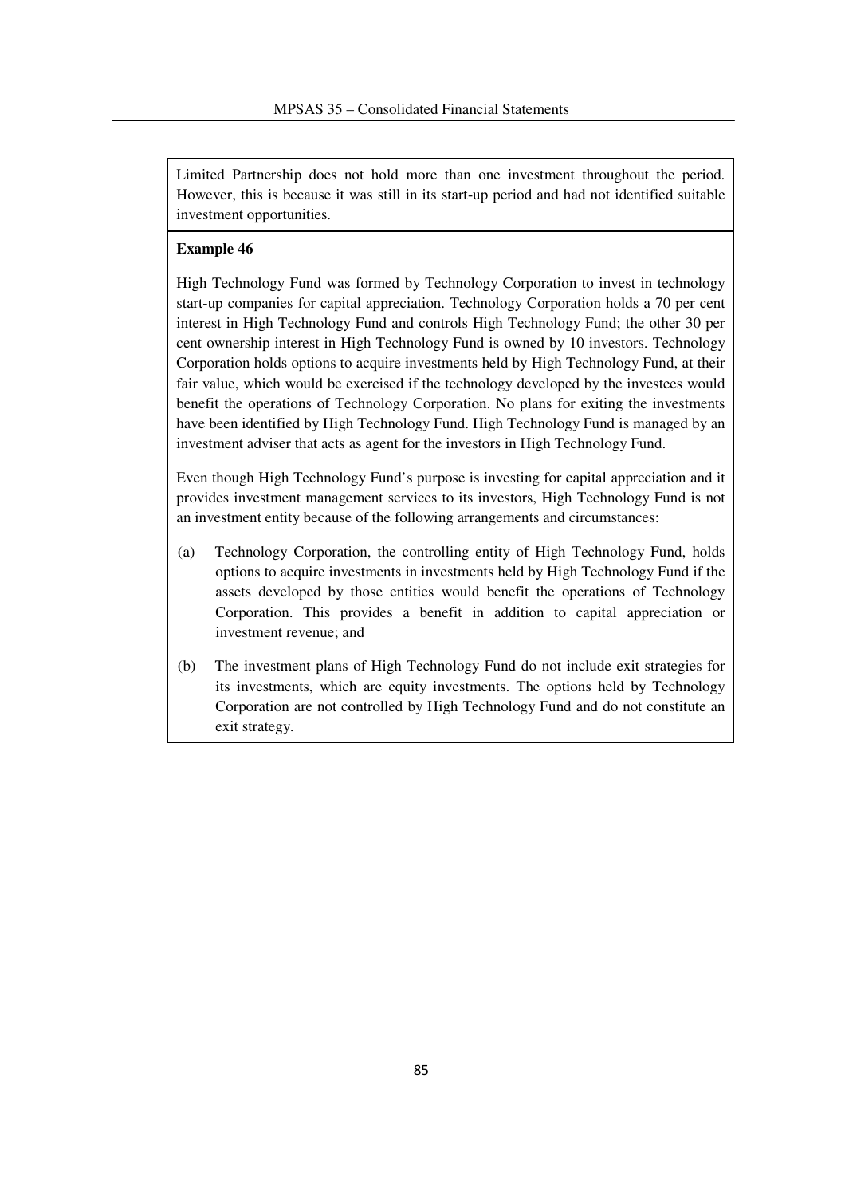Limited Partnership does not hold more than one investment throughout the period. However, this is because it was still in its start-up period and had not identified suitable investment opportunities.

**Example 46**

High Technology Fund was formed by Technology Corporation to invest in technology start-up companies for capital appreciation. Technology Corporation holds a 70 per cent interest in High Technology Fund and controls High Technology Fund; the other 30 per cent ownership interest in High Technology Fund is owned by 10 investors. Technology Corporation holds options to acquire investments held by High Technology Fund, at their fair value, which would be exercised if the technology developed by the investees would benefit the operations of Technology Corporation. No plans for exiting the investments have been identified by High Technology Fund. High Technology Fund is managed by an investment adviser that acts as agent for the investors in High Technology Fund.

Even though High Technology Fund's purpose is investing for capital appreciation and it provides investment management services to its investors, High Technology Fund is not an investment entity because of the following arrangements and circumstances:

(a) Technology Corporation, the controlling entity of High Technology Fund, holds options to acquire investments in investments held by High Technology Fund if the assets developed by those entities would benefit the operations of Technology Corporation. This provides a benefit in addition to capital appreciation or investment revenue; and

(b) The investment plans of High Technology Fund do not include exit strategies for its investments, which are equity investments. The options held by Technology Corporation are not controlled by High Technology Fund and do not constitute an exit strategy.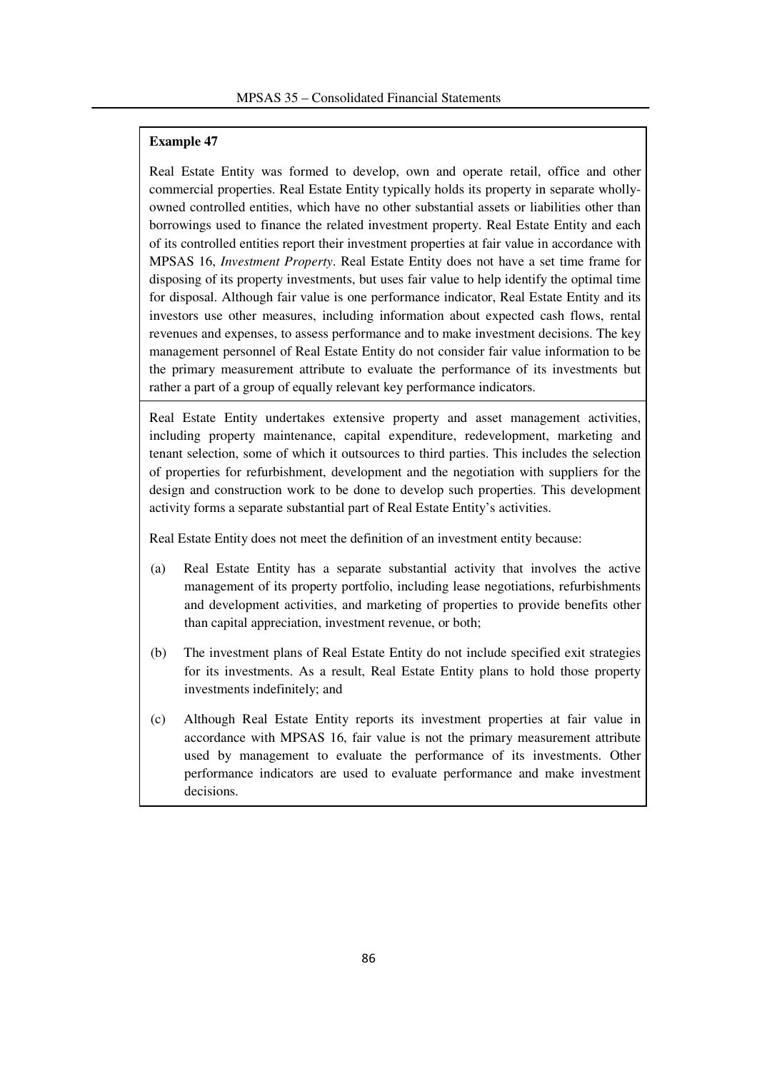**Example 47**

Real Estate Entity was formed to develop, own and operate retail, office and other commercial properties. Real Estate Entity typically holds its property in separate wholly-owned controlled entities, which have no other substantial assets or liabilities other than borrowings used to finance the related investment property. Real Estate Entity and each of its controlled entities report their investment properties at fair value in accordance with MPSAS 16, *Investment Property*. Real Estate Entity does not have a set time frame for disposing of its property investments, but uses fair value to help identify the optimal time for disposal. Although fair value is one performance indicator, Real Estate Entity and its investors use other measures, including information about expected cash flows, rental revenues and expenses, to assess performance and to make investment decisions. The key management personnel of Real Estate Entity do not consider fair value information to be the primary measurement attribute to evaluate the performance of its investments but rather a part of a group of equally relevant key performance indicators.

Real Estate Entity undertakes extensive property and asset management activities, including property maintenance, capital expenditure, redevelopment, marketing and tenant selection, some of which it outsources to third parties. This includes the selection of properties for refurbishment, development and the negotiation with suppliers for the design and construction work to be done to develop such properties. This development activity forms a separate substantial part of Real Estate Entity's activities.

Real Estate Entity does not meet the definition of an investment entity because:

(a) Real Estate Entity has a separate substantial activity that involves the active management of its property portfolio, including lease negotiations, refurbishments and development activities, and marketing of properties to provide benefits other than capital appreciation, investment revenue, or both;

(b) The investment plans of Real Estate Entity do not include specified exit strategies for its investments. As a result, Real Estate Entity plans to hold those property investments indefinitely; and

(c) Although Real Estate Entity reports its investment properties at fair value in accordance with MPSAS 16, fair value is not the primary measurement attribute used by management to evaluate the performance of its investments. Other performance indicators are used to evaluate performance and make investment decisions.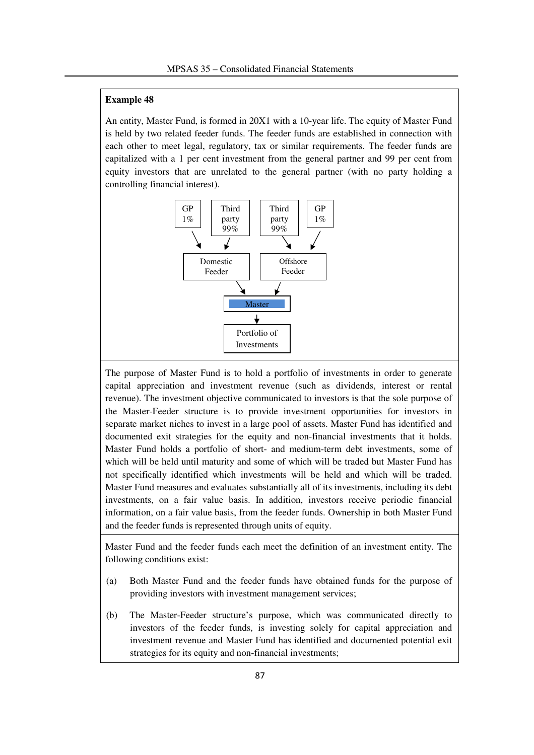**Example 48**

An entity, Master Fund, is formed in 20X1 with a 10-year life. The equity of Master Fund is held by two related feeder funds. The feeder funds are established in connection with each other to meet legal, regulatory, tax or similar requirements. The feeder funds are capitalized with a 1 per cent investment from the general partner and 99 per cent from equity investors that are unrelated to the general partner (with no party holding a controlling financial interest).

```
 GP      Third     Third     GP
 1%      party     party     1%
         99%       99%
   \      /          \      /
  Domestic          Offshore
   Feeder            Feeder
         \          /
           Master
             |
        Portfolio of
        Investments
```

The purpose of Master Fund is to hold a portfolio of investments in order to generate capital appreciation and investment revenue (such as dividends, interest or rental revenue). The investment objective communicated to investors is that the sole purpose of the Master-Feeder structure is to provide investment opportunities for investors in separate market niches to invest in a large pool of assets. Master Fund has identified and documented exit strategies for the equity and non-financial investments that it holds. Master Fund holds a portfolio of short- and medium-term debt investments, some of which will be held until maturity and some of which will be traded but Master Fund has not specifically identified which investments will be held and which will be traded. Master Fund measures and evaluates substantially all of its investments, including its debt investments, on a fair value basis. In addition, investors receive periodic financial information, on a fair value basis, from the feeder funds. Ownership in both Master Fund and the feeder funds is represented through units of equity.

Master Fund and the feeder funds each meet the definition of an investment entity. The following conditions exist:

(a) Both Master Fund and the feeder funds have obtained funds for the purpose of providing investors with investment management services;

(b) The Master-Feeder structure's purpose, which was communicated directly to investors of the feeder funds, is investing solely for capital appreciation and investment revenue and Master Fund has identified and documented potential exit strategies for its equity and non-financial investments;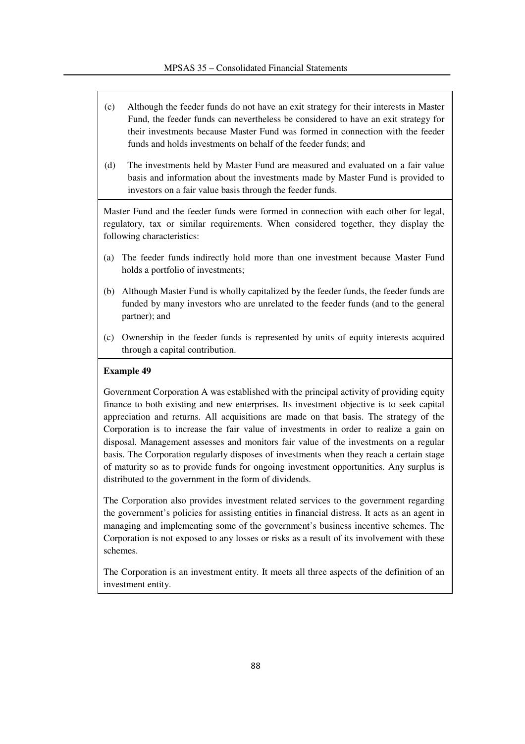(c) Although the feeder funds do not have an exit strategy for their interests in Master Fund, the feeder funds can nevertheless be considered to have an exit strategy for their investments because Master Fund was formed in connection with the feeder funds and holds investments on behalf of the feeder funds; and

(d) The investments held by Master Fund are measured and evaluated on a fair value basis and information about the investments made by Master Fund is provided to investors on a fair value basis through the feeder funds.

Master Fund and the feeder funds were formed in connection with each other for legal, regulatory, tax or similar requirements. When considered together, they display the following characteristics:

(a) The feeder funds indirectly hold more than one investment because Master Fund holds a portfolio of investments;

(b) Although Master Fund is wholly capitalized by the feeder funds, the feeder funds are funded by many investors who are unrelated to the feeder funds (and to the general partner); and

(c) Ownership in the feeder funds is represented by units of equity interests acquired through a capital contribution.

**Example 49**

Government Corporation A was established with the principal activity of providing equity finance to both existing and new enterprises. Its investment objective is to seek capital appreciation and returns. All acquisitions are made on that basis. The strategy of the Corporation is to increase the fair value of investments in order to realize a gain on disposal. Management assesses and monitors fair value of the investments on a regular basis. The Corporation regularly disposes of investments when they reach a certain stage of maturity so as to provide funds for ongoing investment opportunities. Any surplus is distributed to the government in the form of dividends.

The Corporation also provides investment related services to the government regarding the government's policies for assisting entities in financial distress. It acts as an agent in managing and implementing some of the government's business incentive schemes. The Corporation is not exposed to any losses or risks as a result of its involvement with these schemes.

The Corporation is an investment entity. It meets all three aspects of the definition of an investment entity.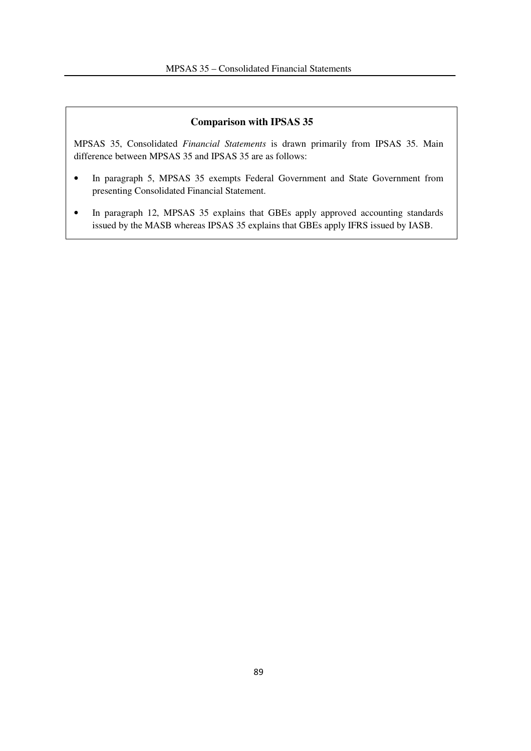## Comparison with IPSAS 35

MPSAS 35, Consolidated *Financial Statements* is drawn primarily from IPSAS 35. Main difference between MPSAS 35 and IPSAS 35 are as follows:

- In paragraph 5, MPSAS 35 exempts Federal Government and State Government from presenting Consolidated Financial Statement.
- In paragraph 12, MPSAS 35 explains that GBEs apply approved accounting standards issued by the MASB whereas IPSAS 35 explains that GBEs apply IFRS issued by IASB.